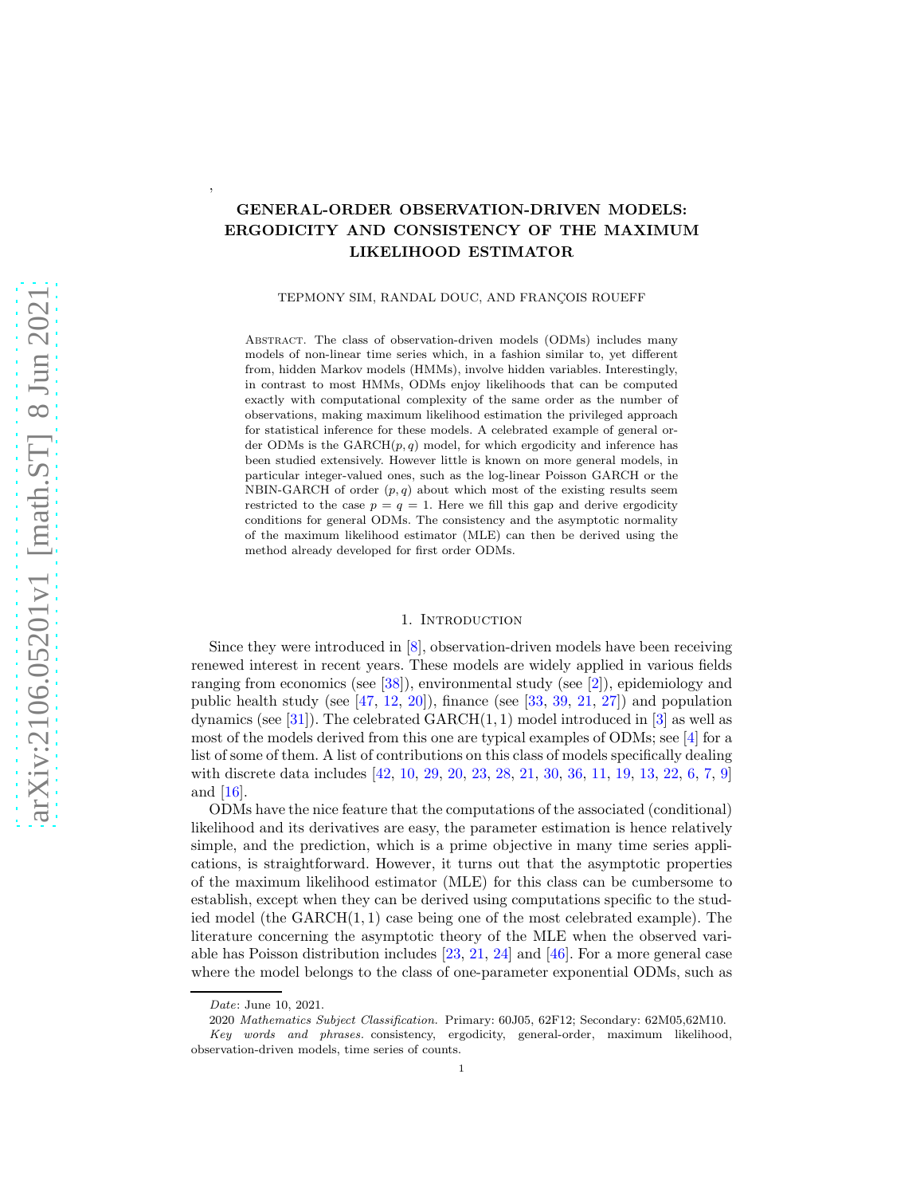,

# GENERAL-ORDER OBSERVATION-DRIVEN MODELS: ERGODICITY AND CONSISTENCY OF THE MAXIMUM LIKELIHOOD ESTIMATOR

TEPMONY SIM, RANDAL DOUC, AND FRANÇOIS ROUEFF

Abstract. The class of observation-driven models (ODMs) includes many models of non-linear time series which, in a fashion similar to, yet different from, hidden Markov models (HMMs), involve hidden variables. Interestingly, in contrast to most HMMs, ODMs enjoy likelihoods that can be computed exactly with computational complexity of the same order as the number of observations, making maximum likelihood estimation the privileged approach for statistical inference for these models. A celebrated example of general order ODMs is the GARCH$(p, q)$ model, for which ergodicity and inference has been studied extensively. However little is known on more general models, in particular integer-valued ones, such as the log-linear Poisson GARCH or the NBIN-GARCH of order $(p, q)$ about which most of the existing results seem restricted to the case $p = q = 1$. Here we fill this gap and derive ergodicity conditions for general ODMs. The consistency and the asymptotic normality of the maximum likelihood estimator (MLE) can then be derived using the method already developed for first order ODMs.

## 1. Introduction

Since they were introduced in [8], observation-driven models have been receiving renewed interest in recent years. These models are widely applied in various fields ranging from economics (see [38]), environmental study (see [2]), epidemiology and public health study (see [47, 12, 20]), finance (see [33, 39, 21, 27]) and population dynamics (see [31]). The celebrated GARCH$(1, 1)$ model introduced in [3] as well as most of the models derived from this one are typical examples of ODMs; see [4] for a list of some of them. A list of contributions on this class of models specifically dealing with discrete data includes [42, 10, 29, 20, 23, 28, 21, 30, 36, 11, 19, 13, 22, 6, 7, 9] and [16].

ODMs have the nice feature that the computations of the associated (conditional) likelihood and its derivatives are easy, the parameter estimation is hence relatively simple, and the prediction, which is a prime objective in many time series applications, is straightforward. However, it turns out that the asymptotic properties of the maximum likelihood estimator (MLE) for this class can be cumbersome to establish, except when they can be derived using computations specific to the studied model (the GARCH$(1, 1)$ case being one of the most celebrated example). The literature concerning the asymptotic theory of the MLE when the observed variable has Poisson distribution includes [23, 21, 24] and [46]. For a more general case where the model belongs to the class of one-parameter exponential ODMs, such as

*Date*: June 10, 2021.

2020 *Mathematics Subject Classification.* Primary: 60J05, 62F12; Secondary: 62M05,62M10.

*Key words and phrases.* consistency, ergodicity, general-order, maximum likelihood, observation-driven models, time series of counts.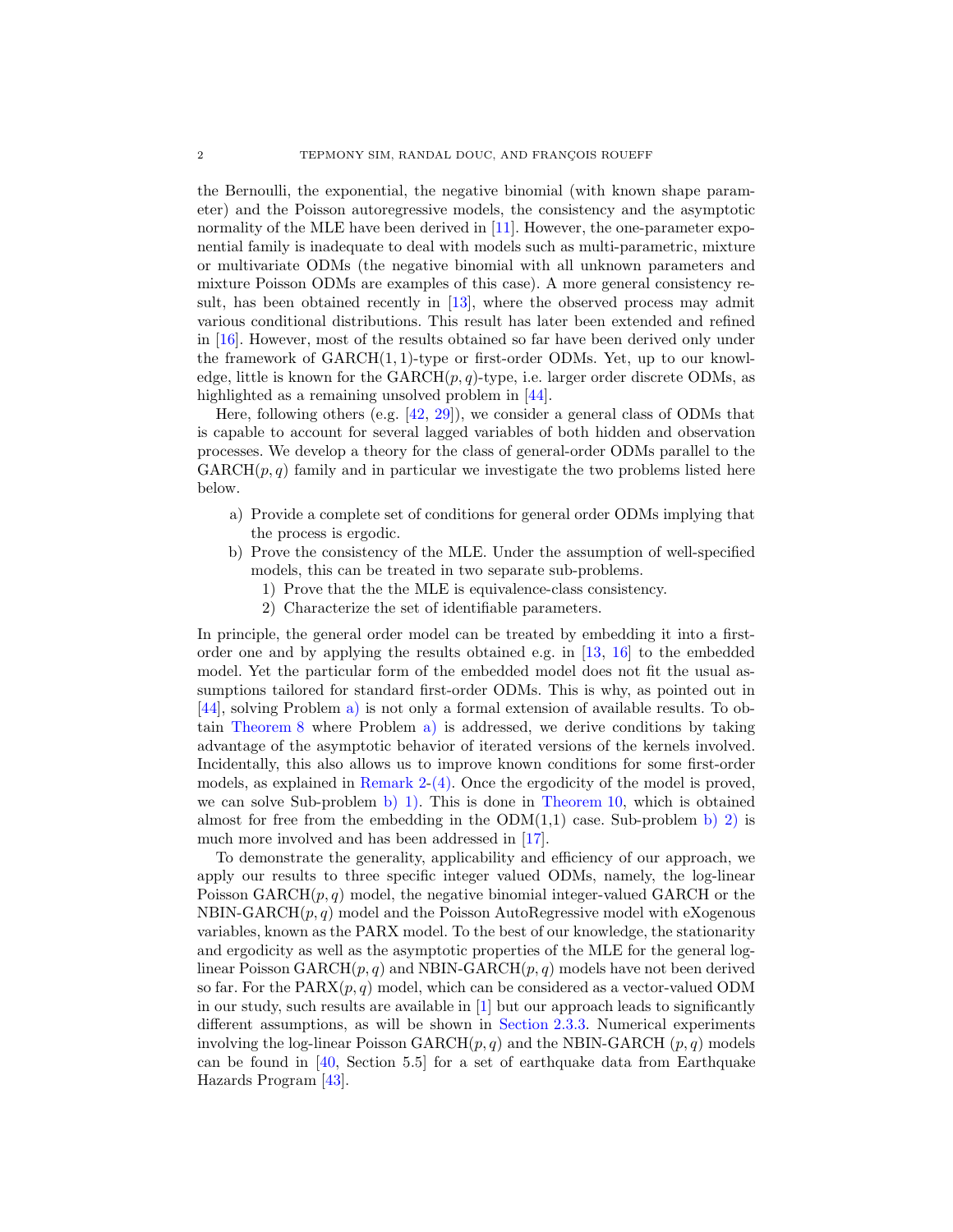the Bernoulli, the exponential, the negative binomial (with known shape parameter) and the Poisson autoregressive models, the consistency and the asymptotic normality of the MLE have been derived in [11]. However, the one-parameter exponential family is inadequate to deal with models such as multi-parametric, mixture or multivariate ODMs (the negative binomial with all unknown parameters and mixture Poisson ODMs are examples of this case). A more general consistency result, has been obtained recently in [13], where the observed process may admit various conditional distributions. This result has later been extended and refined in [16]. However, most of the results obtained so far have been derived only under the framework of GARCH$(1,1)$-type or first-order ODMs. Yet, up to our knowledge, little is known for the GARCH$(p,q)$-type, i.e. larger order discrete ODMs, as highlighted as a remaining unsolved problem in [44].

Here, following others (e.g. [42, 29]), we consider a general class of ODMs that is capable to account for several lagged variables of both hidden and observation processes. We develop a theory for the class of general-order ODMs parallel to the GARCH$(p,q)$ family and in particular we investigate the two problems listed here below.

a) Provide a complete set of conditions for general order ODMs implying that the process is ergodic.
b) Prove the consistency of the MLE. Under the assumption of well-specified models, this can be treated in two separate sub-problems.
   1) Prove that the the MLE is equivalence-class consistency.
   2) Characterize the set of identifiable parameters.

In principle, the general order model can be treated by embedding it into a first-order one and by applying the results obtained e.g. in [13, 16] to the embedded model. Yet the particular form of the embedded model does not fit the usual assumptions tailored for standard first-order ODMs. This is why, as pointed out in [44], solving Problem a) is not only a formal extension of available results. To obtain Theorem 8 where Problem a) is addressed, we derive conditions by taking advantage of the asymptotic behavior of iterated versions of the kernels involved. Incidentally, this also allows us to improve known conditions for some first-order models, as explained in Remark 2-(4). Once the ergodicity of the model is proved, we can solve Sub-problem b) 1). This is done in Theorem 10, which is obtained almost for free from the embedding in the ODM(1,1) case. Sub-problem b) 2) is much more involved and has been addressed in [17].

To demonstrate the generality, applicability and efficiency of our approach, we apply our results to three specific integer valued ODMs, namely, the log-linear Poisson GARCH$(p,q)$ model, the negative binomial integer-valued GARCH or the NBIN-GARCH$(p,q)$ model and the Poisson AutoRegressive model with eXogenous variables, known as the PARX model. To the best of our knowledge, the stationarity and ergodicity as well as the asymptotic properties of the MLE for the general log-linear Poisson GARCH$(p,q)$ and NBIN-GARCH$(p,q)$ models have not been derived so far. For the PARX$(p,q)$ model, which can be considered as a vector-valued ODM in our study, such results are available in [1] but our approach leads to significantly different assumptions, as will be shown in Section 2.3.3. Numerical experiments involving the log-linear Poisson GARCH$(p,q)$ and the NBIN-GARCH $(p,q)$ models can be found in [40, Section 5.5] for a set of earthquake data from Earthquake Hazards Program [43].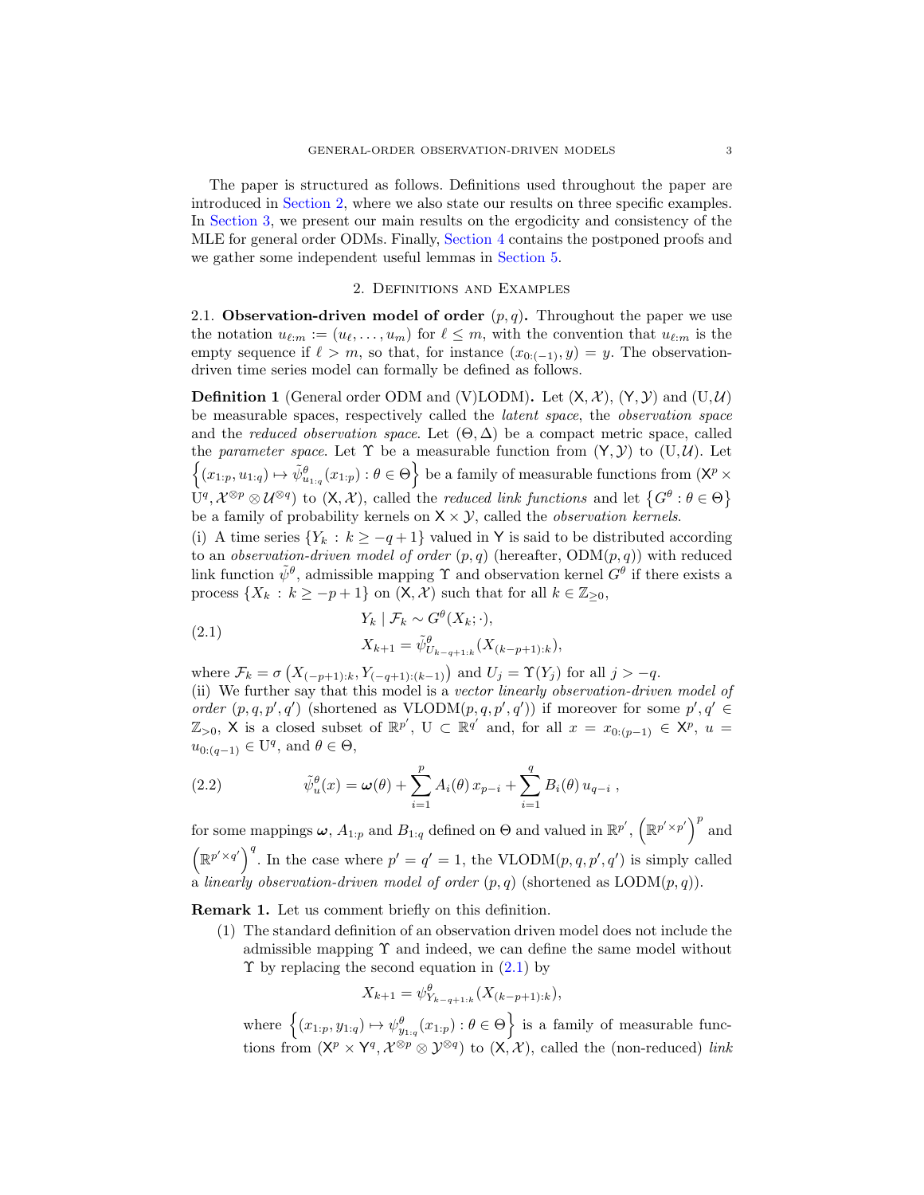The paper is structured as follows. Definitions used throughout the paper are introduced in Section 2, where we also state our results on three specific examples. In Section 3, we present our main results on the ergodicity and consistency of the MLE for general order ODMs. Finally, Section 4 contains the postponed proofs and we gather some independent useful lemmas in Section 5.

## 2. Definitions and Examples

**2.1. Observation-driven model of order $(p, q)$.** Throughout the paper we use the notation $u_{\ell:m} := (u_\ell, \ldots, u_m)$ for $\ell \leq m$, with the convention that $u_{\ell:m}$ is the empty sequence if $\ell > m$, so that, for instance $(x_{0:(-1)}, y) = y$. The observation-driven time series model can formally be defined as follows.

**Definition 1** (General order ODM and (V)LODM)**.** Let $(\mathsf{X}, \mathcal{X})$, $(\mathsf{Y}, \mathcal{Y})$ and $(\mathrm{U}, \mathcal{U})$ be measurable spaces, respectively called the *latent space*, the *observation space* and the *reduced observation space*. Let $(\Theta, \Delta)$ be a compact metric space, called the *parameter space*. Let $\Upsilon$ be a measurable function from $(\mathsf{Y}, \mathcal{Y})$ to $(\mathrm{U}, \mathcal{U})$. Let $\left\{(x_{1:p}, u_{1:q}) \mapsto \tilde{\psi}^\theta_{u_{1:q}}(x_{1:p}) : \theta \in \Theta\right\}$ be a family of measurable functions from $(\mathsf{X}^p \times \mathrm{U}^q, \mathcal{X}^{\otimes p} \otimes \mathcal{U}^{\otimes q})$ to $(\mathsf{X}, \mathcal{X})$, called the *reduced link functions* and let $\left\{G^\theta : \theta \in \Theta\right\}$ be a family of probability kernels on $\mathsf{X} \times \mathcal{Y}$, called the *observation kernels*.

(i) A time series $\{Y_k : k \geq -q+1\}$ valued in $\mathsf{Y}$ is said to be distributed according to an *observation-driven model of order* $(p, q)$ (hereafter, $\mathrm{ODM}(p, q)$) with reduced link function $\tilde{\psi}^\theta$, admissible mapping $\Upsilon$ and observation kernel $G^\theta$ if there exists a process $\{X_k : k \geq -p+1\}$ on $(\mathsf{X}, \mathcal{X})$ such that for all $k \in \mathbb{Z}_{\geq 0}$,

$$
\begin{aligned}
&Y_k \mid \mathcal{F}_k \sim G^\theta(X_k; \cdot), \\
&X_{k+1} = \tilde{\psi}^\theta_{U_{k-q+1:k}}(X_{(k-p+1):k}),
\end{aligned}
\tag{2.1}
$$

where $\mathcal{F}_k = \sigma\left(X_{(-p+1):k}, Y_{(-q+1):(k-1)}\right)$ and $U_j = \Upsilon(Y_j)$ for all $j > -q$.

(ii) We further say that this model is a *vector linearly observation-driven model of order* $(p, q, p', q')$ (shortened as $\mathrm{VLODM}(p, q, p', q')$) if moreover for some $p', q' \in \mathbb{Z}_{>0}$, $\mathsf{X}$ is a closed subset of $\mathbb{R}^{p'}$, $\mathrm{U} \subset \mathbb{R}^{q'}$ and, for all $x = x_{0:(p-1)} \in \mathsf{X}^p$, $u = u_{0:(q-1)} \in \mathrm{U}^q$, and $\theta \in \Theta$,

$$
\tilde{\psi}^\theta_u(x) = \boldsymbol{\omega}(\theta) + \sum_{i=1}^{p} A_i(\theta)\, x_{p-i} + \sum_{i=1}^{q} B_i(\theta)\, u_{q-i}\ ,
\tag{2.2}
$$

for some mappings $\boldsymbol{\omega}$, $A_{1:p}$ and $B_{1:q}$ defined on $\Theta$ and valued in $\mathbb{R}^{p'}$, $\left(\mathbb{R}^{p' \times p'}\right)^p$ and $\left(\mathbb{R}^{p' \times q'}\right)^q$. In the case where $p' = q' = 1$, the $\mathrm{VLODM}(p, q, p', q')$ is simply called a *linearly observation-driven model of order* $(p, q)$ (shortened as $\mathrm{LODM}(p, q)$).

**Remark 1.** Let us comment briefly on this definition.

(1) The standard definition of an observation driven model does not include the admissible mapping $\Upsilon$ and indeed, we can define the same model without $\Upsilon$ by replacing the second equation in (2.1) by

$$
X_{k+1} = \psi^\theta_{Y_{k-q+1:k}}(X_{(k-p+1):k}),
$$

where $\left\{(x_{1:p}, y_{1:q}) \mapsto \psi^\theta_{y_{1:q}}(x_{1:p}) : \theta \in \Theta\right\}$ is a family of measurable functions from $(\mathsf{X}^p \times \mathsf{Y}^q, \mathcal{X}^{\otimes p} \otimes \mathcal{Y}^{\otimes q})$ to $(\mathsf{X}, \mathcal{X})$, called the (non-reduced) *link*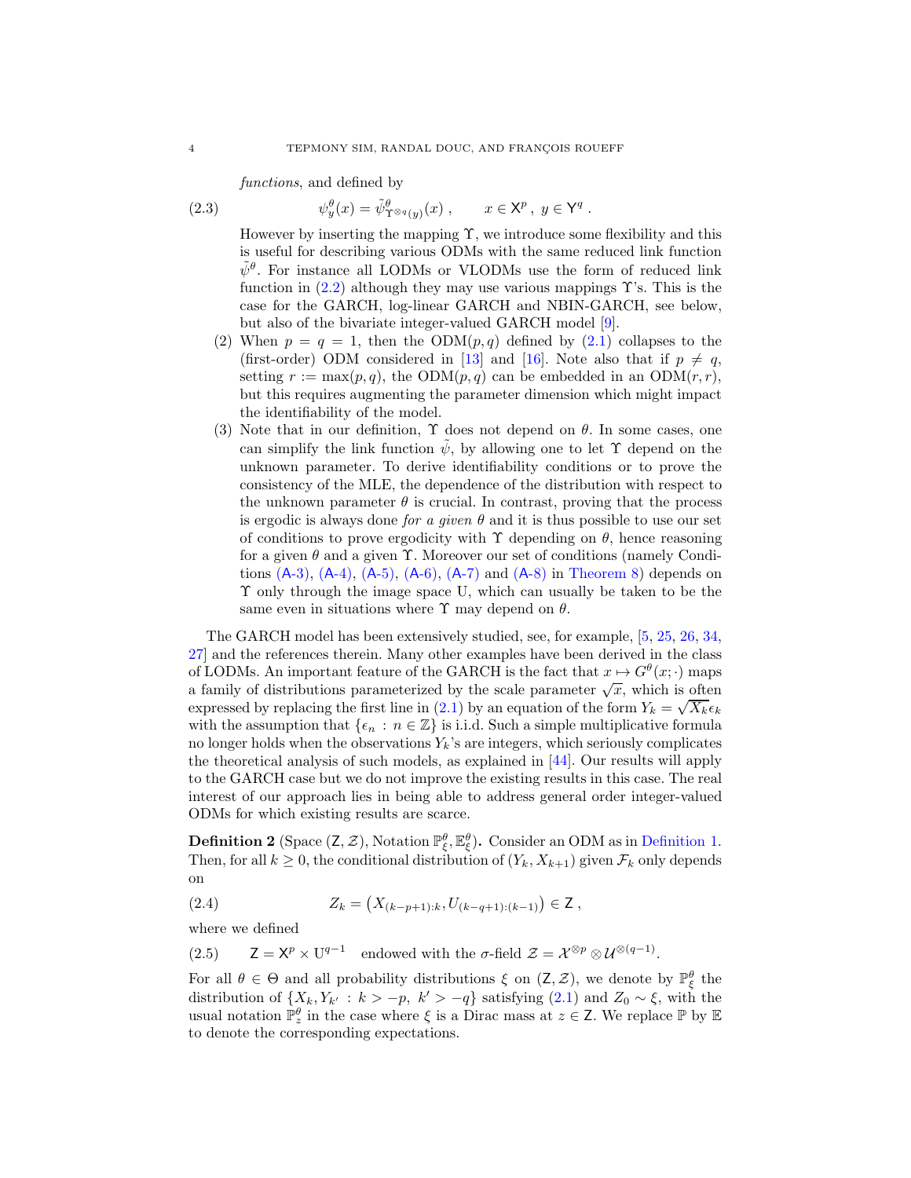*functions*, and defined by

$$\psi^\theta_y(x) = \tilde\psi^\theta_{\Upsilon^{\otimes q}(y)}(x)\;, \qquad x \in \mathsf{X}^p\;,\; y \in \mathsf{Y}^q\;. \tag{2.3}$$

However by inserting the mapping $\Upsilon$, we introduce some flexibility and this is useful for describing various ODMs with the same reduced link function $\tilde\psi^\theta$. For instance all LODMs or VLODMs use the form of reduced link function in (2.2) although they may use various mappings $\Upsilon$'s. This is the case for the GARCH, log-linear GARCH and NBIN-GARCH, see below, but also of the bivariate integer-valued GARCH model [9].

(2) When $p = q = 1$, then the ODM$(p, q)$ defined by (2.1) collapses to the (first-order) ODM considered in [13] and [16]. Note also that if $p \neq q$, setting $r := \max(p, q)$, the ODM$(p, q)$ can be embedded in an ODM$(r, r)$, but this requires augmenting the parameter dimension which might impact the identifiability of the model.

(3) Note that in our definition, $\Upsilon$ does not depend on $\theta$. In some cases, one can simplify the link function $\tilde\psi$, by allowing one to let $\Upsilon$ depend on the unknown parameter. To derive identifiability conditions or to prove the consistency of the MLE, the dependence of the distribution with respect to the unknown parameter $\theta$ is crucial. In contrast, proving that the process is ergodic is always done *for a given* $\theta$ and it is thus possible to use our set of conditions to prove ergodicity with $\Upsilon$ depending on $\theta$, hence reasoning for a given $\theta$ and a given $\Upsilon$. Moreover our set of conditions (namely Conditions (A-3), (A-4), (A-5), (A-6), (A-7) and (A-8) in Theorem 8) depends on $\Upsilon$ only through the image space U, which can usually be taken to be the same even in situations where $\Upsilon$ may depend on $\theta$.

The GARCH model has been extensively studied, see, for example, [5, 25, 26, 34, 27] and the references therein. Many other examples have been derived in the class of LODMs. An important feature of the GARCH is the fact that $x \mapsto G^\theta(x; \cdot)$ maps a family of distributions parameterized by the scale parameter $\sqrt{x}$, which is often expressed by replacing the first line in (2.1) by an equation of the form $Y_k = \sqrt{X_k}\epsilon_k$ with the assumption that $\{\epsilon_n : n \in \mathbb{Z}\}$ is i.i.d. Such a simple multiplicative formula no longer holds when the observations $Y_k$'s are integers, which seriously complicates the theoretical analysis of such models, as explained in [44]. Our results will apply to the GARCH case but we do not improve the existing results in this case. The real interest of our approach lies in being able to address general order integer-valued ODMs for which existing results are scarce.

**Definition 2** (Space $(\mathsf{Z}, \mathcal{Z})$, Notation $\mathbb{P}^\theta_\xi, \mathbb{E}^\theta_\xi$)**.** Consider an ODM as in Definition 1. Then, for all $k \geq 0$, the conditional distribution of $(Y_k, X_{k+1})$ given $\mathcal{F}_k$ only depends on

$$Z_k = \left(X_{(k-p+1):k}, U_{(k-q+1):(k-1)}\right) \in \mathsf{Z}\;, \tag{2.4}$$

where we defined

$$\mathsf{Z} = \mathsf{X}^p \times \mathrm{U}^{q-1} \quad \text{endowed with the } \sigma\text{-field } \mathcal{Z} = \mathcal{X}^{\otimes p} \otimes \mathcal{U}^{\otimes(q-1)}. \tag{2.5}$$

For all $\theta \in \Theta$ and all probability distributions $\xi$ on $(\mathsf{Z}, \mathcal{Z})$, we denote by $\mathbb{P}^\theta_\xi$ the distribution of $\{X_k, Y_{k'} : k > -p,\ k' > -q\}$ satisfying (2.1) and $Z_0 \sim \xi$, with the usual notation $\mathbb{P}^\theta_z$ in the case where $\xi$ is a Dirac mass at $z \in \mathsf{Z}$. We replace $\mathbb{P}$ by $\mathbb{E}$ to denote the corresponding expectations.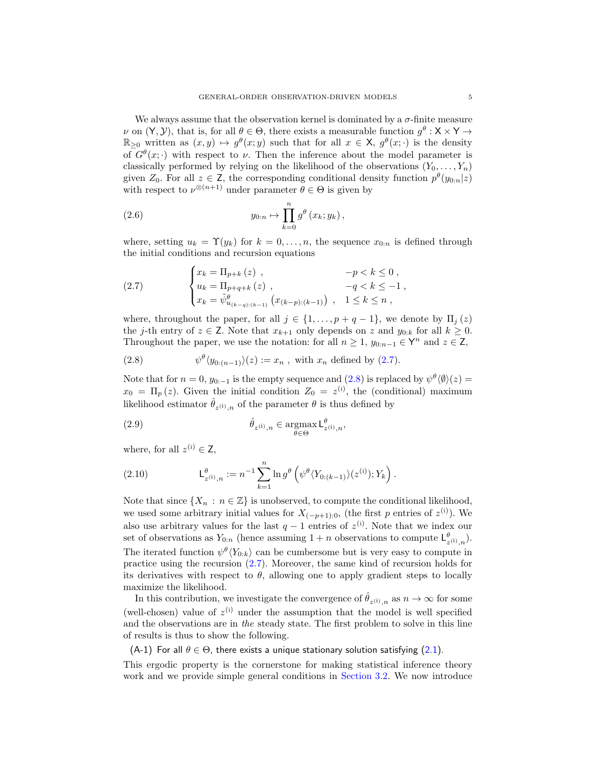We always assume that the observation kernel is dominated by a $\sigma$-finite measure $\nu$ on $(\mathsf{Y}, \mathcal{Y})$, that is, for all $\theta \in \Theta$, there exists a measurable function $g^\theta : \mathsf{X} \times \mathsf{Y} \to \mathbb{R}_{\geq 0}$ written as $(x, y) \mapsto g^\theta(x; y)$ such that for all $x \in \mathsf{X}$, $g^\theta(x; \cdot)$ is the density of $G^\theta(x; \cdot)$ with respect to $\nu$. Then the inference about the model parameter is classically performed by relying on the likelihood of the observations $(Y_0, \ldots, Y_n)$ given $Z_0$. For all $z \in \mathsf{Z}$, the corresponding conditional density function $p^\theta(y_{0:n}|z)$ with respect to $\nu^{\otimes(n+1)}$ under parameter $\theta \in \Theta$ is given by

$$
y_{0:n} \mapsto \prod_{k=0}^{n} g^\theta\left(x_k; y_k\right), \tag{2.6}
$$

where, setting $u_k = \Upsilon(y_k)$ for $k = 0, \ldots, n$, the sequence $x_{0:n}$ is defined through the initial conditions and recursion equations

$$
\begin{cases}
x_k = \Pi_{p+k}\left(z\right), & -p < k \leq 0, \\
u_k = \Pi_{p+q+k}\left(z\right), & -q < k \leq -1, \\
x_k = \tilde{\psi}^\theta_{u_{(k-q):(k-1)}}\left(x_{(k-p):(k-1)}\right), & 1 \leq k \leq n,
\end{cases} \tag{2.7}
$$

where, throughout the paper, for all $j \in \{1, \ldots, p+q-1\}$, we denote by $\Pi_j\left(z\right)$ the $j$-th entry of $z \in \mathsf{Z}$. Note that $x_{k+1}$ only depends on $z$ and $y_{0:k}$ for all $k \geq 0$. Throughout the paper, we use the notation: for all $n \geq 1$, $y_{0:n-1} \in \mathsf{Y}^n$ and $z \in \mathsf{Z}$,

$$
\psi^\theta\langle y_{0:(n-1)}\rangle(z) := x_n, \text{ with } x_n \text{ defined by (2.7).} \tag{2.8}
$$

Note that for $n = 0$, $y_{0:-1}$ is the empty sequence and (2.8) is replaced by $\psi^\theta\langle\emptyset\rangle(z) = x_0 = \Pi_p\left(z\right)$. Given the initial condition $Z_0 = z^{(\mathrm{i})}$, the (conditional) maximum likelihood estimator $\hat{\theta}_{z^{(\mathrm{i})},n}$ of the parameter $\theta$ is thus defined by

$$
\hat{\theta}_{z^{(\mathrm{i})},n} \in \underset{\theta \in \Theta}{\operatorname{argmax}} \, \mathsf{L}^\theta_{z^{(\mathrm{i})},n}, \tag{2.9}
$$

where, for all $z^{(\mathrm{i})} \in \mathsf{Z}$,

$$
\mathsf{L}^\theta_{z^{(\mathrm{i})},n} := n^{-1} \sum_{k=1}^{n} \ln g^\theta\left(\psi^\theta\langle Y_{0:(k-1)}\rangle(z^{(\mathrm{i})}); Y_k\right). \tag{2.10}
$$

Note that since $\{X_n : n \in \mathbb{Z}\}$ is unobserved, to compute the conditional likelihood, we used some arbitrary initial values for $X_{(-p+1):0}$, (the first $p$ entries of $z^{(\mathrm{i})}$). We also use arbitrary values for the last $q-1$ entries of $z^{(\mathrm{i})}$. Note that we index our set of observations as $Y_{0:n}$ (hence assuming $1+n$ observations to compute $\mathsf{L}^\theta_{z^{(\mathrm{i})},n}$). The iterated function $\psi^\theta\langle Y_{0:k}\rangle$ can be cumbersome but is very easy to compute in practice using the recursion (2.7). Moreover, the same kind of recursion holds for its derivatives with respect to $\theta$, allowing one to apply gradient steps to locally maximize the likelihood.

In this contribution, we investigate the convergence of $\hat{\theta}_{z^{(\mathrm{i})},n}$ as $n \to \infty$ for some (well-chosen) value of $z^{(\mathrm{i})}$ under the assumption that the model is well specified and the observations are in *the* steady state. The first problem to solve in this line of results is thus to show the following.

(A-1) For all $\theta \in \Theta$, there exists a unique stationary solution satisfying (2.1).

This ergodic property is the cornerstone for making statistical inference theory work and we provide simple general conditions in Section 3.2. We now introduce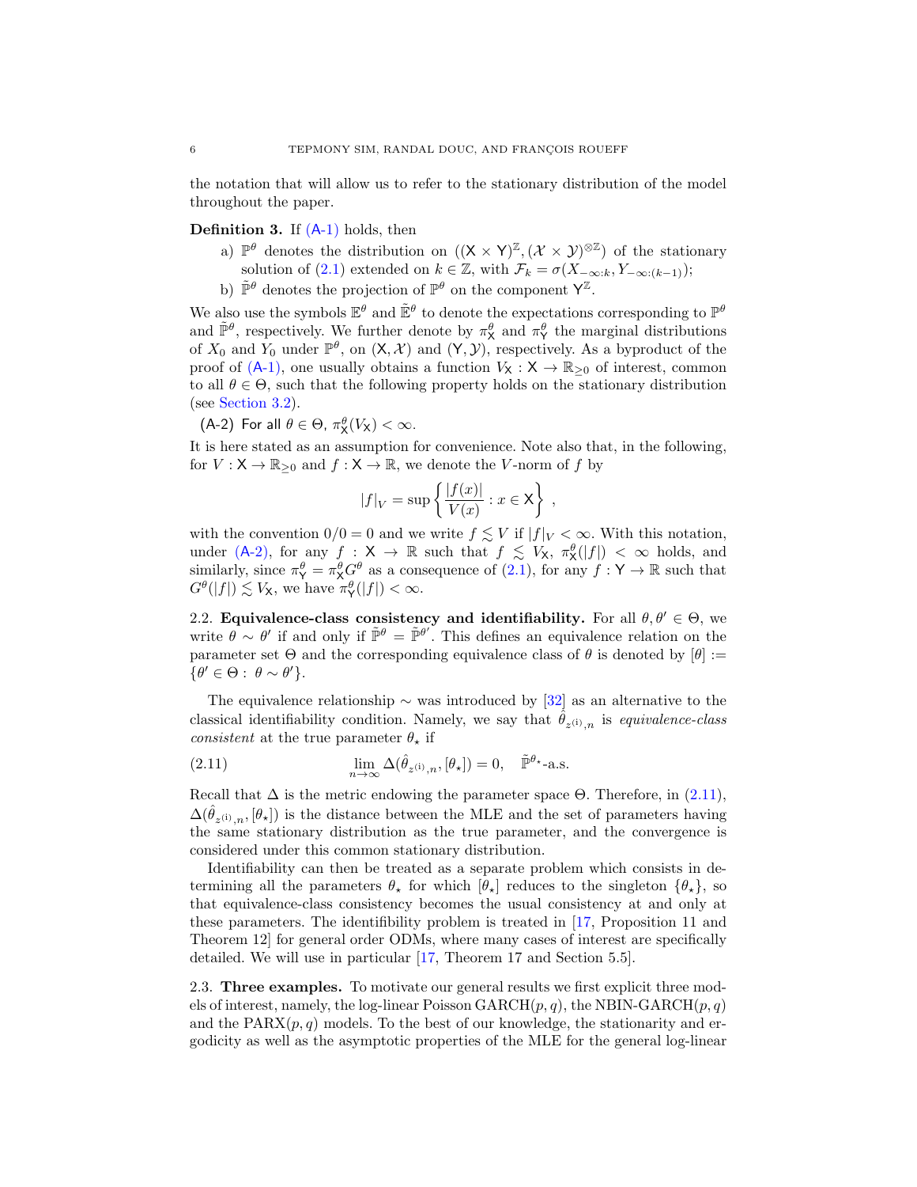the notation that will allow us to refer to the stationary distribution of the model throughout the paper.

**Definition 3.** If (A-1) holds, then

a) $\mathbb{P}^\theta$ denotes the distribution on $((\mathsf{X} \times \mathsf{Y})^{\mathbb{Z}}, (\mathcal{X} \times \mathcal{Y})^{\otimes \mathbb{Z}})$ of the stationary solution of (2.1) extended on $k \in \mathbb{Z}$, with $\mathcal{F}_k = \sigma(X_{-\infty:k}, Y_{-\infty:(k-1)})$;

b) $\tilde{\mathbb{P}}^\theta$ denotes the projection of $\mathbb{P}^\theta$ on the component $\mathsf{Y}^{\mathbb{Z}}$.

We also use the symbols $\mathbb{E}^\theta$ and $\tilde{\mathbb{E}}^\theta$ to denote the expectations corresponding to $\mathbb{P}^\theta$ and $\tilde{\mathbb{P}}^\theta$, respectively. We further denote by $\pi^\theta_{\mathsf{X}}$ and $\pi^\theta_{\mathsf{Y}}$ the marginal distributions of $X_0$ and $Y_0$ under $\mathbb{P}^\theta$, on $(\mathsf{X}, \mathcal{X})$ and $(\mathsf{Y}, \mathcal{Y})$, respectively. As a byproduct of the proof of (A-1), one usually obtains a function $V_{\mathsf{X}} : \mathsf{X} \to \mathbb{R}_{\geq 0}$ of interest, common to all $\theta \in \Theta$, such that the following property holds on the stationary distribution (see Section 3.2).

(A-2) For all $\theta \in \Theta$, $\pi^\theta_{\mathsf{X}}(V_{\mathsf{X}}) < \infty$.

It is here stated as an assumption for convenience. Note also that, in the following, for $V : \mathsf{X} \to \mathbb{R}_{\geq 0}$ and $f : \mathsf{X} \to \mathbb{R}$, we denote the $V$-norm of $f$ by

$$
|f|_V = \sup \left\{ \frac{|f(x)|}{V(x)} : x \in \mathsf{X} \right\} ,
$$

with the convention $0/0 = 0$ and we write $f \lesssim V$ if $|f|_V < \infty$. With this notation, under (A-2), for any $f : \mathsf{X} \to \mathbb{R}$ such that $f \lesssim V_{\mathsf{X}}$, $\pi^\theta_{\mathsf{X}}(|f|) < \infty$ holds, and similarly, since $\pi^\theta_{\mathsf{Y}} = \pi^\theta_{\mathsf{X}} G^\theta$ as a consequence of (2.1), for any $f : \mathsf{Y} \to \mathbb{R}$ such that $G^\theta(|f|) \lesssim V_{\mathsf{X}}$, we have $\pi^\theta_{\mathsf{Y}}(|f|) < \infty$.

## 2.2. Equivalence-class consistency and identifiability.

For all $\theta, \theta' \in \Theta$, we write $\theta \sim \theta'$ if and only if $\tilde{\mathbb{P}}^\theta = \tilde{\mathbb{P}}^{\theta'}$. This defines an equivalence relation on the parameter set $\Theta$ and the corresponding equivalence class of $\theta$ is denoted by $[\theta] := \{\theta' \in \Theta : \theta \sim \theta'\}$.

The equivalence relationship $\sim$ was introduced by [32] as an alternative to the classical identifiability condition. Namely, we say that $\hat{\theta}_{z^{(i)},n}$ is *equivalence-class consistent* at the true parameter $\theta_\star$ if

$$
\lim_{n\to\infty} \Delta(\hat{\theta}_{z^{(i)},n}, [\theta_\star]) = 0, \quad \tilde{\mathbb{P}}^{\theta_\star}\text{-a.s.} \tag{2.11}
$$

Recall that $\Delta$ is the metric endowing the parameter space $\Theta$. Therefore, in (2.11), $\Delta(\hat{\theta}_{z^{(i)},n}, [\theta_\star])$ is the distance between the MLE and the set of parameters having the same stationary distribution as the true parameter, and the convergence is considered under this common stationary distribution.

Identifiability can then be treated as a separate problem which consists in determining all the parameters $\theta_\star$ for which $[\theta_\star]$ reduces to the singleton $\{\theta_\star\}$, so that equivalence-class consistency becomes the usual consistency at and only at these parameters. The identifiability problem is treated in [17, Proposition 11 and Theorem 12] for general order ODMs, where many cases of interest are specifically detailed. We will use in particular [17, Theorem 17 and Section 5.5].

## 2.3. Three examples.

To motivate our general results we first explicit three models of interest, namely, the log-linear Poisson GARCH$(p, q)$, the NBIN-GARCH$(p, q)$ and the PARX$(p, q)$ models. To the best of our knowledge, the stationarity and ergodicity as well as the asymptotic properties of the MLE for the general log-linear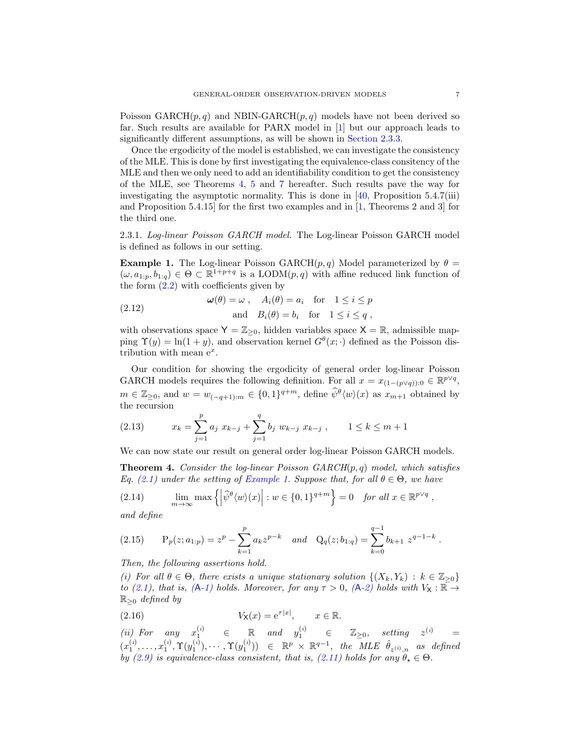Poisson GARCH$(p,q)$ and NBIN-GARCH$(p,q)$ models have not been derived so far. Such results are available for PARX model in [1] but our approach leads to significantly different assumptions, as will be shown in Section 2.3.3.

Once the ergodicity of the model is established, we can investigate the consistency of the MLE. This is done by first investigating the equivalence-class consitency of the MLE and then we only need to add an identifiability condition to get the consistency of the MLE, see Theorems 4, 5 and 7 hereafter. Such results pave the way for investigating the asymptotic normality. This is done in [40, Proposition 5.4.7(iii) and Proposition 5.4.15] for the first two examples and in [1, Theorems 2 and 3] for the third one.

2.3.1. *Log-linear Poisson GARCH model.* The Log-linear Poisson GARCH model is defined as follows in our setting.

**Example 1.** The Log-linear Poisson GARCH$(p,q)$ Model parameterized by $\theta = (\omega, a_{1:p}, b_{1:q}) \in \Theta \subset \mathbb{R}^{1+p+q}$ is a LODM$(p,q)$ with affine reduced link function of the form (2.2) with coefficients given by

$$
\boldsymbol{\omega}(\theta) = \omega \;, \quad A_i(\theta) = a_i \quad \text{for} \quad 1 \leq i \leq p \qquad \text{and} \quad B_i(\theta) = b_i \quad \text{for} \quad 1 \leq i \leq q \;, \tag{2.12}
$$

with observations space $\mathsf{Y} = \mathbb{Z}_{\geq 0}$, hidden variables space $\mathsf{X} = \mathbb{R}$, admissible mapping $\Upsilon(y) = \ln(1+y)$, and observation kernel $G^\theta(x;\cdot)$ defined as the Poisson distribution with mean $\mathrm{e}^x$.

Our condition for showing the ergodicity of general order log-linear Poisson GARCH models requires the following definition. For all $x = x_{(1-(p\vee q)):0} \in \mathbb{R}^{p \vee q}$, $m \in \mathbb{Z}_{\geq 0}$, and $w = w_{(-q+1):m} \in \{0,1\}^{q+m}$, define $\widehat{\psi}^\theta\langle w \rangle(x)$ as $x_{m+1}$ obtained by the recursion

$$
x_k = \sum_{j=1}^{p} a_j \; x_{k-j} + \sum_{j=1}^{q} b_j \; w_{k-j} \; x_{k-j} \;, \qquad 1 \leq k \leq m+1 \tag{2.13}
$$

We can now state our result on general order log-linear Poisson GARCH models.

**Theorem 4.** *Consider the log-linear Poisson GARCH$(p,q)$ model, which satisfies Eq. (2.1) under the setting of Example 1. Suppose that, for all $\theta \in \Theta$, we have*

$$
\lim_{m \to \infty} \max \left\{ \left| \widehat{\psi}^\theta\langle w \rangle(x) \right| : w \in \{0,1\}^{q+m} \right\} = 0 \quad \text{for all } x \in \mathbb{R}^{p \vee q} \;, \tag{2.14}
$$

*and define*

$$
\mathrm{P}_p(z; a_{1:p}) = z^p - \sum_{k=1}^{p} a_k z^{p-k} \quad \text{and} \quad \mathrm{Q}_q(z; b_{1:q}) = \sum_{k=0}^{q-1} b_{k+1} \; z^{q-1-k} \;. \tag{2.15}
$$

*Then, the following assertions hold.*

*(i) For all $\theta \in \Theta$, there exists a unique stationary solution $\{(X_k, Y_k) : k \in \mathbb{Z}_{\geq 0}\}$ to (2.1), that is, (A-1) holds. Moreover, for any $\tau > 0$, (A-2) holds with $V_\mathsf{X} : \mathbb{R} \to \mathbb{R}_{\geq 0}$ defined by*

$$
V_\mathsf{X}(x) = \mathrm{e}^{\tau |x|}, \qquad x \in \mathbb{R}. \tag{2.16}
$$

*(ii) For any $x_1^{(i)} \in \mathbb{R}$ and $y_1^{(i)} \in \mathbb{Z}_{\geq 0}$, setting $z^{(i)} = (x_1^{(i)}, \ldots, x_1^{(i)}, \Upsilon(y_1^{(i)}), \cdots, \Upsilon(y_1^{(i)})) \in \mathbb{R}^p \times \mathbb{R}^{q-1}$, the MLE $\hat{\theta}_{z^{(i)},n}$ as defined by (2.9) is equivalence-class consistent, that is, (2.11) holds for any $\theta_\star \in \Theta$.*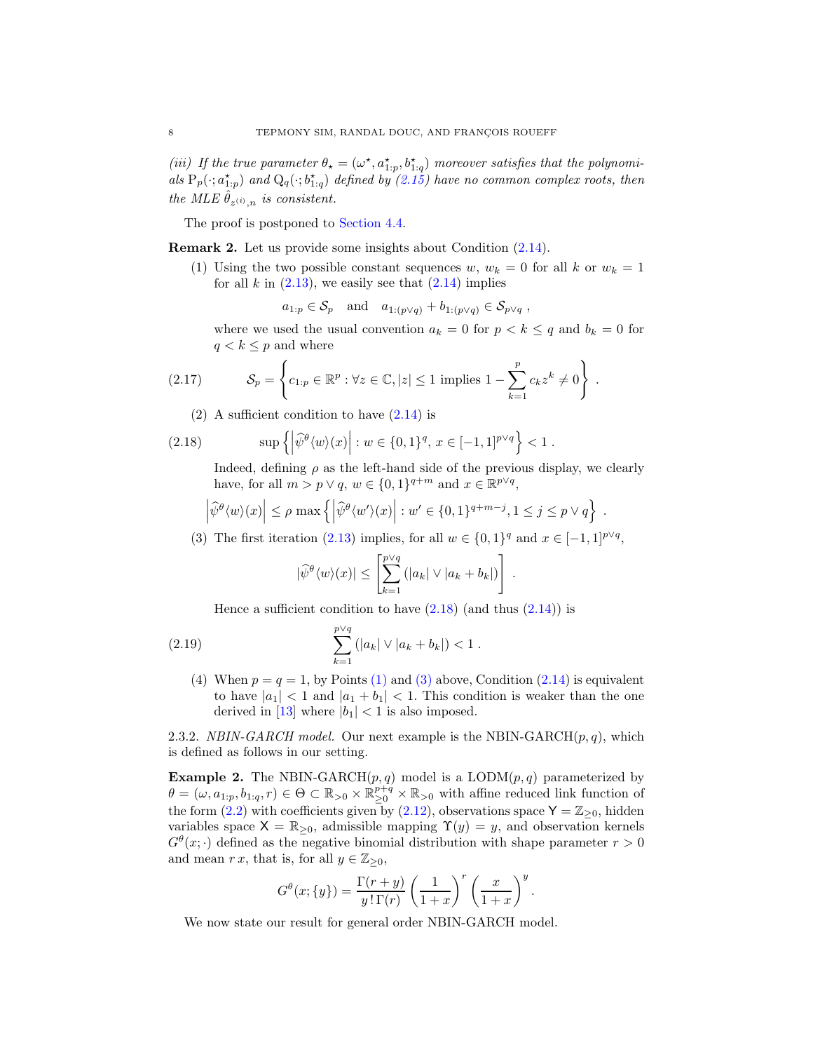*(iii) If the true parameter $\theta_\star = (\omega^\star, a^\star_{1:p}, b^\star_{1:q})$ moreover satisfies that the polynomials $\mathrm{P}_p(\cdot; a^\star_{1:p})$ and $\mathrm{Q}_q(\cdot; b^\star_{1:q})$ defined by (2.15) have no common complex roots, then the MLE $\hat\theta_{z^{(\mathrm{i})},n}$ is consistent.*

The proof is postponed to Section 4.4.

**Remark 2.** Let us provide some insights about Condition (2.14).

(1) Using the two possible constant sequences $w$, $w_k = 0$ for all $k$ or $w_k = 1$ for all $k$ in (2.13), we easily see that (2.14) implies

$$a_{1:p} \in \mathcal{S}_p \quad \text{and} \quad a_{1:(p\vee q)} + b_{1:(p\vee q)} \in \mathcal{S}_{p\vee q} \;,$$

where we used the usual convention $a_k = 0$ for $p < k \le q$ and $b_k = 0$ for $q < k \le p$ and where

$$\mathcal{S}_p = \left\{ c_{1:p} \in \mathbb{R}^p : \forall z \in \mathbb{C}, |z| \le 1 \text{ implies } 1 - \sum_{k=1}^{p} c_k z^k \neq 0 \right\} . \tag{2.17}$$

(2) A sufficient condition to have (2.14) is

$$\sup \left\{ \left| \widehat{\psi}^\theta\langle w\rangle(x) \right| : w \in \{0,1\}^q,\ x \in [-1,1]^{p\vee q} \right\} < 1 \, . \tag{2.18}$$

Indeed, defining $\rho$ as the left-hand side of the previous display, we clearly have, for all $m > p \vee q$, $w \in \{0,1\}^{q+m}$ and $x \in \mathbb{R}^{p\vee q}$,

$$\left| \widehat{\psi}^\theta\langle w\rangle(x) \right| \le \rho \max \left\{ \left| \widehat{\psi}^\theta\langle w'\rangle(x) \right| : w' \in \{0,1\}^{q+m-j}, 1 \le j \le p \vee q \right\} \, .$$

(3) The first iteration (2.13) implies, for all $w \in \{0,1\}^q$ and $x \in [-1,1]^{p\vee q}$,

$$|\widehat{\psi}^\theta\langle w\rangle(x)| \le \left[ \sum_{k=1}^{p\vee q} (|a_k| \vee |a_k + b_k|) \right] \, .$$

Hence a sufficient condition to have (2.18) (and thus (2.14)) is

$$\sum_{k=1}^{p\vee q} (|a_k| \vee |a_k + b_k|) < 1 \, . \tag{2.19}$$

(4) When $p = q = 1$, by Points (1) and (3) above, Condition (2.14) is equivalent to have $|a_1| < 1$ and $|a_1 + b_1| < 1$. This condition is weaker than the one derived in [13] where $|b_1| < 1$ is also imposed.

2.3.2. *NBIN-GARCH model.* Our next example is the NBIN-GARCH$(p, q)$, which is defined as follows in our setting.

**Example 2.** The NBIN-GARCH$(p, q)$ model is a LODM$(p, q)$ parameterized by $\theta = (\omega, a_{1:p}, b_{1:q}, r) \in \Theta \subset \mathbb{R}_{>0} \times \mathbb{R}^{p+q}_{\ge 0} \times \mathbb{R}_{>0}$ with affine reduced link function of the form (2.2) with coefficients given by (2.12), observations space $\mathsf{Y} = \mathbb{Z}_{\ge 0}$, hidden variables space $\mathsf{X} = \mathbb{R}_{\ge 0}$, admissible mapping $\Upsilon(y) = y$, and observation kernels $G^\theta(x; \cdot)$ defined as the negative binomial distribution with shape parameter $r > 0$ and mean $r\,x$, that is, for all $y \in \mathbb{Z}_{\ge 0}$,

$$G^\theta(x; \{y\}) = \frac{\Gamma(r + y)}{y\,!\,\Gamma(r)} \left( \frac{1}{1+x} \right)^r \left( \frac{x}{1+x} \right)^y .$$

We now state our result for general order NBIN-GARCH model.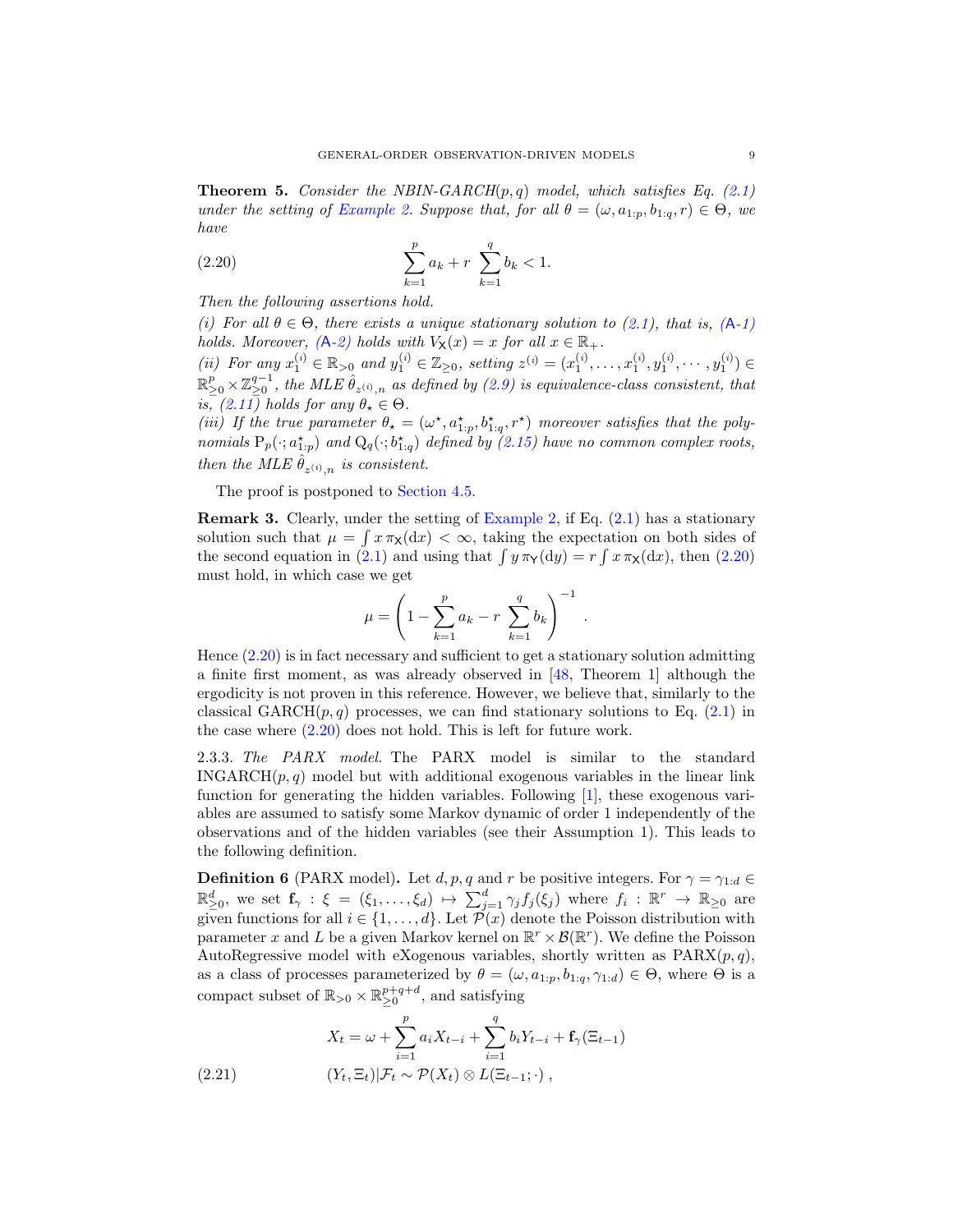**Theorem 5.** *Consider the NBIN-GARCH$(p,q)$ model, which satisfies Eq. (2.1) under the setting of Example 2. Suppose that, for all $\theta = (\omega, a_{1:p}, b_{1:q}, r) \in \Theta$, we have*

$$\sum_{k=1}^{p} a_k + r \sum_{k=1}^{q} b_k < 1. \tag{2.20}$$

*Then the following assertions hold.*

*(i) For all $\theta \in \Theta$, there exists a unique stationary solution to (2.1), that is, (A-1) holds. Moreover, (A-2) holds with $V_{\mathsf{X}}(x) = x$ for all $x \in \mathbb{R}_+$.*

*(ii) For any $x_1^{(i)} \in \mathbb{R}_{>0}$ and $y_1^{(i)} \in \mathbb{Z}_{\geq 0}$, setting $z^{(i)} = (x_1^{(i)}, \ldots, x_1^{(i)}, y_1^{(i)}, \cdots, y_1^{(i)}) \in \mathbb{R}_{\geq 0}^p \times \mathbb{Z}_{\geq 0}^{q-1}$, the MLE $\hat{\theta}_{z^{(i)},n}$ as defined by (2.9) is equivalence-class consistent, that is, (2.11) holds for any $\theta_\star \in \Theta$.*

*(iii) If the true parameter $\theta_\star = (\omega^\star, a_{1:p}^\star, b_{1:q}^\star, r^\star)$ moreover satisfies that the polynomials $\mathrm{P}_p(\cdot; a_{1:p}^\star)$ and $\mathrm{Q}_q(\cdot; b_{1:q}^\star)$ defined by (2.15) have no common complex roots, then the MLE $\hat{\theta}_{z^{(i)},n}$ is consistent.*

The proof is postponed to Section 4.5.

**Remark 3.** Clearly, under the setting of Example 2, if Eq. (2.1) has a stationary solution such that $\mu = \int x \, \pi_{\mathsf{X}}(\mathrm{d}x) < \infty$, taking the expectation on both sides of the second equation in (2.1) and using that $\int y \, \pi_{\mathsf{Y}}(\mathrm{d}y) = r \int x \, \pi_{\mathsf{X}}(\mathrm{d}x)$, then (2.20) must hold, in which case we get

$$\mu = \left(1 - \sum_{k=1}^{p} a_k - r \sum_{k=1}^{q} b_k\right)^{-1}.$$

Hence (2.20) is in fact necessary and sufficient to get a stationary solution admitting a finite first moment, as was already observed in [48, Theorem 1] although the ergodicity is not proven in this reference. However, we believe that, similarly to the classical GARCH$(p,q)$ processes, we can find stationary solutions to Eq. (2.1) in the case where (2.20) does not hold. This is left for future work.

2.3.3. *The PARX model.* The PARX model is similar to the standard INGARCH$(p,q)$ model but with additional exogenous variables in the linear link function for generating the hidden variables. Following [1], these exogenous variables are assumed to satisfy some Markov dynamic of order 1 independently of the observations and of the hidden variables (see their Assumption 1). This leads to the following definition.

**Definition 6** (PARX model)**.** Let $d, p, q$ and $r$ be positive integers. For $\gamma = \gamma_{1:d} \in \mathbb{R}_{\geq 0}^d$, we set $\mathbf{f}_\gamma : \xi = (\xi_1, \ldots, \xi_d) \mapsto \sum_{j=1}^{d} \gamma_j f_j(\xi_j)$ where $f_i : \mathbb{R}^r \to \mathbb{R}_{\geq 0}$ are given functions for all $i \in \{1, \ldots, d\}$. Let $\mathcal{P}(x)$ denote the Poisson distribution with parameter $x$ and $L$ be a given Markov kernel on $\mathbb{R}^r \times \mathcal{B}(\mathbb{R}^r)$. We define the Poisson AutoRegressive model with eXogenous variables, shortly written as PARX$(p,q)$, as a class of processes parameterized by $\theta = (\omega, a_{1:p}, b_{1:q}, \gamma_{1:d}) \in \Theta$, where $\Theta$ is a compact subset of $\mathbb{R}_{>0} \times \mathbb{R}_{\geq 0}^{p+q+d}$, and satisfying

$$\begin{aligned} X_t &= \omega + \sum_{i=1}^{p} a_i X_{t-i} + \sum_{i=1}^{q} b_i Y_{t-i} + \mathbf{f}_\gamma(\Xi_{t-1}) \\ (Y_t, \Xi_t) | \mathcal{F}_t &\sim \mathcal{P}(X_t) \otimes L(\Xi_{t-1}; \cdot) \,, \end{aligned} \tag{2.21}$$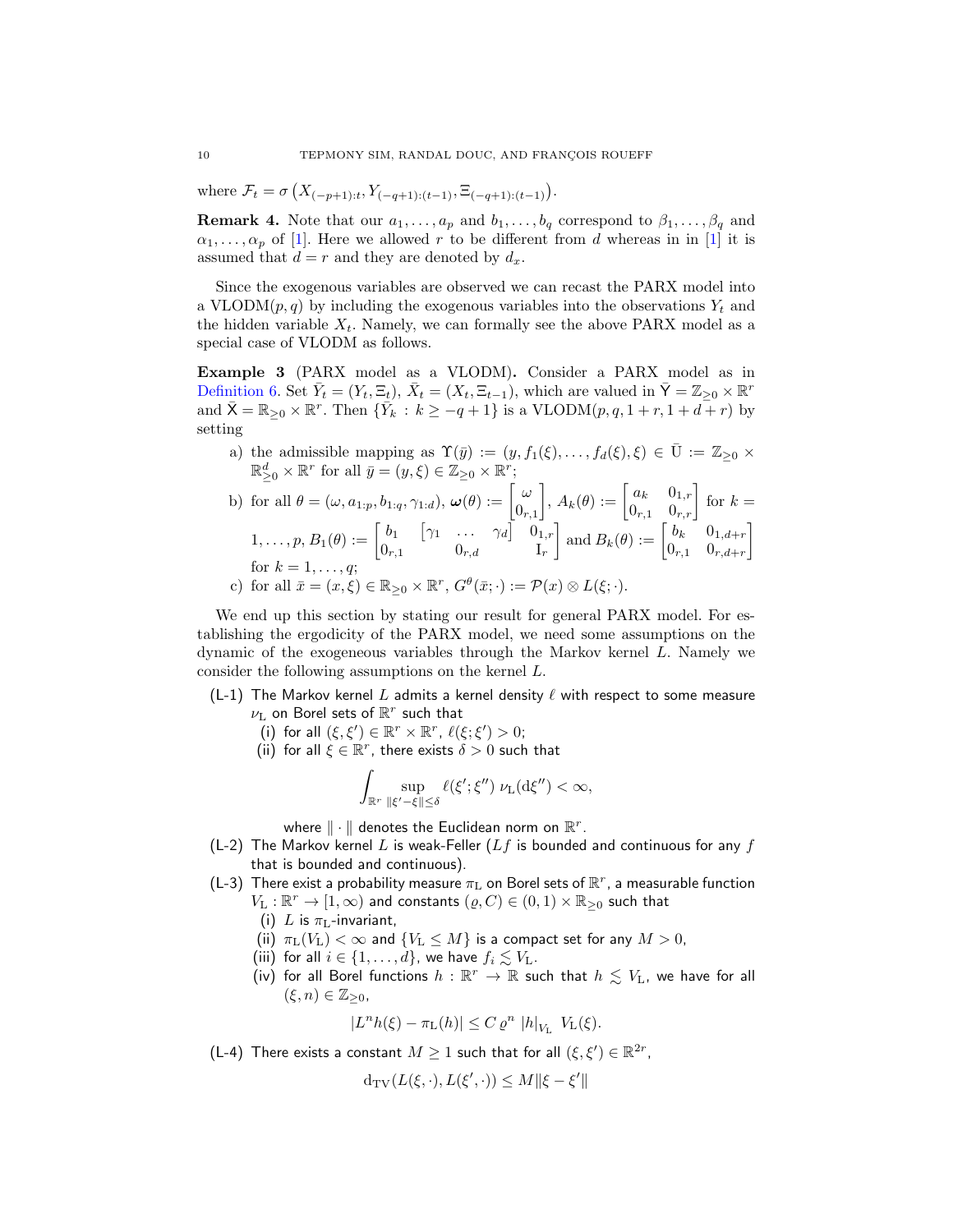where $\mathcal{F}_t = \sigma\left(X_{(-p+1):t}, Y_{(-q+1):(t-1)}, \Xi_{(-q+1):(t-1)}\right)$.

**Remark 4.** Note that our $a_1, \ldots, a_p$ and $b_1, \ldots, b_q$ correspond to $\beta_1, \ldots, \beta_q$ and $\alpha_1, \ldots, \alpha_p$ of [1]. Here we allowed $r$ to be different from $d$ whereas in in [1] it is assumed that $d = r$ and they are denoted by $d_x$.

Since the exogenous variables are observed we can recast the PARX model into a VLODM$(p, q)$ by including the exogenous variables into the observations $Y_t$ and the hidden variable $X_t$. Namely, we can formally see the above PARX model as a special case of VLODM as follows.

**Example 3** (PARX model as a VLODM)**.** Consider a PARX model as in Definition 6. Set $\bar{Y}_t = (Y_t, \Xi_t)$, $\bar{X}_t = (X_t, \Xi_{t-1})$, which are valued in $\bar{\mathsf{Y}} = \mathbb{Z}_{\geq 0} \times \mathbb{R}^r$ and $\bar{\mathsf{X}} = \mathbb{R}_{\geq 0} \times \mathbb{R}^r$. Then $\{\bar{Y}_k : k \geq -q+1\}$ is a VLODM$(p, q, 1+r, 1+d+r)$ by setting

a) the admissible mapping as $\Upsilon(\bar{y}) := (y, f_1(\xi), \ldots, f_d(\xi), \xi) \in \bar{\mathrm{U}} := \mathbb{Z}_{\geq 0} \times \mathbb{R}^d_{\geq 0} \times \mathbb{R}^r$ for all $\bar{y} = (y, \xi) \in \mathbb{Z}_{\geq 0} \times \mathbb{R}^r$;

b) for all $\theta = (\omega, a_{1:p}, b_{1:q}, \gamma_{1:d})$, $\boldsymbol{\omega}(\theta) := \begin{bmatrix} \omega \\ 0_{r,1} \end{bmatrix}$, $A_k(\theta) := \begin{bmatrix} a_k & 0_{1,r} \\ 0_{r,1} & 0_{r,r} \end{bmatrix}$ for $k = 1, \ldots, p$, $B_1(\theta) := \begin{bmatrix} b_1 & \begin{bmatrix} \gamma_1 & \ldots & \gamma_d \end{bmatrix} & 0_{1,r} \\ 0_{r,1} & 0_{r,d} & \mathrm{I}_r \end{bmatrix}$ and $B_k(\theta) := \begin{bmatrix} b_k & 0_{1,d+r} \\ 0_{r,1} & 0_{r,d+r} \end{bmatrix}$ for $k = 1, \ldots, q$;

c) for all $\bar{x} = (x, \xi) \in \mathbb{R}_{\geq 0} \times \mathbb{R}^r$, $G^\theta(\bar{x}; \cdot) := \mathcal{P}(x) \otimes L(\xi; \cdot)$.

We end up this section by stating our result for general PARX model. For establishing the ergodicity of the PARX model, we need some assumptions on the dynamic of the exogeneous variables through the Markov kernel $L$. Namely we consider the following assumptions on the kernel $L$.

(L-1) The Markov kernel $L$ admits a kernel density $\ell$ with respect to some measure $\nu_{\mathrm{L}}$ on Borel sets of $\mathbb{R}^r$ such that
  (i) for all $(\xi, \xi') \in \mathbb{R}^r \times \mathbb{R}^r$, $\ell(\xi; \xi') > 0$;
  (ii) for all $\xi \in \mathbb{R}^r$, there exists $\delta > 0$ such that
$$\int_{\mathbb{R}^r} \sup_{\|\xi' - \xi\| \leq \delta} \ell(\xi'; \xi'') \, \nu_{\mathrm{L}}(\mathrm{d}\xi'') < \infty,$$
  where $\|\cdot\|$ denotes the Euclidean norm on $\mathbb{R}^r$.

(L-2) The Markov kernel $L$ is weak-Feller ($Lf$ is bounded and continuous for any $f$ that is bounded and continuous).

(L-3) There exist a probability measure $\pi_{\mathrm{L}}$ on Borel sets of $\mathbb{R}^r$, a measurable function $V_{\mathrm{L}} : \mathbb{R}^r \to [1, \infty)$ and constants $(\varrho, C) \in (0, 1) \times \mathbb{R}_{\geq 0}$ such that
  (i) $L$ is $\pi_{\mathrm{L}}$-invariant,
  (ii) $\pi_{\mathrm{L}}(V_{\mathrm{L}}) < \infty$ and $\{V_{\mathrm{L}} \leq M\}$ is a compact set for any $M > 0$,
  (iii) for all $i \in \{1, \ldots, d\}$, we have $f_i \lesssim V_{\mathrm{L}}$.
  (iv) for all Borel functions $h : \mathbb{R}^r \to \mathbb{R}$ such that $h \lesssim V_{\mathrm{L}}$, we have for all $(\xi, n) \in \mathbb{Z}_{\geq 0}$,
$$|L^n h(\xi) - \pi_{\mathrm{L}}(h)| \leq C \, \varrho^n \, |h|_{V_{\mathrm{L}}} \, V_{\mathrm{L}}(\xi).$$

(L-4) There exists a constant $M \geq 1$ such that for all $(\xi, \xi') \in \mathbb{R}^{2r}$,
$$\mathrm{d}_{\mathrm{TV}}(L(\xi, \cdot), L(\xi', \cdot)) \leq M \|\xi - \xi'\|$$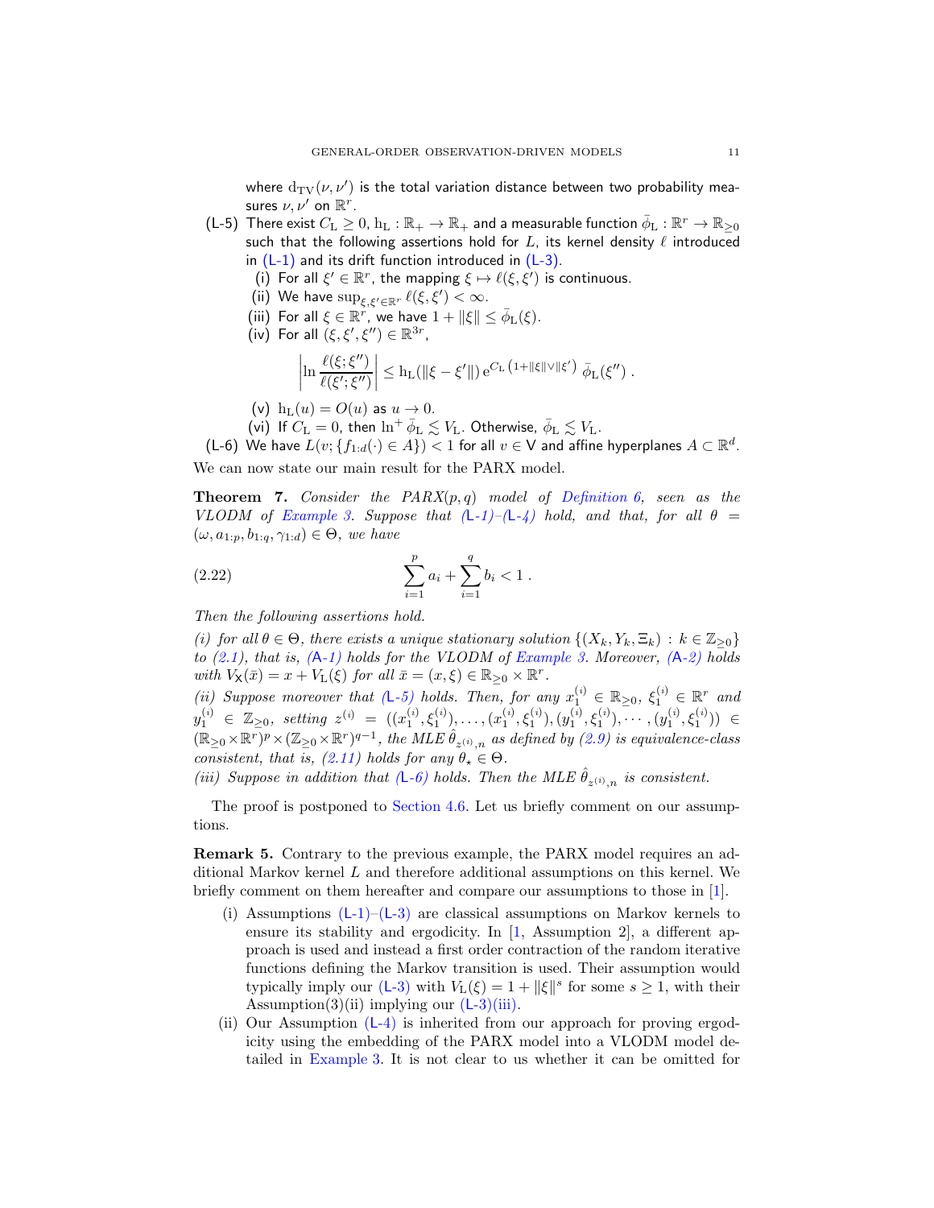where $\mathrm{d}_{\mathrm{TV}}(\nu, \nu')$ is the total variation distance between two probability measures $\nu, \nu'$ on $\mathbb{R}^r$.

(L-5) There exist $C_{\mathrm{L}} \geq 0$, $\mathrm{h}_{\mathrm{L}} : \mathbb{R}_+ \to \mathbb{R}_+$ and a measurable function $\bar{\phi}_{\mathrm{L}} : \mathbb{R}^r \to \mathbb{R}_{\geq 0}$ such that the following assertions hold for $L$, its kernel density $\ell$ introduced in (L-1) and its drift function introduced in (L-3).

- (i) For all $\xi' \in \mathbb{R}^r$, the mapping $\xi \mapsto \ell(\xi, \xi')$ is continuous.
- (ii) We have $\sup_{\xi, \xi' \in \mathbb{R}^r} \ell(\xi, \xi') < \infty$.
- (iii) For all $\xi \in \mathbb{R}^r$, we have $1 + \|\xi\| \leq \bar{\phi}_{\mathrm{L}}(\xi)$.
- (iv) For all $(\xi, \xi', \xi'') \in \mathbb{R}^{3r}$,
$$\left| \ln \frac{\ell(\xi; \xi'')}{\ell(\xi'; \xi'')} \right| \leq \mathrm{h}_{\mathrm{L}}(\|\xi - \xi'\|) \, \mathrm{e}^{C_{\mathrm{L}} \left(1 + \|\xi\| \vee \|\xi'\|\right)} \, \bar{\phi}_{\mathrm{L}}(\xi'') \; .$$
- (v) $\mathrm{h}_{\mathrm{L}}(u) = O(u)$ as $u \to 0$.
- (vi) If $C_{\mathrm{L}} = 0$, then $\ln^+ \bar{\phi}_{\mathrm{L}} \lesssim V_{\mathrm{L}}$. Otherwise, $\bar{\phi}_{\mathrm{L}} \lesssim V_{\mathrm{L}}$.

(L-6) We have $L(v; \{f_{1:d}(\cdot) \in A\}) < 1$ for all $v \in \mathsf{V}$ and affine hyperplanes $A \subset \mathbb{R}^d$.

We can now state our main result for the PARX model.

**Theorem 7.** *Consider the PARX$(p, q)$ model of Definition 6, seen as the VLODM of Example 3. Suppose that (L-1)–(L-4) hold, and that, for all $\theta = (\omega, a_{1:p}, b_{1:q}, \gamma_{1:d}) \in \Theta$, we have*

$$\sum_{i=1}^{p} a_i + \sum_{i=1}^{q} b_i < 1 \; . \tag{2.22}$$

*Then the following assertions hold.*

*(i) for all $\theta \in \Theta$, there exists a unique stationary solution $\{(X_k, Y_k, \Xi_k) : k \in \mathbb{Z}_{\geq 0}\}$ to (2.1), that is, (A-1) holds for the VLODM of Example 3. Moreover, (A-2) holds with $V_{\mathsf{X}}(\bar{x}) = x + V_{\mathrm{L}}(\xi)$ for all $\bar{x} = (x, \xi) \in \mathbb{R}_{\geq 0} \times \mathbb{R}^r$.*

*(ii) Suppose moreover that (L-5) holds. Then, for any $x_1^{(i)} \in \mathbb{R}_{\geq 0}$, $\xi_1^{(i)} \in \mathbb{R}^r$ and $y_1^{(i)} \in \mathbb{Z}_{\geq 0}$, setting $z^{(i)} = ((x_1^{(i)}, \xi_1^{(i)}), \ldots, (x_1^{(i)}, \xi_1^{(i)}), (y_1^{(i)}, \xi_1^{(i)}), \cdots, (y_1^{(i)}, \xi_1^{(i)})) \in (\mathbb{R}_{\geq 0} \times \mathbb{R}^r)^p \times (\mathbb{Z}_{\geq 0} \times \mathbb{R}^r)^{q-1}$, the MLE $\hat{\theta}_{z^{(i)}, n}$ as defined by (2.9) is equivalence-class consistent, that is, (2.11) holds for any $\theta_\star \in \Theta$.*

*(iii) Suppose in addition that (L-6) holds. Then the MLE $\hat{\theta}_{z^{(i)}, n}$ is consistent.*

The proof is postponed to Section 4.6. Let us briefly comment on our assumptions.

**Remark 5.** Contrary to the previous example, the PARX model requires an additional Markov kernel $L$ and therefore additional assumptions on this kernel. We briefly comment on them hereafter and compare our assumptions to those in [1].

- (i) Assumptions (L-1)–(L-3) are classical assumptions on Markov kernels to ensure its stability and ergodicity. In [1, Assumption 2], a different approach is used and instead a first order contraction of the random iterative functions defining the Markov transition is used. Their assumption would typically imply our (L-3) with $V_{\mathrm{L}}(\xi) = 1 + \|\xi\|^s$ for some $s \geq 1$, with their Assumption(3)(ii) implying our (L-3)(iii).
- (ii) Our Assumption (L-4) is inherited from our approach for proving ergodicity using the embedding of the PARX model into a VLODM model detailed in Example 3. It is not clear to us whether it can be omitted for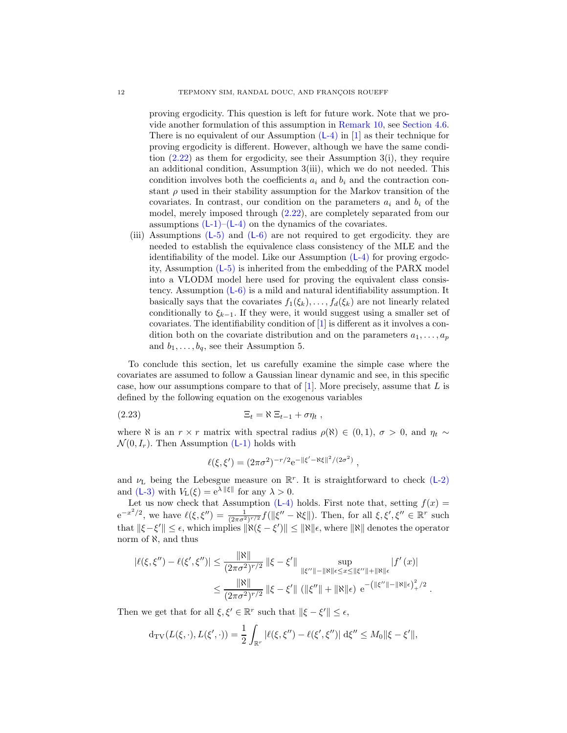proving ergodicity. This question is left for future work. Note that we provide another formulation of this assumption in Remark 10, see Section 4.6. There is no equivalent of our Assumption (L-4) in [1] as their technique for proving ergodicity is different. However, although we have the same condition (2.22) as them for ergodicity, see their Assumption 3(i), they require an additional condition, Assumption 3(iii), which we do not needed. This condition involves both the coefficients $a_i$ and $b_i$ and the contraction constant $\rho$ used in their stability assumption for the Markov transition of the covariates. In contrast, our condition on the parameters $a_i$ and $b_i$ of the model, merely imposed through (2.22), are completely separated from our assumptions (L-1)–(L-4) on the dynamics of the covariates.

(iii) Assumptions (L-5) and (L-6) are not required to get ergodicity. they are needed to establish the equivalence class consistency of the MLE and the identifiability of the model. Like our Assumption (L-4) for proving ergodcity, Assumption (L-5) is inherited from the embedding of the PARX model into a VLODM model here used for proving the equivalent class consistency. Assumption (L-6) is a mild and natural identifiability assumption. It basically says that the covariates $f_1(\xi_k), \ldots, f_d(\xi_k)$ are not linearly related conditionally to $\xi_{k-1}$. If they were, it would suggest using a smaller set of covariates. The identifiability condition of [1] is different as it involves a condition both on the covariate distribution and on the parameters $a_1, \ldots, a_p$ and $b_1, \ldots, b_q$, see their Assumption 5.

To conclude this section, let us carefully examine the simple case where the covariates are assumed to follow a Gaussian linear dynamic and see, in this specific case, how our assumptions compare to that of [1]. More precisely, assume that $L$ is defined by the following equation on the exogenous variables

$$\Xi_t = \aleph \, \Xi_{t-1} + \sigma \eta_t \; , \tag{2.23}$$

where $\aleph$ is an $r \times r$ matrix with spectral radius $\rho(\aleph) \in (0, 1)$, $\sigma > 0$, and $\eta_t \sim \mathcal{N}(0, I_r)$. Then Assumption (L-1) holds with

$$\ell(\xi, \xi') = (2\pi\sigma^2)^{-r/2} \mathrm{e}^{-\|\xi' - \aleph\xi\|^2/(2\sigma^2)} \; ,$$

and $\nu_{\mathrm{L}}$ being the Lebesgue measure on $\mathbb{R}^r$. It is straightforward to check (L-2) and (L-3) with $V_{\mathrm{L}}(\xi) = \mathrm{e}^{\lambda \|\xi\|}$ for any $\lambda > 0$.

Let us now check that Assumption (L-4) holds. First note that, setting $f(x) = \mathrm{e}^{-x^2/2}$, we have $\ell(\xi, \xi'') = \frac{1}{(2\pi\sigma^2)^{r/2}} f(\|\xi'' - \aleph\xi\|)$. Then, for all $\xi, \xi', \xi'' \in \mathbb{R}^r$ such that $\|\xi - \xi'\| \leq \epsilon$, which implies $\|\aleph(\xi - \xi')\| \leq \|\aleph\|\epsilon$, where $\|\aleph\|$ denotes the operator norm of $\aleph$, and thus

$$\begin{aligned}
|\ell(\xi, \xi'') - \ell(\xi', \xi'')| &\leq \frac{\|\aleph\|}{(2\pi\sigma^2)^{r/2}} \|\xi - \xi'\| \sup_{\|\xi''\| - \|\aleph\|\epsilon \leq x \leq \|\xi''\| + \|\aleph\|\epsilon} |f'(x)| \\
&\leq \frac{\|\aleph\|}{(2\pi\sigma^2)^{r/2}} \|\xi - \xi'\| \left(\|\xi''\| + \|\aleph\|\epsilon\right) \mathrm{e}^{-\left(\|\xi''\| - \|\aleph\|\epsilon\right)_+^2/2} .
\end{aligned}$$

Then we get that for all $\xi, \xi' \in \mathbb{R}^r$ such that $\|\xi - \xi'\| \leq \epsilon$,

$$\mathrm{d}_{\mathrm{TV}}(L(\xi, \cdot), L(\xi', \cdot)) = \frac{1}{2} \int_{\mathbb{R}^r} |\ell(\xi, \xi'') - \ell(\xi', \xi'')| \, \mathrm{d}\xi'' \leq M_0 \|\xi - \xi'\|,$$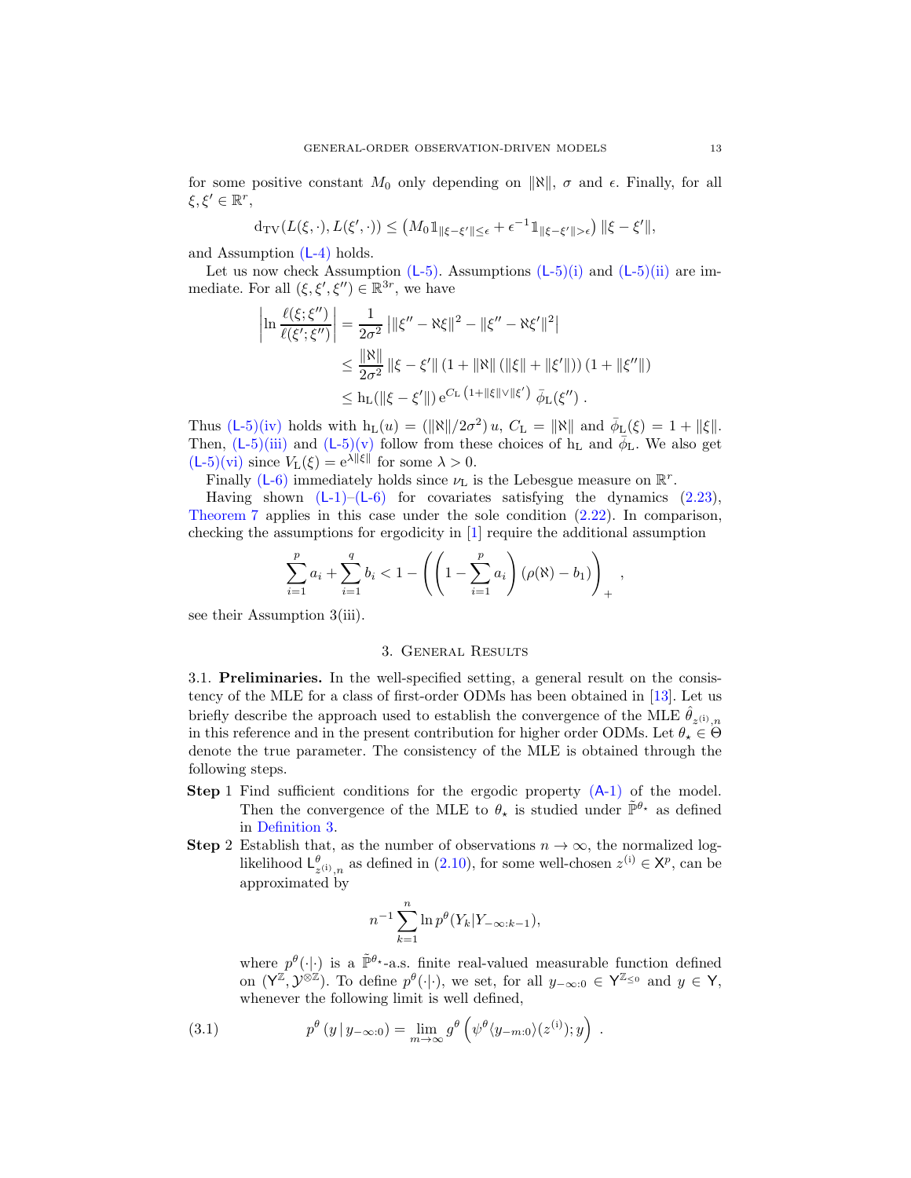for some positive constant $M_0$ only depending on $\|\aleph\|$, $\sigma$ and $\epsilon$. Finally, for all $\xi, \xi' \in \mathbb{R}^r$,

$$
\mathrm{d}_{\mathrm{TV}}(L(\xi,\cdot), L(\xi',\cdot)) \leq \left(M_0 \mathbb{1}_{\|\xi-\xi'\|\leq\epsilon} + \epsilon^{-1}\mathbb{1}_{\|\xi-\xi'\|>\epsilon}\right)\|\xi-\xi'\|,
$$

and Assumption (L-4) holds.

Let us now check Assumption (L-5). Assumptions (L-5)(i) and (L-5)(ii) are immediate. For all $(\xi,\xi',\xi'') \in \mathbb{R}^{3r}$, we have

$$
\begin{aligned}
\left|\ln \frac{\ell(\xi;\xi'')}{\ell(\xi';\xi'')}\right| &= \frac{1}{2\sigma^2}\left|\|\xi''-\aleph\xi\|^2 - \|\xi''-\aleph\xi'\|^2\right| \\
&\leq \frac{\|\aleph\|}{2\sigma^2}\|\xi-\xi'\|\left(1+\|\aleph\|\left(\|\xi\|+\|\xi'\|\right)\right)\left(1+\|\xi''\|\right) \\
&\leq \mathrm{h_L}(\|\xi-\xi'\|)\,\mathrm{e}^{C_{\mathrm{L}}\left(1+\|\xi\|\vee\|\xi'\right)}\;\bar{\phi}_{\mathrm{L}}(\xi'')\;.
\end{aligned}
$$

Thus (L-5)(iv) holds with $\mathrm{h_L}(u) = (\|\aleph\|/2\sigma^2)\,u$, $C_{\mathrm{L}} = \|\aleph\|$ and $\bar{\phi}_{\mathrm{L}}(\xi) = 1+\|\xi\|$. Then, (L-5)(iii) and (L-5)(v) follow from these choices of $\mathrm{h_L}$ and $\bar{\phi}_{\mathrm{L}}$. We also get (L-5)(vi) since $V_{\mathrm{L}}(\xi) = \mathrm{e}^{\lambda\|\xi\|}$ for some $\lambda > 0$.

Finally (L-6) immediately holds since $\nu_{\mathrm{L}}$ is the Lebesgue measure on $\mathbb{R}^r$.

Having shown (L-1)–(L-6) for covariates satisfying the dynamics (2.23), Theorem 7 applies in this case under the sole condition (2.22). In comparison, checking the assumptions for ergodicity in [1] require the additional assumption

$$
\sum_{i=1}^p a_i + \sum_{i=1}^q b_i < 1 - \left(\left(1-\sum_{i=1}^p a_i\right)\left(\rho(\aleph)-b_1\right)\right)_+ ,
$$

see their Assumption 3(iii).

## 3. General Results

**3.1. Preliminaries.** In the well-specified setting, a general result on the consistency of the MLE for a class of first-order ODMs has been obtained in [13]. Let us briefly describe the approach used to establish the convergence of the MLE $\hat{\theta}_{z^{(\mathrm{i})},n}$ in this reference and in the present contribution for higher order ODMs. Let $\theta_\star \in \Theta$ denote the true parameter. The consistency of the MLE is obtained through the following steps.

**Step 1** Find sufficient conditions for the ergodic property (A-1) of the model. Then the convergence of the MLE to $\theta_\star$ is studied under $\tilde{\mathbb{P}}^{\theta_\star}$ as defined in Definition 3.

**Step 2** Establish that, as the number of observations $n \to \infty$, the normalized log-likelihood $\mathsf{L}^{\theta}_{z^{(\mathrm{i})},n}$ as defined in (2.10), for some well-chosen $z^{(\mathrm{i})} \in \mathsf{X}^p$, can be approximated by

$$
n^{-1}\sum_{k=1}^n \ln p^\theta(Y_k|Y_{-\infty:k-1}),
$$

where $p^\theta(\cdot|\cdot)$ is a $\tilde{\mathbb{P}}^{\theta_\star}$-a.s. finite real-valued measurable function defined on $(\mathsf{Y}^{\mathbb{Z}}, \mathcal{Y}^{\otimes\mathbb{Z}})$. To define $p^\theta(\cdot|\cdot)$, we set, for all $y_{-\infty:0} \in \mathsf{Y}^{\mathbb{Z}_{\leq 0}}$ and $y \in \mathsf{Y}$, whenever the following limit is well defined,

$$
p^\theta\left(y\,|\,y_{-\infty:0}\right) = \lim_{m\to\infty} g^\theta\left(\psi^\theta\langle y_{-m:0}\rangle(z^{(\mathrm{i})}); y\right)\;. \tag{3.1}
$$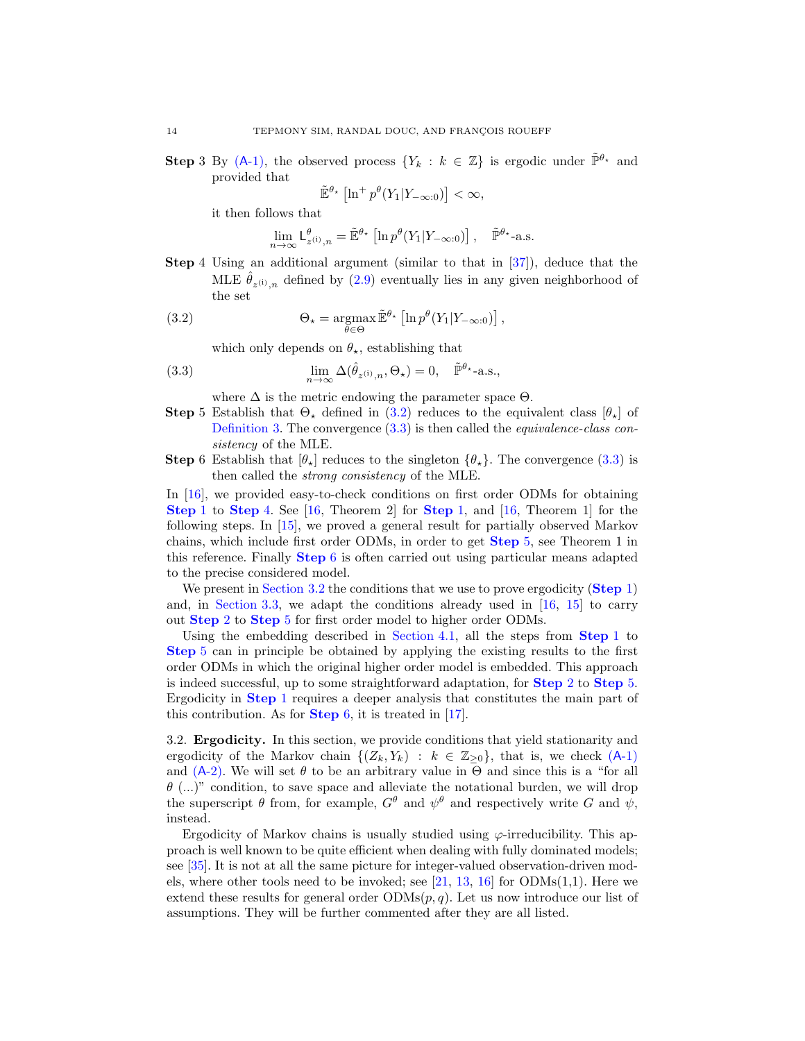**Step 3** By (A-1), the observed process $\{Y_k : k \in \mathbb{Z}\}$ is ergodic under $\tilde{\mathbb{P}}^{\theta_\star}$ and provided that

$$\tilde{\mathbb{E}}^{\theta_\star}\left[\ln^+ p^\theta(Y_1|Y_{-\infty:0})\right] < \infty,$$

it then follows that

$$\lim_{n\to\infty} \mathsf{L}^\theta_{z^{(\mathrm{i})},n} = \tilde{\mathbb{E}}^{\theta_\star}\left[\ln p^\theta(Y_1|Y_{-\infty:0})\right], \quad \tilde{\mathbb{P}}^{\theta_\star}\text{-a.s.}$$

**Step 4** Using an additional argument (similar to that in [37]), deduce that the MLE $\hat{\theta}_{z^{(\mathrm{i})},n}$ defined by (2.9) eventually lies in any given neighborhood of the set

$$\Theta_\star = \underset{\theta\in\Theta}{\operatorname{argmax}}\, \tilde{\mathbb{E}}^{\theta_\star}\left[\ln p^\theta(Y_1|Y_{-\infty:0})\right], \tag{3.2}$$

which only depends on $\theta_\star$, establishing that

$$\lim_{n\to\infty} \Delta(\hat{\theta}_{z^{(\mathrm{i})},n}, \Theta_\star) = 0, \quad \tilde{\mathbb{P}}^{\theta_\star}\text{-a.s.}, \tag{3.3}$$

where $\Delta$ is the metric endowing the parameter space $\Theta$.

**Step 5** Establish that $\Theta_\star$ defined in (3.2) reduces to the equivalent class $[\theta_\star]$ of Definition 3. The convergence (3.3) is then called the *equivalence-class consistency* of the MLE.

**Step 6** Establish that $[\theta_\star]$ reduces to the singleton $\{\theta_\star\}$. The convergence (3.3) is then called the *strong consistency* of the MLE.

In [16], we provided easy-to-check conditions on first order ODMs for obtaining **Step 1** to **Step 4**. See [16, Theorem 2] for **Step 1**, and [16, Theorem 1] for the following steps. In [15], we proved a general result for partially observed Markov chains, which include first order ODMs, in order to get **Step 5**, see Theorem 1 in this reference. Finally **Step 6** is often carried out using particular means adapted to the precise considered model.

We present in Section 3.2 the conditions that we use to prove ergodicity (**Step 1**) and, in Section 3.3, we adapt the conditions already used in [16, 15] to carry out **Step 2** to **Step 5** for first order model to higher order ODMs.

Using the embedding described in Section 4.1, all the steps from **Step 1** to **Step 5** can in principle be obtained by applying the existing results to the first order ODMs in which the original higher order model is embedded. This approach is indeed successful, up to some straightforward adaptation, for **Step 2** to **Step 5**. Ergodicity in **Step 1** requires a deeper analysis that constitutes the main part of this contribution. As for **Step 6**, it is treated in [17].

### 3.2. Ergodicity.

In this section, we provide conditions that yield stationarity and ergodicity of the Markov chain $\{(Z_k, Y_k) : k \in \mathbb{Z}_{\geq 0}\}$, that is, we check (A-1) and (A-2). We will set $\theta$ to be an arbitrary value in $\Theta$ and since this is a "for all $\theta$ (...)" condition, to save space and alleviate the notational burden, we will drop the superscript $\theta$ from, for example, $G^\theta$ and $\psi^\theta$ and respectively write $G$ and $\psi$, instead.

Ergodicity of Markov chains is usually studied using $\varphi$-irreducibility. This approach is well known to be quite efficient when dealing with fully dominated models; see [35]. It is not at all the same picture for integer-valued observation-driven models, where other tools need to be invoked; see [21, 13, 16] for ODMs(1,1). Here we extend these results for general order ODMs$(p, q)$. Let us now introduce our list of assumptions. They will be further commented after they are all listed.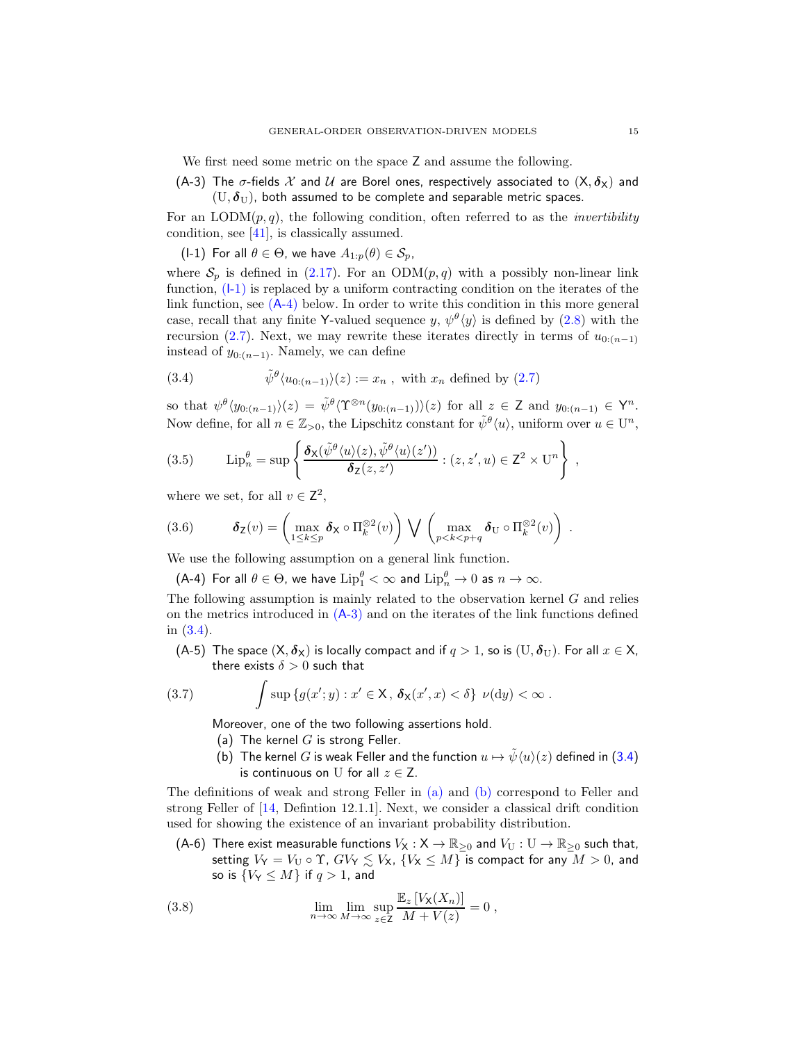We first need some metric on the space $\mathsf{Z}$ and assume the following.

(A-3) The $\sigma$-fields $\mathcal{X}$ and $\mathcal{U}$ are Borel ones, respectively associated to $(\mathsf{X}, \boldsymbol{\delta}_{\mathsf{X}})$ and $(\mathrm{U}, \boldsymbol{\delta}_{\mathrm{U}})$, both assumed to be complete and separable metric spaces.

For an LODM$(p, q)$, the following condition, often referred to as the *invertibility* condition, see [41], is classically assumed.

(I-1) For all $\theta \in \Theta$, we have $A_{1:p}(\theta) \in \mathcal{S}_p$,

where $\mathcal{S}_p$ is defined in (2.17). For an ODM$(p, q)$ with a possibly non-linear link function, (I-1) is replaced by a uniform contracting condition on the iterates of the link function, see (A-4) below. In order to write this condition in this more general case, recall that any finite $\mathsf{Y}$-valued sequence $y$, $\psi^\theta\langle y\rangle$ is defined by (2.8) with the recursion (2.7). Next, we may rewrite these iterates directly in terms of $u_{0:(n-1)}$ instead of $y_{0:(n-1)}$. Namely, we can define

$$
\tilde{\psi}^\theta\langle u_{0:(n-1)}\rangle(z) := x_n \ , \text{ with } x_n \text{ defined by (2.7)} \tag{3.4}
$$

so that $\psi^\theta\langle y_{0:(n-1)}\rangle(z) = \tilde{\psi}^\theta\langle \Upsilon^{\otimes n}(y_{0:(n-1)})\rangle(z)$ for all $z \in \mathsf{Z}$ and $y_{0:(n-1)} \in \mathsf{Y}^n$. Now define, for all $n \in \mathbb{Z}_{>0}$, the Lipschitz constant for $\tilde{\psi}^\theta\langle u\rangle$, uniform over $u \in \mathrm{U}^n$,

$$
\mathrm{Lip}_n^\theta = \sup\left\{ \frac{\boldsymbol{\delta}_{\mathsf{X}}(\tilde{\psi}^\theta\langle u\rangle(z), \tilde{\psi}^\theta\langle u\rangle(z'))}{\boldsymbol{\delta}_{\mathsf{Z}}(z, z')} : (z, z', u) \in \mathsf{Z}^2 \times \mathrm{U}^n \right\} \ , \tag{3.5}
$$

where we set, for all $v \in \mathsf{Z}^2$,

$$
\boldsymbol{\delta}_{\mathsf{Z}}(v) = \left(\max_{1 \le k \le p} \boldsymbol{\delta}_{\mathsf{X}} \circ \Pi_k^{\otimes 2}(v)\right) \bigvee \left(\max_{p < k < p+q} \boldsymbol{\delta}_{\mathrm{U}} \circ \Pi_k^{\otimes 2}(v)\right) \ . \tag{3.6}
$$

We use the following assumption on a general link function.

(A-4) For all $\theta \in \Theta$, we have $\mathrm{Lip}_1^\theta < \infty$ and $\mathrm{Lip}_n^\theta \to 0$ as $n \to \infty$.

The following assumption is mainly related to the observation kernel $G$ and relies on the metrics introduced in (A-3) and on the iterates of the link functions defined in (3.4).

(A-5) The space $(\mathsf{X}, \boldsymbol{\delta}_{\mathsf{X}})$ is locally compact and if $q > 1$, so is $(\mathrm{U}, \boldsymbol{\delta}_{\mathrm{U}})$. For all $x \in \mathsf{X}$, there exists $\delta > 0$ such that

$$
\int \sup\left\{g(x'; y) : x' \in \mathsf{X}, \ \boldsymbol{\delta}_{\mathsf{X}}(x', x) < \delta\right\} \ \nu(\mathrm{d}y) < \infty \ . \tag{3.7}
$$

Moreover, one of the two following assertions hold.
  (a) The kernel $G$ is strong Feller.
  (b) The kernel $G$ is weak Feller and the function $u \mapsto \tilde{\psi}\langle u\rangle(z)$ defined in (3.4) is continuous on $\mathrm{U}$ for all $z \in \mathsf{Z}$.

The definitions of weak and strong Feller in (a) and (b) correspond to Feller and strong Feller of [14, Defintion 12.1.1]. Next, we consider a classical drift condition used for showing the existence of an invariant probability distribution.

(A-6) There exist measurable functions $V_{\mathsf{X}} : \mathsf{X} \to \mathbb{R}_{\ge 0}$ and $V_{\mathrm{U}} : \mathrm{U} \to \mathbb{R}_{\ge 0}$ such that, setting $V_{\mathsf{Y}} = V_{\mathrm{U}} \circ \Upsilon$, $GV_{\mathsf{Y}} \lesssim V_{\mathsf{X}}$, $\{V_{\mathsf{X}} \le M\}$ is compact for any $M > 0$, and so is $\{V_{\mathsf{Y}} \le M\}$ if $q > 1$, and

$$
\lim_{n\to\infty} \lim_{M\to\infty} \sup_{z \in \mathsf{Z}} \frac{\mathbb{E}_z\left[V_{\mathsf{X}}(X_n)\right]}{M + V(z)} = 0 \ , \tag{3.8}
$$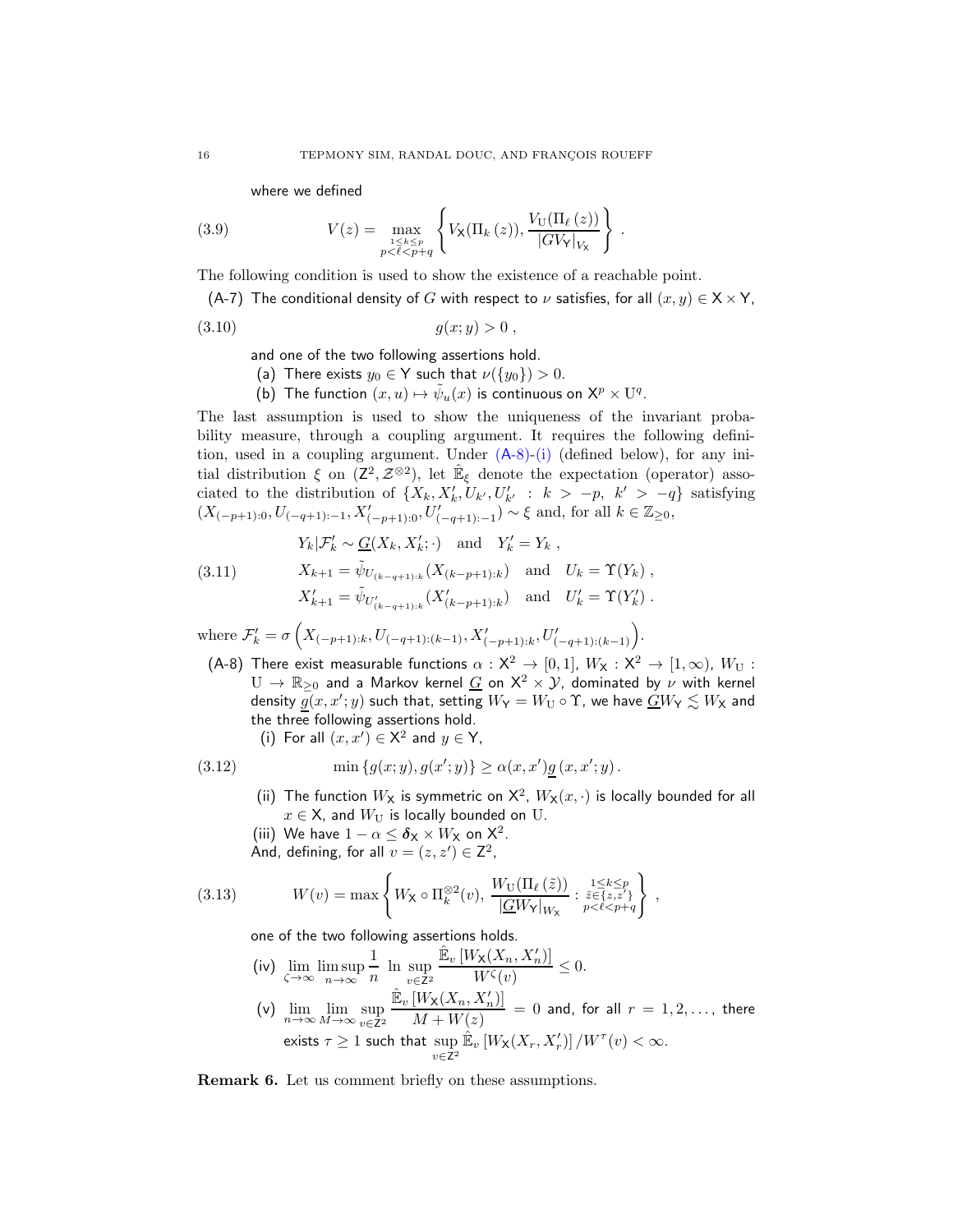where we defined

$$V(z) = \max_{\substack{1 \le k \le p \\ p < \ell < p+q}} \left\{ V_{\mathsf{X}}(\Pi_k(z)), \frac{V_{\mathrm{U}}(\Pi_\ell(z))}{|G V_{\mathsf{Y}}|_{V_{\mathsf{X}}}} \right\} . \tag{3.9}$$

The following condition is used to show the existence of a reachable point.

(A-7) The conditional density of $G$ with respect to $\nu$ satisfies, for all $(x, y) \in \mathsf{X} \times \mathsf{Y}$,

$$g(x; y) > 0 , \tag{3.10}$$

and one of the two following assertions hold.

(a) There exists $y_0 \in \mathsf{Y}$ such that $\nu(\{y_0\}) > 0$.

(b) The function $(x, u) \mapsto \tilde{\psi}_u(x)$ is continuous on $\mathsf{X}^p \times \mathrm{U}^q$.

The last assumption is used to show the uniqueness of the invariant probability measure, through a coupling argument. It requires the following definition, used in a coupling argument. Under (A-8)-(i) (defined below), for any initial distribution $\xi$ on $(\mathsf{Z}^2, \mathcal{Z}^{\otimes 2})$, let $\hat{\mathbb{E}}_\xi$ denote the expectation (operator) associated to the distribution of $\{X_k, X'_k, U_{k'}, U'_{k'} \; : \; k > -p, \; k' > -q\}$ satisfying $(X_{(-p+1):0}, U_{(-q+1):-1}, X'_{(-p+1):0}, U'_{(-q+1):-1}) \sim \xi$ and, for all $k \in \mathbb{Z}_{\ge 0}$,

$$\begin{aligned}
&Y_k | \mathcal{F}'_k \sim \underline{G}(X_k, X'_k; \cdot) \quad \text{and} \quad Y'_k = Y_k , \\
&X_{k+1} = \tilde{\psi}_{U_{(k-q+1):k}}(X_{(k-p+1):k}) \quad \text{and} \quad U_k = \Upsilon(Y_k) , \\
&X'_{k+1} = \tilde{\psi}_{U'_{(k-q+1):k}}(X'_{(k-p+1):k}) \quad \text{and} \quad U'_k = \Upsilon(Y'_k) .
\end{aligned} \tag{3.11}$$

where $\mathcal{F}'_k = \sigma\left(X_{(-p+1):k}, U_{(-q+1):(k-1)}, X'_{(-p+1):k}, U'_{(-q+1):(k-1)}\right)$.

(A-8) There exist measurable functions $\alpha : \mathsf{X}^2 \to [0, 1]$, $W_{\mathsf{X}} : \mathsf{X}^2 \to [1, \infty)$, $W_{\mathrm{U}} : \mathrm{U} \to \mathbb{R}_{\ge 0}$ and a Markov kernel $\underline{G}$ on $\mathsf{X}^2 \times \mathcal{Y}$, dominated by $\nu$ with kernel density $\underline{g}(x, x'; y)$ such that, setting $W_{\mathsf{Y}} = W_{\mathrm{U}} \circ \Upsilon$, we have $\underline{G} W_{\mathsf{Y}} \lesssim W_{\mathsf{X}}$ and the three following assertions hold.

(i) For all $(x, x') \in \mathsf{X}^2$ and $y \in \mathsf{Y}$,

$$\min\{g(x; y), g(x'; y)\} \ge \alpha(x, x') \underline{g}(x, x'; y) . \tag{3.12}$$

(ii) The function $W_{\mathsf{X}}$ is symmetric on $\mathsf{X}^2$, $W_{\mathsf{X}}(x, \cdot)$ is locally bounded for all $x \in \mathsf{X}$, and $W_{\mathrm{U}}$ is locally bounded on $\mathrm{U}$.

(iii) We have $1 - \alpha \le \boldsymbol{\delta}_{\mathsf{X}} \times W_{\mathsf{X}}$ on $\mathsf{X}^2$.

And, defining, for all $v = (z, z') \in \mathsf{Z}^2$,

$$W(v) = \max\left\{ W_{\mathsf{X}} \circ \Pi_k^{\otimes 2}(v), \; \frac{W_{\mathrm{U}}(\Pi_\ell(\tilde{z}))}{|\underline{G} W_{\mathsf{Y}}|_{W_{\mathsf{X}}}} : \substack{1 \le k \le p \\ \tilde{z} \in \{z, z'\} \\ p < \ell < p+q} \right\} , \tag{3.13}$$

one of the two following assertions holds.

(iv) $\displaystyle \lim_{\zeta \to \infty} \limsup_{n \to \infty} \frac{1}{n} \ln \sup_{v \in \mathsf{Z}^2} \frac{\hat{\mathbb{E}}_v\left[W_{\mathsf{X}}(X_n, X'_n)\right]}{W^\zeta(v)} \le 0$.

(v) $\displaystyle \lim_{n \to \infty} \lim_{M \to \infty} \sup_{v \in \mathsf{Z}^2} \frac{\hat{\mathbb{E}}_v\left[W_{\mathsf{X}}(X_n, X'_n)\right]}{M + W(z)} = 0$ and, for all $r = 1, 2, \ldots$, there exists $\tau \ge 1$ such that $\sup_{v \in \mathsf{Z}^2} \hat{\mathbb{E}}_v\left[W_{\mathsf{X}}(X_r, X'_r)\right] / W^\tau(v) < \infty$.

**Remark 6.** Let us comment briefly on these assumptions.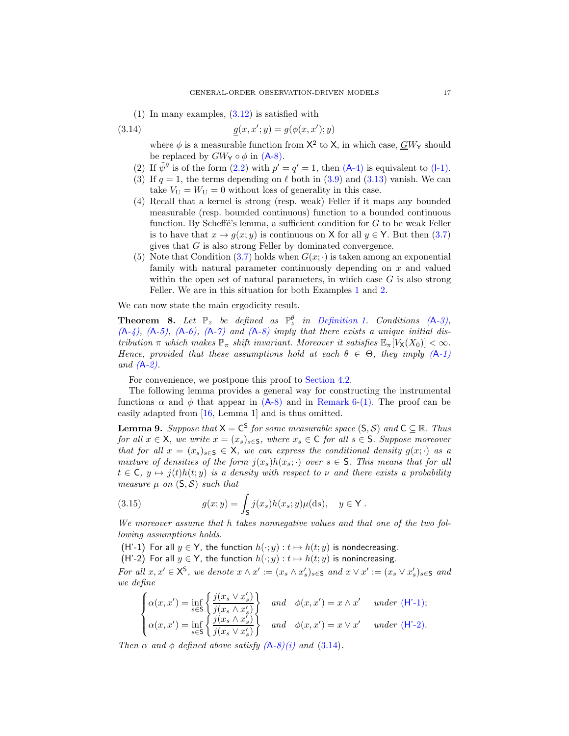(1) In many examples, (3.12) is satisfied with

$$\underline{g}(x, x'; y) = g(\phi(x, x'); y) \tag{3.14}$$

where $\phi$ is a measurable function from $\mathsf{X}^2$ to $\mathsf{X}$, in which case, $\underline{G}W_{\mathsf{Y}}$ should be replaced by $GW_{\mathsf{Y}} \circ \phi$ in (A-8).

(2) If $\tilde{\psi}^\theta$ is of the form (2.2) with $p' = q' = 1$, then (A-4) is equivalent to (I-1).

(3) If $q = 1$, the terms depending on $\ell$ both in (3.9) and (3.13) vanish. We can take $V_{\mathrm{U}} = W_{\mathrm{U}} = 0$ without loss of generality in this case.

(4) Recall that a kernel is strong (resp. weak) Feller if it maps any bounded measurable (resp. bounded continuous) function to a bounded continuous function. By Scheffé's lemma, a sufficient condition for $G$ to be weak Feller is to have that $x \mapsto g(x; y)$ is continuous on $\mathsf{X}$ for all $y \in \mathsf{Y}$. But then (3.7) gives that $G$ is also strong Feller by dominated convergence.

(5) Note that Condition (3.7) holds when $G(x; \cdot)$ is taken among an exponential family with natural parameter continuously depending on $x$ and valued within the open set of natural parameters, in which case $G$ is also strong Feller. We are in this situation for both Examples 1 and 2.

We can now state the main ergodicity result.

**Theorem 8.** *Let $\mathbb{P}_z$ be defined as $\mathbb{P}^\theta_z$ in Definition 1. Conditions (A-3), (A-4), (A-5), (A-6), (A-7) and (A-8) imply that there exists a unique initial distribution $\pi$ which makes $\mathbb{P}_\pi$ shift invariant. Moreover it satisfies $\mathbb{E}_\pi[V_{\mathsf{X}}(X_0)] < \infty$. Hence, provided that these assumptions hold at each $\theta \in \Theta$, they imply (A-1) and (A-2).*

For convenience, we postpone this proof to Section 4.2.

The following lemma provides a general way for constructing the instrumental functions $\alpha$ and $\phi$ that appear in (A-8) and in Remark 6-(1). The proof can be easily adapted from [16, Lemma 1] and is thus omitted.

**Lemma 9.** *Suppose that $\mathsf{X} = \mathsf{C}^{\mathsf{S}}$ for some measurable space $(\mathsf{S}, \mathcal{S})$ and $\mathsf{C} \subseteq \mathbb{R}$. Thus for all $x \in \mathsf{X}$, we write $x = (x_s)_{s \in \mathsf{S}}$, where $x_s \in \mathsf{C}$ for all $s \in \mathsf{S}$. Suppose moreover that for all $x = (x_s)_{s \in \mathsf{S}} \in \mathsf{X}$, we can express the conditional density $g(x; \cdot)$ as a mixture of densities of the form $j(x_s)h(x_s; \cdot)$ over $s \in \mathsf{S}$. This means that for all $t \in \mathsf{C}$, $y \mapsto j(t)h(t; y)$ is a density with respect to $\nu$ and there exists a probability measure $\mu$ on $(\mathsf{S}, \mathcal{S})$ such that*

$$g(x; y) = \int_{\mathsf{S}} j(x_s)h(x_s; y)\mu(\mathrm{d}s), \quad y \in \mathsf{Y}\ . \tag{3.15}$$

*We moreover assume that $h$ takes nonnegative values and that one of the two following assumptions holds.*

(H'-1) For all $y \in \mathsf{Y}$, the function $h(\cdot; y) : t \mapsto h(t; y)$ is nondecreasing.

(H'-2) For all $y \in \mathsf{Y}$, the function $h(\cdot; y) : t \mapsto h(t; y)$ is nonincreasing.

*For all $x, x' \in \mathsf{X}^{\mathsf{S}}$, we denote $x \wedge x' := (x_s \wedge x'_s)_{s \in \mathsf{S}}$ and $x \vee x' := (x_s \vee x'_s)_{s \in \mathsf{S}}$ and we define*

$$\begin{cases} \alpha(x, x') = \inf_{s \in \mathsf{S}} \left\{ \dfrac{j(x_s \vee x'_s)}{j(x_s \wedge x'_s)} \right\} & \text{and} \quad \phi(x, x') = x \wedge x' \quad \text{under (H'-1);} \\ \alpha(x, x') = \inf_{s \in \mathsf{S}} \left\{ \dfrac{j(x_s \wedge x'_s)}{j(x_s \vee x'_s)} \right\} & \text{and} \quad \phi(x, x') = x \vee x' \quad \text{under (H'-2).} \end{cases}$$

*Then $\alpha$ and $\phi$ defined above satisfy (A-8)(i) and (3.14).*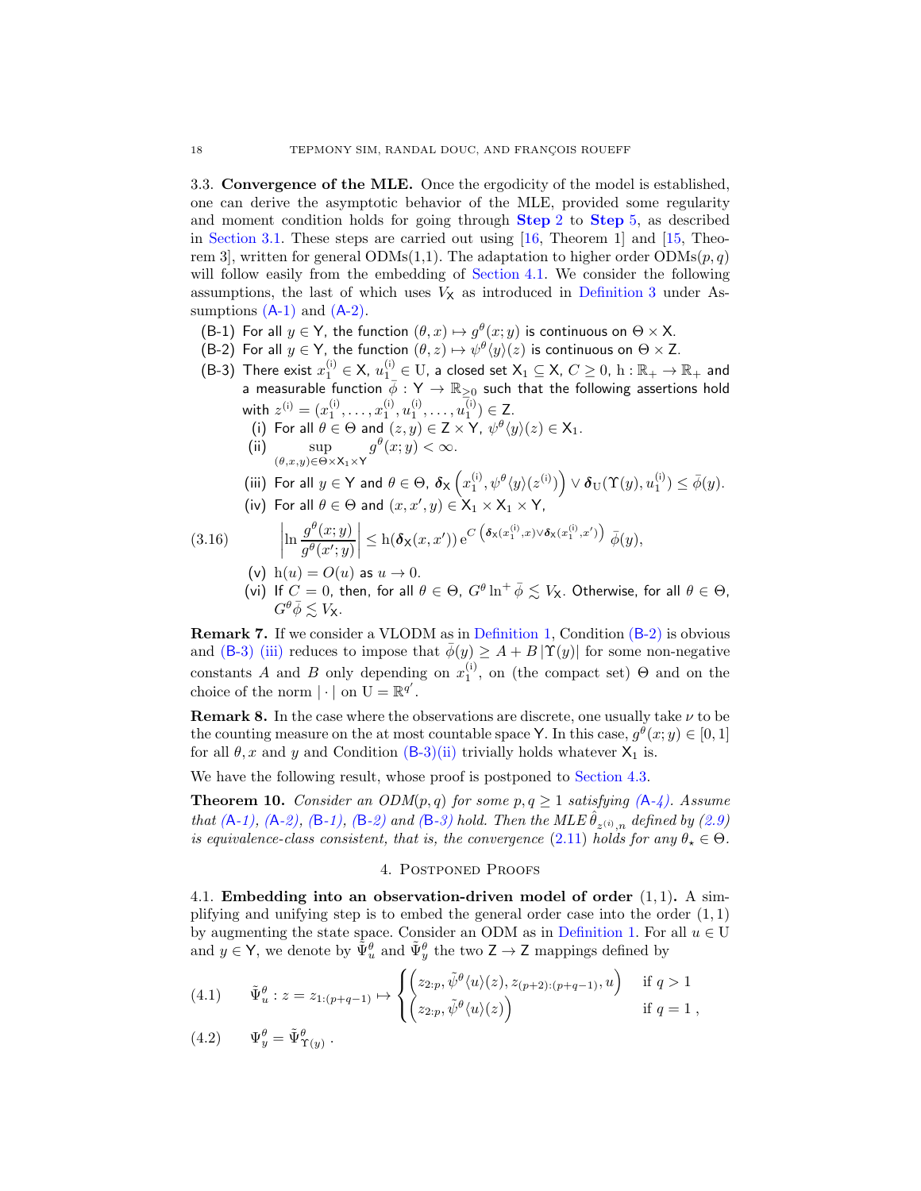### 3.3. Convergence of the MLE.

Once the ergodicity of the model is established, one can derive the asymptotic behavior of the MLE, provided some regularity and moment condition holds for going through **Step 2** to **Step 5**, as described in Section 3.1. These steps are carried out using [16, Theorem 1] and [15, Theorem 3], written for general ODMs(1,1). The adaptation to higher order ODMs$(p,q)$ will follow easily from the embedding of Section 4.1. We consider the following assumptions, the last of which uses $V_{\mathsf{X}}$ as introduced in Definition 3 under Assumptions (A-1) and (A-2).

- (B-1) For all $y \in \mathsf{Y}$, the function $(\theta, x) \mapsto g^\theta(x; y)$ is continuous on $\Theta \times \mathsf{X}$.
- (B-2) For all $y \in \mathsf{Y}$, the function $(\theta, z) \mapsto \psi^\theta\langle y\rangle(z)$ is continuous on $\Theta \times \mathsf{Z}$.
- (B-3) There exist $x_1^{(\mathrm{i})} \in \mathsf{X}$, $u_1^{(\mathrm{i})} \in \mathrm{U}$, a closed set $\mathsf{X}_1 \subseteq \mathsf{X}$, $C \geq 0$, $\mathrm{h} : \mathbb{R}_+ \to \mathbb{R}_+$ and a measurable function $\bar\phi : \mathsf{Y} \to \mathbb{R}_{\geq 0}$ such that the following assertions hold with $z^{(\mathrm{i})} = (x_1^{(\mathrm{i})}, \dots, x_1^{(\mathrm{i})}, u_1^{(\mathrm{i})}, \dots, u_1^{(\mathrm{i})}) \in \mathsf{Z}$.
  - (i) For all $\theta \in \Theta$ and $(z, y) \in \mathsf{Z} \times \mathsf{Y}$, $\psi^\theta\langle y\rangle(z) \in \mathsf{X}_1$.
  - (ii) $\displaystyle\sup_{(\theta,x,y)\in\Theta\times\mathsf{X}_1\times\mathsf{Y}} g^\theta(x; y) < \infty$.
  - (iii) For all $y \in \mathsf{Y}$ and $\theta \in \Theta$, $\boldsymbol{\delta}_{\mathsf{X}}\left(x_1^{(\mathrm{i})}, \psi^\theta\langle y\rangle(z^{(\mathrm{i})})\right) \vee \boldsymbol{\delta}_{\mathrm{U}}(\Upsilon(y), u_1^{(\mathrm{i})}) \leq \bar\phi(y)$.
  - (iv) For all $\theta \in \Theta$ and $(x, x', y) \in \mathsf{X}_1 \times \mathsf{X}_1 \times \mathsf{Y}$,

$$
\left|\ln \frac{g^\theta(x; y)}{g^\theta(x'; y)}\right| \leq \mathrm{h}(\boldsymbol{\delta}_{\mathsf{X}}(x, x'))\, \mathrm{e}^{C\left(\boldsymbol{\delta}_{\mathsf{X}}(x_1^{(\mathrm{i})}, x) \vee \boldsymbol{\delta}_{\mathsf{X}}(x_1^{(\mathrm{i})}, x')\right)}\, \bar\phi(y), \tag{3.16}
$$

  - (v) $\mathrm{h}(u) = O(u)$ as $u \to 0$.
  - (vi) If $C = 0$, then, for all $\theta \in \Theta$, $G^\theta \ln^+ \bar\phi \lesssim V_{\mathsf{X}}$. Otherwise, for all $\theta \in \Theta$, $G^\theta \bar\phi \lesssim V_{\mathsf{X}}$.

**Remark 7.** If we consider a VLODM as in Definition 1, Condition (B-2) is obvious and (B-3) (iii) reduces to impose that $\bar\phi(y) \geq A + B\,|\Upsilon(y)|$ for some non-negative constants $A$ and $B$ only depending on $x_1^{(\mathrm{i})}$, on (the compact set) $\Theta$ and on the choice of the norm $|\cdot|$ on $\mathrm{U} = \mathbb{R}^{q'}$.

**Remark 8.** In the case where the observations are discrete, one usually take $\nu$ to be the counting measure on the at most countable space $\mathsf{Y}$. In this case, $g^\theta(x; y) \in [0, 1]$ for all $\theta, x$ and $y$ and Condition (B-3)(ii) trivially holds whatever $\mathsf{X}_1$ is.

We have the following result, whose proof is postponed to Section 4.3.

**Theorem 10.** *Consider an ODM$(p,q)$ for some $p, q \geq 1$ satisfying (A-4). Assume that (A-1), (A-2), (B-1), (B-2) and (B-3) hold. Then the MLE $\hat\theta_{z^{(\mathrm{i})},n}$ defined by (2.9) is equivalence-class consistent, that is, the convergence (2.11) holds for any $\theta_\star \in \Theta$.*

## 4. Postponed Proofs

### 4.1. Embedding into an observation-driven model of order $(1,1)$.

A simplifying and unifying step is to embed the general order case into the order $(1,1)$ by augmenting the state space. Consider an ODM as in Definition 1. For all $u \in \mathrm{U}$ and $y \in \mathsf{Y}$, we denote by $\tilde\Psi_u^\theta$ and $\tilde\Psi_y^\theta$ the two $\mathsf{Z} \to \mathsf{Z}$ mappings defined by

$$
\tilde\Psi_u^\theta : z = z_{1:(p+q-1)} \mapsto \begin{cases} \left(z_{2:p}, \tilde\psi^\theta\langle u\rangle(z), z_{(p+2):(p+q-1)}, u\right) & \text{if } q > 1 \\ \left(z_{2:p}, \tilde\psi^\theta\langle u\rangle(z)\right) & \text{if } q = 1\,, \end{cases} \tag{4.1}
$$

$$
\Psi_y^\theta = \tilde\Psi_{\Upsilon(y)}^\theta\,. \tag{4.2}
$$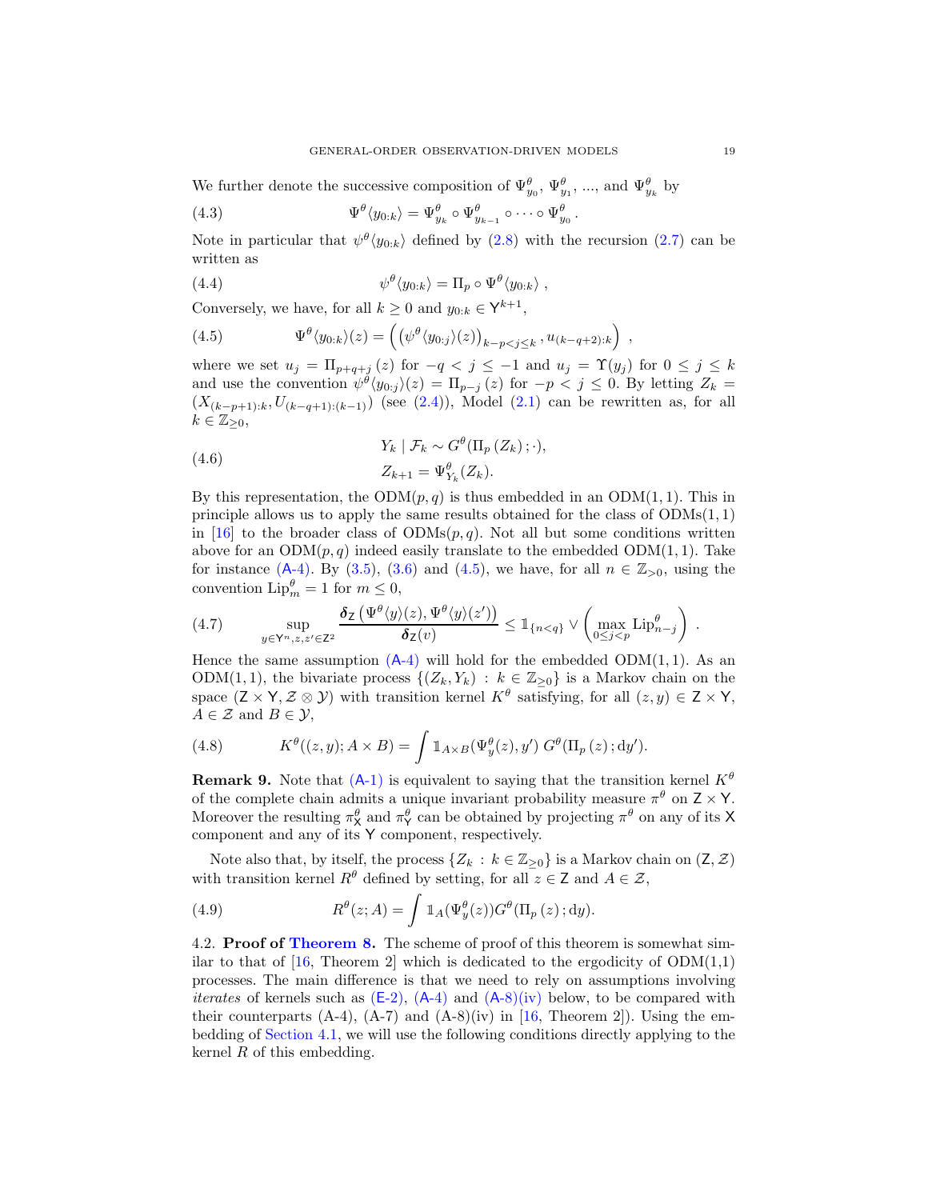We further denote the successive composition of $\Psi^\theta_{y_0}$, $\Psi^\theta_{y_1}$, ..., and $\Psi^\theta_{y_k}$ by

$$
\Psi^\theta\langle y_{0:k}\rangle = \Psi^\theta_{y_k} \circ \Psi^\theta_{y_{k-1}} \circ \cdots \circ \Psi^\theta_{y_0} \,. \tag{4.3}
$$

Note in particular that $\psi^\theta\langle y_{0:k}\rangle$ defined by (2.8) with the recursion (2.7) can be written as

$$
\psi^\theta\langle y_{0:k}\rangle = \Pi_p \circ \Psi^\theta\langle y_{0:k}\rangle \,, \tag{4.4}
$$

Conversely, we have, for all $k \geq 0$ and $y_{0:k} \in \mathsf{Y}^{k+1}$,

$$
\Psi^\theta\langle y_{0:k}\rangle(z) = \left( \left(\psi^\theta\langle y_{0:j}\rangle(z)\right)_{k-p<j\leq k} , u_{(k-q+2):k} \right) \,, \tag{4.5}
$$

where we set $u_j = \Pi_{p+q+j}(z)$ for $-q < j \leq -1$ and $u_j = \Upsilon(y_j)$ for $0 \leq j \leq k$ and use the convention $\psi^\theta\langle y_{0:j}\rangle(z) = \Pi_{p-j}(z)$ for $-p < j \leq 0$. By letting $Z_k = (X_{(k-p+1):k}, U_{(k-q+1):(k-1)})$ (see (2.4)), Model (2.1) can be rewritten as, for all $k \in \mathbb{Z}_{\geq 0}$,

$$
\begin{aligned}
&Y_k \mid \mathcal{F}_k \sim G^\theta(\Pi_p(Z_k);\cdot), \\
&Z_{k+1} = \Psi^\theta_{Y_k}(Z_k).
\end{aligned} \tag{4.6}
$$

By this representation, the ODM$(p,q)$ is thus embedded in an ODM$(1,1)$. This in principle allows us to apply the same results obtained for the class of ODMs$(1,1)$ in [16] to the broader class of ODMs$(p,q)$. Not all but some conditions written above for an ODM$(p,q)$ indeed easily translate to the embedded ODM$(1,1)$. Take for instance (A-4). By (3.5), (3.6) and (4.5), we have, for all $n \in \mathbb{Z}_{>0}$, using the convention $\mathrm{Lip}^\theta_m = 1$ for $m \leq 0$,

$$
\sup_{y\in\mathsf{Y}^n, z,z'\in\mathsf{Z}^2} \frac{\boldsymbol{\delta}_\mathsf{Z}\left(\Psi^\theta\langle y\rangle(z), \Psi^\theta\langle y\rangle(z')\right)}{\boldsymbol{\delta}_\mathsf{Z}(v)} \leq \mathbb{1}_{\{n<q\}} \vee \left(\max_{0\leq j<p} \mathrm{Lip}^\theta_{n-j}\right) \,. \tag{4.7}
$$

Hence the same assumption (A-4) will hold for the embedded ODM$(1,1)$. As an ODM$(1,1)$, the bivariate process $\{(Z_k, Y_k) : k \in \mathbb{Z}_{\geq 0}\}$ is a Markov chain on the space $(\mathsf{Z}\times\mathsf{Y}, \mathcal{Z}\otimes\mathcal{Y})$ with transition kernel $K^\theta$ satisfying, for all $(z,y) \in \mathsf{Z}\times\mathsf{Y}$, $A \in \mathcal{Z}$ and $B \in \mathcal{Y}$,

$$
K^\theta((z,y); A\times B) = \int \mathbb{1}_{A\times B}(\Psi^\theta_y(z), y')\; G^\theta(\Pi_p(z); \mathrm{d}y'). \tag{4.8}
$$

**Remark 9.** Note that (A-1) is equivalent to saying that the transition kernel $K^\theta$ of the complete chain admits a unique invariant probability measure $\pi^\theta$ on $\mathsf{Z}\times\mathsf{Y}$. Moreover the resulting $\pi^\theta_\mathsf{X}$ and $\pi^\theta_\mathsf{Y}$ can be obtained by projecting $\pi^\theta$ on any of its $\mathsf{X}$ component and any of its $\mathsf{Y}$ component, respectively.

Note also that, by itself, the process $\{Z_k : k \in \mathbb{Z}_{\geq 0}\}$ is a Markov chain on $(\mathsf{Z}, \mathcal{Z})$ with transition kernel $R^\theta$ defined by setting, for all $z \in \mathsf{Z}$ and $A \in \mathcal{Z}$,

$$
R^\theta(z; A) = \int \mathbb{1}_A(\Psi^\theta_y(z)) G^\theta(\Pi_p(z); \mathrm{d}y). \tag{4.9}
$$

4.2. **Proof of Theorem 8.** The scheme of proof of this theorem is somewhat similar to that of [16, Theorem 2] which is dedicated to the ergodicity of ODM(1,1) processes. The main difference is that we need to rely on assumptions involving *iterates* of kernels such as (E-2), (A-4) and (A-8)(iv) below, to be compared with their counterparts (A-4), (A-7) and (A-8)(iv) in [16, Theorem 2]). Using the embedding of Section 4.1, we will use the following conditions directly applying to the kernel $R$ of this embedding.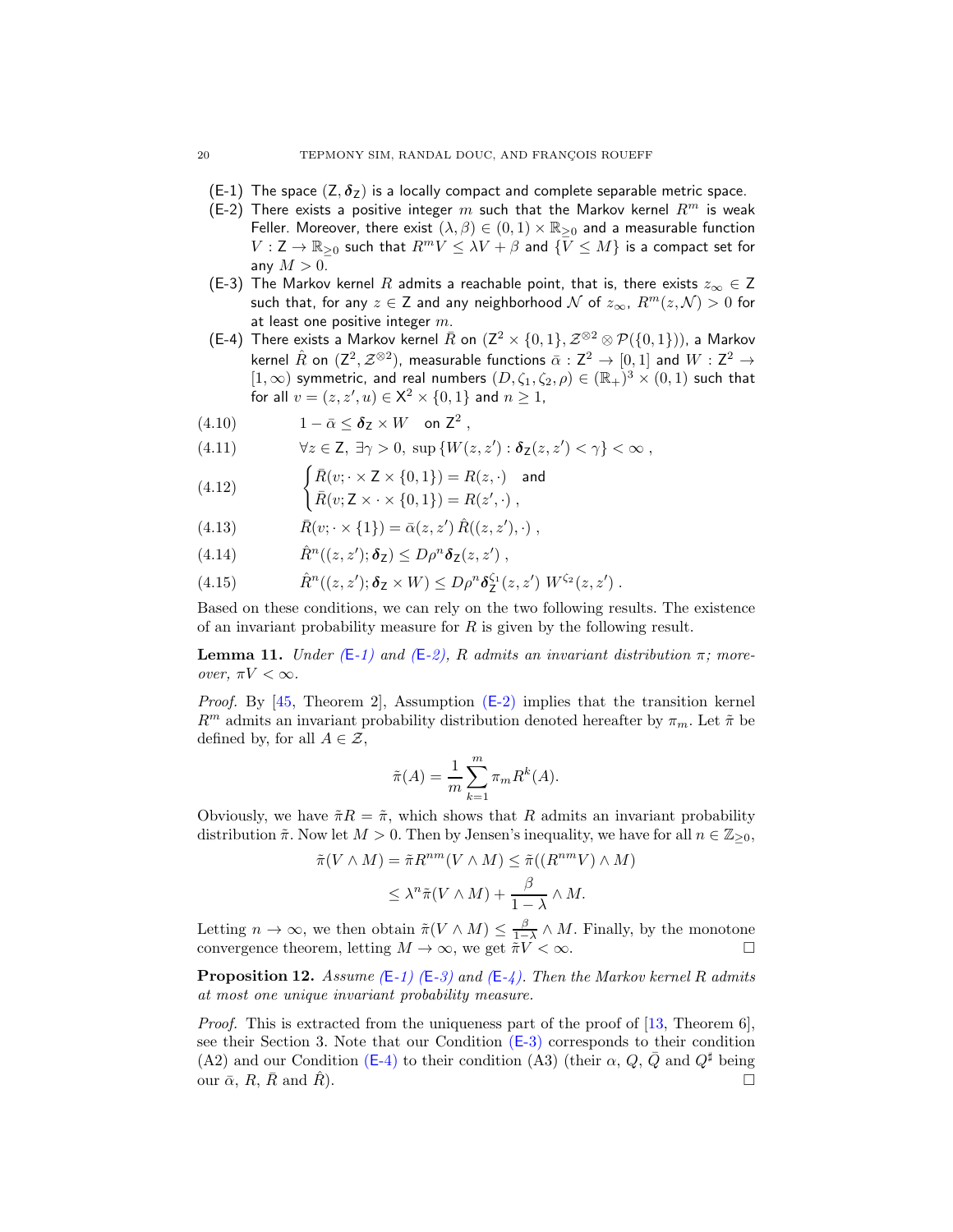(E-1) The space $(\mathsf{Z}, \boldsymbol{\delta}_{\mathsf{Z}})$ is a locally compact and complete separable metric space.

(E-2) There exists a positive integer $m$ such that the Markov kernel $R^m$ is weak Feller. Moreover, there exist $(\lambda, \beta) \in (0,1) \times \mathbb{R}_{\geq 0}$ and a measurable function $V : \mathsf{Z} \to \mathbb{R}_{\geq 0}$ such that $R^m V \leq \lambda V + \beta$ and $\{V \leq M\}$ is a compact set for any $M > 0$.

(E-3) The Markov kernel $R$ admits a reachable point, that is, there exists $z_\infty \in \mathsf{Z}$ such that, for any $z \in \mathsf{Z}$ and any neighborhood $\mathcal{N}$ of $z_\infty$, $R^m(z, \mathcal{N}) > 0$ for at least one positive integer $m$.

(E-4) There exists a Markov kernel $\bar{R}$ on $(\mathsf{Z}^2 \times \{0,1\}, \mathcal{Z}^{\otimes 2} \otimes \mathcal{P}(\{0,1\}))$, a Markov kernel $\hat{R}$ on $(\mathsf{Z}^2, \mathcal{Z}^{\otimes 2})$, measurable functions $\bar{\alpha} : \mathsf{Z}^2 \to [0,1]$ and $W : \mathsf{Z}^2 \to [1, \infty)$ symmetric, and real numbers $(D, \zeta_1, \zeta_2, \rho) \in (\mathbb{R}_+)^3 \times (0,1)$ such that for all $v = (z, z', u) \in \mathsf{X}^2 \times \{0,1\}$ and $n \geq 1$,

$$1 - \bar{\alpha} \leq \boldsymbol{\delta}_{\mathsf{Z}} \times W \quad \text{on } \mathsf{Z}^2 \,, \tag{4.10}$$

$$\forall z \in \mathsf{Z}, \ \exists \gamma > 0, \ \sup\{W(z, z') : \boldsymbol{\delta}_{\mathsf{Z}}(z, z') < \gamma\} < \infty \,, \tag{4.11}$$

$$\begin{cases} \bar{R}(v; \cdot \times \mathsf{Z} \times \{0,1\}) = R(z, \cdot) & \text{and} \\ \bar{R}(v; \mathsf{Z} \times \cdot \times \{0,1\}) = R(z', \cdot) \,, \end{cases} \tag{4.12}$$

$$\bar{R}(v; \cdot \times \{1\}) = \bar{\alpha}(z, z') \, \hat{R}((z, z'), \cdot) \,, \tag{4.13}$$

$$\hat{R}^n((z, z'); \boldsymbol{\delta}_{\mathsf{Z}}) \leq D \rho^n \boldsymbol{\delta}_{\mathsf{Z}}(z, z') \,, \tag{4.14}$$

$$\hat{R}^n((z, z'); \boldsymbol{\delta}_{\mathsf{Z}} \times W) \leq D \rho^n \boldsymbol{\delta}_{\mathsf{Z}}^{\zeta_1}(z, z') \, W^{\zeta_2}(z, z') \,. \tag{4.15}$$

Based on these conditions, we can rely on the two following results. The existence of an invariant probability measure for $R$ is given by the following result.

**Lemma 11.** *Under (E-1) and (E-2), $R$ admits an invariant distribution $\pi$; moreover, $\pi V < \infty$.*

*Proof.* By [45, Theorem 2], Assumption (E-2) implies that the transition kernel $R^m$ admits an invariant probability distribution denoted hereafter by $\pi_m$. Let $\tilde{\pi}$ be defined by, for all $A \in \mathcal{Z}$,

$$\tilde{\pi}(A) = \frac{1}{m} \sum_{k=1}^{m} \pi_m R^k(A).$$

Obviously, we have $\tilde{\pi} R = \tilde{\pi}$, which shows that $R$ admits an invariant probability distribution $\tilde{\pi}$. Now let $M > 0$. Then by Jensen's inequality, we have for all $n \in \mathbb{Z}_{\geq 0}$,

$$\begin{aligned} \tilde{\pi}(V \wedge M) &= \tilde{\pi} R^{nm}(V \wedge M) \leq \tilde{\pi}((R^{nm} V) \wedge M) \\ &\leq \lambda^n \tilde{\pi}(V \wedge M) + \frac{\beta}{1 - \lambda} \wedge M. \end{aligned}$$

Letting $n \to \infty$, we then obtain $\tilde{\pi}(V \wedge M) \leq \frac{\beta}{1-\lambda} \wedge M$. Finally, by the monotone convergence theorem, letting $M \to \infty$, we get $\tilde{\pi} V < \infty$. $\square$

**Proposition 12.** *Assume (E-1) (E-3) and (E-4). Then the Markov kernel $R$ admits at most one unique invariant probability measure.*

*Proof.* This is extracted from the uniqueness part of the proof of [13, Theorem 6], see their Section 3. Note that our Condition (E-3) corresponds to their condition (A2) and our Condition (E-4) to their condition (A3) (their $\alpha$, $Q$, $\bar{Q}$ and $Q^\sharp$ being our $\bar{\alpha}$, $R$, $\bar{R}$ and $\hat{R}$). $\square$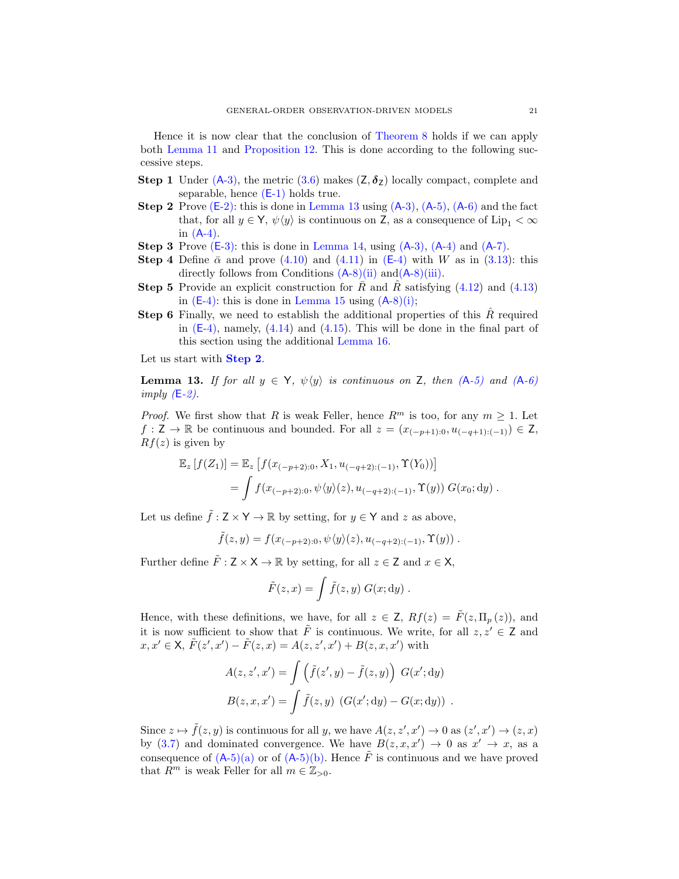Hence it is now clear that the conclusion of Theorem 8 holds if we can apply both Lemma 11 and Proposition 12. This is done according to the following successive steps.

- **Step 1** Under (A-3), the metric (3.6) makes $(\mathsf{Z}, \boldsymbol{\delta}_{\mathsf{Z}})$ locally compact, complete and separable, hence (E-1) holds true.
- **Step 2** Prove (E-2): this is done in Lemma 13 using (A-3), (A-5), (A-6) and the fact that, for all $y \in \mathsf{Y}$, $\psi\langle y\rangle$ is continuous on $\mathsf{Z}$, as a consequence of $\mathrm{Lip}_1 < \infty$ in (A-4).
- **Step 3** Prove (E-3): this is done in Lemma 14, using (A-3), (A-4) and (A-7).
- **Step 4** Define $\bar{\alpha}$ and prove (4.10) and (4.11) in (E-4) with $W$ as in (3.13): this directly follows from Conditions (A-8)(ii) and(A-8)(iii).
- **Step 5** Provide an explicit construction for $\bar{R}$ and $\hat{R}$ satisfying (4.12) and (4.13) in (E-4): this is done in Lemma 15 using (A-8)(i);
- **Step 6** Finally, we need to establish the additional properties of this $\hat{R}$ required in (E-4), namely, (4.14) and (4.15). This will be done in the final part of this section using the additional Lemma 16.

Let us start with **Step 2**.

**Lemma 13.** *If for all $y \in \mathsf{Y}$, $\psi\langle y\rangle$ is continuous on $\mathsf{Z}$, then (A-5) and (A-6) imply (E-2).*

*Proof.* We first show that $R$ is weak Feller, hence $R^m$ is too, for any $m \geq 1$. Let $f : \mathsf{Z} \to \mathbb{R}$ be continuous and bounded. For all $z = (x_{(-p+1):0}, u_{(-q+1):(-1)}) \in \mathsf{Z}$, $Rf(z)$ is given by

$$
\begin{aligned}
\mathbb{E}_z\left[f(Z_1)\right] &= \mathbb{E}_z\left[f(x_{(-p+2):0}, X_1, u_{(-q+2):(-1)}, \Upsilon(Y_0))\right] \\
&= \int f(x_{(-p+2):0}, \psi\langle y\rangle(z), u_{(-q+2):(-1)}, \Upsilon(y))\; G(x_0; \mathrm{d}y)\;.
\end{aligned}
$$

Let us define $\tilde{f} : \mathsf{Z} \times \mathsf{Y} \to \mathbb{R}$ by setting, for $y \in \mathsf{Y}$ and $z$ as above,

$$
\tilde{f}(z, y) = f(x_{(-p+2):0}, \psi\langle y\rangle(z), u_{(-q+2):(-1)}, \Upsilon(y))\;.
$$

Further define $\tilde{F} : \mathsf{Z} \times \mathsf{X} \to \mathbb{R}$ by setting, for all $z \in \mathsf{Z}$ and $x \in \mathsf{X}$,

$$
\tilde{F}(z, x) = \int \tilde{f}(z, y)\; G(x; \mathrm{d}y)\;.
$$

Hence, with these definitions, we have, for all $z \in \mathsf{Z}$, $Rf(z) = \tilde{F}(z, \Pi_p(z))$, and it is now sufficient to show that $\tilde{F}$ is continuous. We write, for all $z, z' \in \mathsf{Z}$ and $x, x' \in \mathsf{X}$, $\tilde{F}(z', x') - \tilde{F}(z, x) = A(z, z', x') + B(z, x, x')$ with

$$
\begin{aligned}
A(z, z', x') &= \int \left(\tilde{f}(z', y) - \tilde{f}(z, y)\right)\; G(x'; \mathrm{d}y) \\
B(z, x, x') &= \int \tilde{f}(z, y)\; \left(G(x'; \mathrm{d}y) - G(x; \mathrm{d}y)\right)\;.
\end{aligned}
$$

Since $z \mapsto \tilde{f}(z, y)$ is continuous for all $y$, we have $A(z, z', x') \to 0$ as $(z', x') \to (z, x)$ by (3.7) and dominated convergence. We have $B(z, x, x') \to 0$ as $x' \to x$, as a consequence of (A-5)(a) or of (A-5)(b). Hence $\tilde{F}$ is continuous and we have proved that $R^m$ is weak Feller for all $m \in \mathbb{Z}_{>0}$.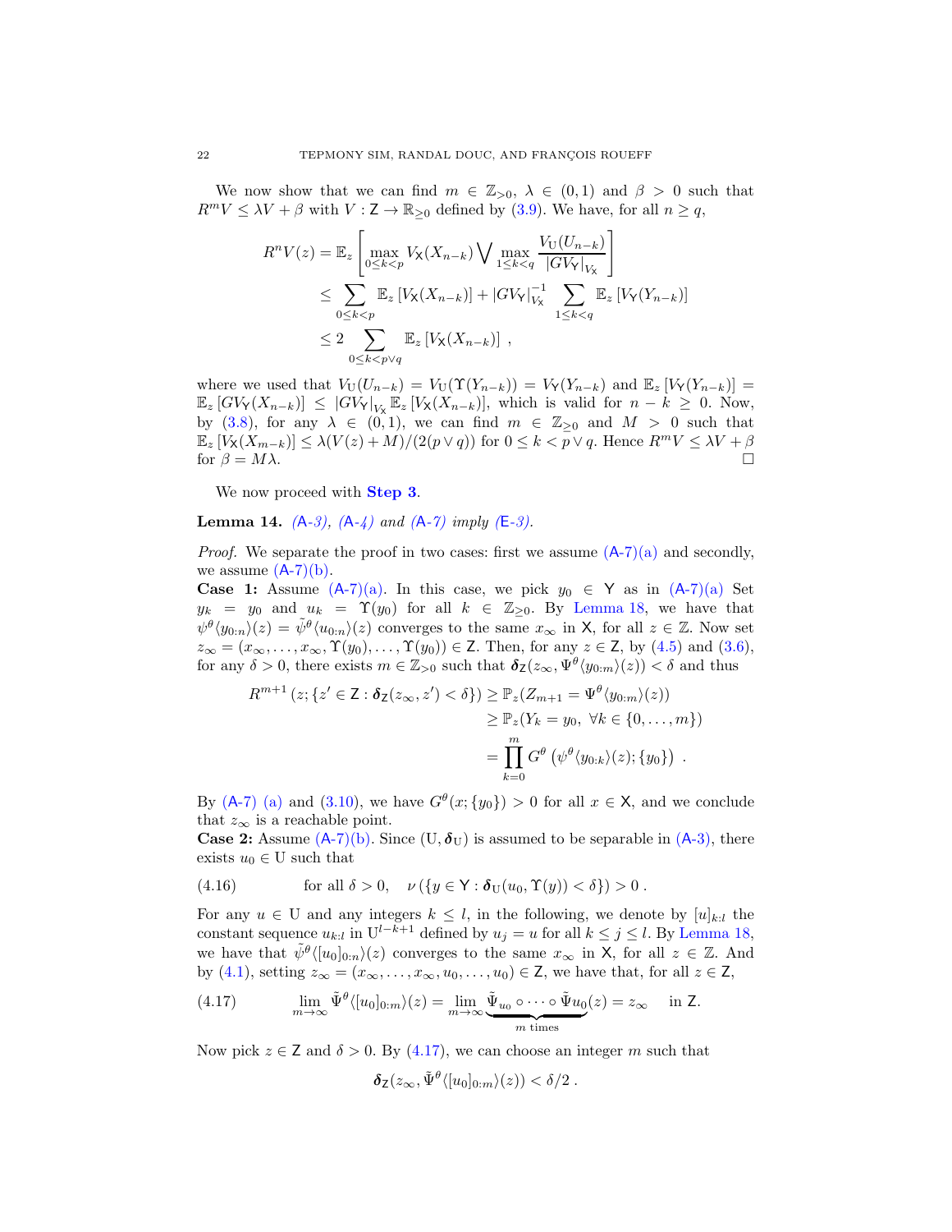We now show that we can find $m \in \mathbb{Z}_{>0}$, $\lambda \in (0,1)$ and $\beta > 0$ such that $R^m V \leq \lambda V + \beta$ with $V : \mathsf{Z} \to \mathbb{R}_{\geq 0}$ defined by (3.9). We have, for all $n \geq q$,

$$
\begin{aligned}
R^n V(z) &= \mathbb{E}_z \left[ \max_{0 \leq k < p} V_{\mathsf{X}}(X_{n-k}) \bigvee \max_{1 \leq k < q} \frac{V_{\mathrm{U}}(U_{n-k})}{|GV_{\mathsf{Y}}|_{V_{\mathsf{X}}}} \right] \\
&\leq \sum_{0 \leq k < p} \mathbb{E}_z \left[ V_{\mathsf{X}}(X_{n-k}) \right] + |GV_{\mathsf{Y}}|_{V_{\mathsf{X}}}^{-1} \sum_{1 \leq k < q} \mathbb{E}_z \left[ V_{\mathsf{Y}}(Y_{n-k}) \right] \\
&\leq 2 \sum_{0 \leq k < p \vee q} \mathbb{E}_z \left[ V_{\mathsf{X}}(X_{n-k}) \right] ,
\end{aligned}
$$

where we used that $V_{\mathrm{U}}(U_{n-k}) = V_{\mathrm{U}}(\Upsilon(Y_{n-k})) = V_{\mathsf{Y}}(Y_{n-k})$ and $\mathbb{E}_z \left[ V_{\mathsf{Y}}(Y_{n-k}) \right] = \mathbb{E}_z \left[ GV_{\mathsf{Y}}(X_{n-k}) \right] \leq |GV_{\mathsf{Y}}|_{V_{\mathsf{X}}} \mathbb{E}_z \left[ V_{\mathsf{X}}(X_{n-k}) \right]$, which is valid for $n - k \geq 0$. Now, by (3.8), for any $\lambda \in (0,1)$, we can find $m \in \mathbb{Z}_{\geq 0}$ and $M > 0$ such that $\mathbb{E}_z \left[ V_{\mathsf{X}}(X_{m-k}) \right] \leq \lambda (V(z) + M)/(2(p \vee q))$ for $0 \leq k < p \vee q$. Hence $R^m V \leq \lambda V + \beta$ for $\beta = M\lambda$. $\square$

We now proceed with **Step 3**.

**Lemma 14.** *(A-3), (A-4) and (A-7) imply (E-3).*

*Proof.* We separate the proof in two cases: first we assume (A-7)(a) and secondly, we assume (A-7)(b).

**Case 1:** Assume (A-7)(a). In this case, we pick $y_0 \in \mathsf{Y}$ as in (A-7)(a) Set $y_k = y_0$ and $u_k = \Upsilon(y_0)$ for all $k \in \mathbb{Z}_{\geq 0}$. By Lemma 18, we have that $\psi^\theta \langle y_{0:n} \rangle (z) = \tilde{\psi}^\theta \langle u_{0:n} \rangle (z)$ converges to the same $x_\infty$ in $\mathsf{X}$, for all $z \in \mathbb{Z}$. Now set $z_\infty = (x_\infty, \ldots, x_\infty, \Upsilon(y_0), \ldots, \Upsilon(y_0)) \in \mathsf{Z}$. Then, for any $z \in \mathsf{Z}$, by (4.5) and (3.6), for any $\delta > 0$, there exists $m \in \mathbb{Z}_{>0}$ such that $\boldsymbol{\delta}_{\mathsf{Z}}(z_\infty, \Psi^\theta \langle y_{0:m} \rangle (z)) < \delta$ and thus

$$
\begin{aligned}
R^{m+1} \left( z; \{ z' \in \mathsf{Z} : \boldsymbol{\delta}_{\mathsf{Z}}(z_\infty, z') < \delta \} \right) &\geq \mathbb{P}_z(Z_{m+1} = \Psi^\theta \langle y_{0:m} \rangle (z)) \\
&\geq \mathbb{P}_z(Y_k = y_0, \ \forall k \in \{0, \ldots, m\}) \\
&= \prod_{k=0}^{m} G^\theta \left( \psi^\theta \langle y_{0:k} \rangle (z); \{y_0\} \right) .
\end{aligned}
$$

By (A-7) (a) and (3.10), we have $G^\theta(x; \{y_0\}) > 0$ for all $x \in \mathsf{X}$, and we conclude that $z_\infty$ is a reachable point.

**Case 2:** Assume (A-7)(b). Since $(\mathrm{U}, \boldsymbol{\delta}_{\mathrm{U}})$ is assumed to be separable in (A-3), there exists $u_0 \in \mathrm{U}$ such that

$$
\text{for all } \delta > 0, \quad \nu \left( \{ y \in \mathsf{Y} : \boldsymbol{\delta}_{\mathrm{U}}(u_0, \Upsilon(y)) < \delta \} \right) > 0 . \tag{4.16}
$$

For any $u \in \mathrm{U}$ and any integers $k \leq l$, in the following, we denote by $[u]_{k:l}$ the constant sequence $u_{k:l}$ in $\mathrm{U}^{l-k+1}$ defined by $u_j = u$ for all $k \leq j \leq l$. By Lemma 18, we have that $\tilde{\psi}^\theta \langle [u_0]_{0:n} \rangle (z)$ converges to the same $x_\infty$ in $\mathsf{X}$, for all $z \in \mathbb{Z}$. And by (4.1), setting $z_\infty = (x_\infty, \ldots, x_\infty, u_0, \ldots, u_0) \in \mathsf{Z}$, we have that, for all $z \in \mathsf{Z}$,

$$
\lim_{m \to \infty} \tilde{\Psi}^\theta \langle [u_0]_{0:m} \rangle (z) = \lim_{m \to \infty} \underbrace{\tilde{\Psi}_{u_0} \circ \cdots \circ \tilde{\Psi}_{u_0}}_{m \text{ times}}(z) = z_\infty \quad \text{in } \mathsf{Z}. \tag{4.17}
$$

Now pick $z \in \mathsf{Z}$ and $\delta > 0$. By (4.17), we can choose an integer $m$ such that

$$
\boldsymbol{\delta}_{\mathsf{Z}}(z_\infty, \tilde{\Psi}^\theta \langle [u_0]_{0:m} \rangle (z)) < \delta/2 .
$$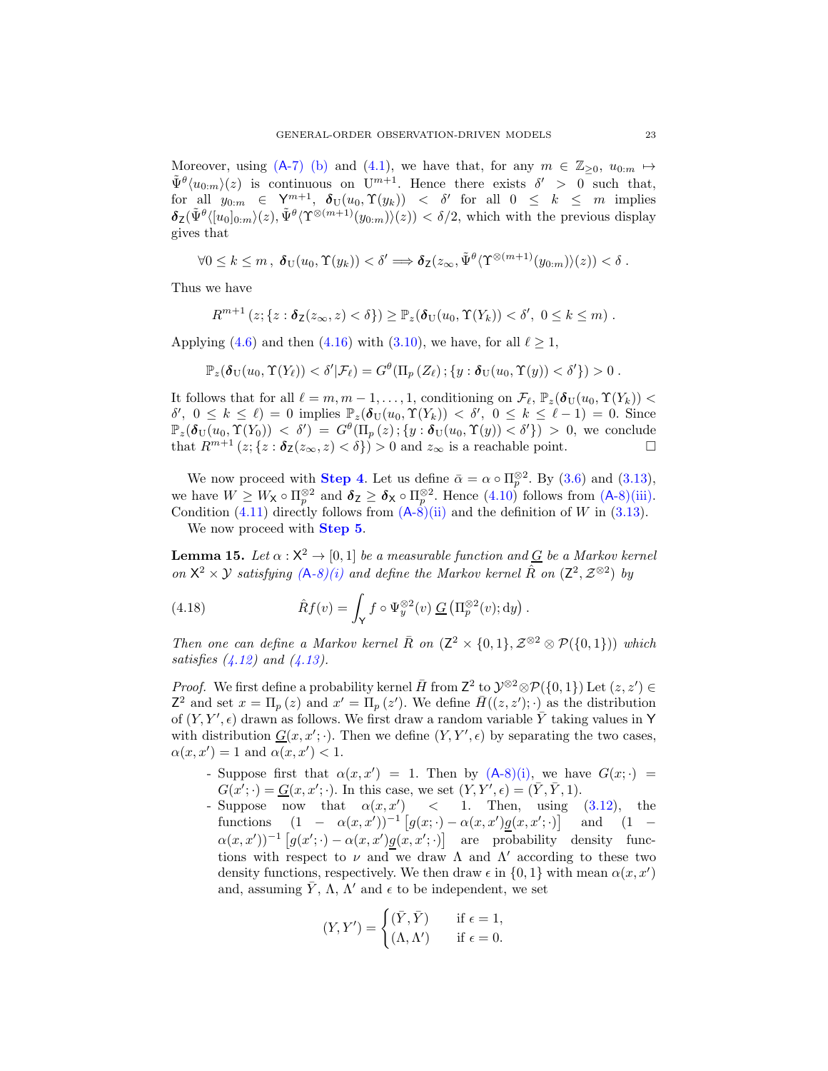Moreover, using (A-7) (b) and (4.1), we have that, for any $m \in \mathbb{Z}_{\geq 0}$, $u_{0:m} \mapsto \tilde{\Psi}^\theta\langle u_{0:m}\rangle(z)$ is continuous on $\mathrm{U}^{m+1}$. Hence there exists $\delta' > 0$ such that, for all $y_{0:m} \in \mathsf{Y}^{m+1}$, $\boldsymbol{\delta}_{\mathrm{U}}(u_0, \Upsilon(y_k)) < \delta'$ for all $0 \leq k \leq m$ implies $\boldsymbol{\delta}_{\mathsf{Z}}(\tilde{\Psi}^\theta\langle [u_0]_{0:m}\rangle(z), \tilde{\Psi}^\theta\langle \Upsilon^{\otimes(m+1)}(y_{0:m})\rangle(z)) < \delta/2$, which with the previous display gives that

$$
\forall 0 \leq k \leq m\,,\ \boldsymbol{\delta}_{\mathrm{U}}(u_0, \Upsilon(y_k)) < \delta' \Longrightarrow \boldsymbol{\delta}_{\mathsf{Z}}(z_\infty, \tilde{\Psi}^\theta\langle \Upsilon^{\otimes(m+1)}(y_{0:m})\rangle(z)) < \delta\,.
$$

Thus we have

$$
R^{m+1}\left(z; \{z : \boldsymbol{\delta}_{\mathsf{Z}}(z_\infty, z) < \delta\}\right) \geq \mathbb{P}_z(\boldsymbol{\delta}_{\mathrm{U}}(u_0, \Upsilon(Y_k)) < \delta',\ 0 \leq k \leq m)\,.
$$

Applying (4.6) and then (4.16) with (3.10), we have, for all $\ell \geq 1$,

$$
\mathbb{P}_z(\boldsymbol{\delta}_{\mathrm{U}}(u_0, \Upsilon(Y_\ell)) < \delta' | \mathcal{F}_\ell) = G^\theta(\Pi_p\left(Z_\ell\right); \{y : \boldsymbol{\delta}_{\mathrm{U}}(u_0, \Upsilon(y)) < \delta'\}) > 0\,.
$$

It follows that for all $\ell = m, m-1, \ldots, 1$, conditioning on $\mathcal{F}_\ell$, $\mathbb{P}_z(\boldsymbol{\delta}_{\mathrm{U}}(u_0, \Upsilon(Y_k)) < \delta',\ 0 \leq k \leq \ell) = 0$ implies $\mathbb{P}_z(\boldsymbol{\delta}_{\mathrm{U}}(u_0, \Upsilon(Y_k)) < \delta',\ 0 \leq k \leq \ell - 1) = 0$. Since $\mathbb{P}_z(\boldsymbol{\delta}_{\mathrm{U}}(u_0, \Upsilon(Y_0)) < \delta') = G^\theta(\Pi_p\left(z\right); \{y : \boldsymbol{\delta}_{\mathrm{U}}(u_0, \Upsilon(y)) < \delta'\}) > 0$, we conclude that $R^{m+1}\left(z; \{z : \boldsymbol{\delta}_{\mathsf{Z}}(z_\infty, z) < \delta\}\right) > 0$ and $z_\infty$ is a reachable point. $\square$

We now proceed with **Step 4**. Let us define $\bar{\alpha} = \alpha \circ \Pi_p^{\otimes 2}$. By (3.6) and (3.13), we have $W \geq W_{\mathsf{X}} \circ \Pi_p^{\otimes 2}$ and $\boldsymbol{\delta}_{\mathsf{Z}} \geq \boldsymbol{\delta}_{\mathsf{X}} \circ \Pi_p^{\otimes 2}$. Hence (4.10) follows from (A-8)(iii). Condition (4.11) directly follows from (A-8)(ii) and the definition of $W$ in (3.13).

We now proceed with **Step 5**.

**Lemma 15.** *Let $\alpha : \mathsf{X}^2 \to [0,1]$ be a measurable function and $\underline{G}$ be a Markov kernel on $\mathsf{X}^2 \times \mathcal{Y}$ satisfying (A-8)(i) and define the Markov kernel $\hat{R}$ on $(\mathsf{Z}^2, \mathcal{Z}^{\otimes 2})$ by*

$$
\hat{R}f(v) = \int_{\mathsf{Y}} f \circ \Psi_y^{\otimes 2}(v)\ \underline{G}\left(\Pi_p^{\otimes 2}(v); \mathrm{d}y\right)\,. \tag{4.18}
$$

*Then one can define a Markov kernel $\bar{R}$ on $(\mathsf{Z}^2 \times \{0,1\}, \mathcal{Z}^{\otimes 2} \otimes \mathcal{P}(\{0,1\}))$ which satisfies (4.12) and (4.13).*

*Proof.* We first define a probability kernel $\bar{H}$ from $\mathsf{Z}^2$ to $\mathcal{Y}^{\otimes 2} \otimes \mathcal{P}(\{0,1\})$ Let $(z, z') \in \mathsf{Z}^2$ and set $x = \Pi_p\left(z\right)$ and $x' = \Pi_p\left(z'\right)$. We define $\bar{H}((z,z'); \cdot)$ as the distribution of $(Y, Y', \epsilon)$ drawn as follows. We first draw a random variable $\bar{Y}$ taking values in $\mathsf{Y}$ with distribution $\underline{G}(x, x'; \cdot)$. Then we define $(Y, Y', \epsilon)$ by separating the two cases, $\alpha(x,x') = 1$ and $\alpha(x,x') < 1$.

- Suppose first that $\alpha(x,x') = 1$. Then by (A-8)(i), we have $G(x;\cdot) = G(x';\cdot) = \underline{G}(x,x';\cdot)$. In this case, we set $(Y, Y', \epsilon) = (\bar{Y}, \bar{Y}, 1)$.
- Suppose now that $\alpha(x,x') < 1$. Then, using (3.12), the functions $(1 - \alpha(x,x'))^{-1}\left[g(x;\cdot) - \alpha(x,x')\underline{g}(x,x';\cdot)\right]$ and $(1 - \alpha(x,x'))^{-1}\left[g(x';\cdot) - \alpha(x,x')\underline{g}(x,x';\cdot)\right]$ are probability density functions with respect to $\nu$ and we draw $\Lambda$ and $\Lambda'$ according to these two density functions, respectively. We then draw $\epsilon$ in $\{0,1\}$ with mean $\alpha(x,x')$ and, assuming $\bar{Y}$, $\Lambda$, $\Lambda'$ and $\epsilon$ to be independent, we set

$$
(Y, Y') = \begin{cases} (\bar{Y}, \bar{Y}) & \text{if } \epsilon = 1, \\ (\Lambda, \Lambda') & \text{if } \epsilon = 0. \end{cases}
$$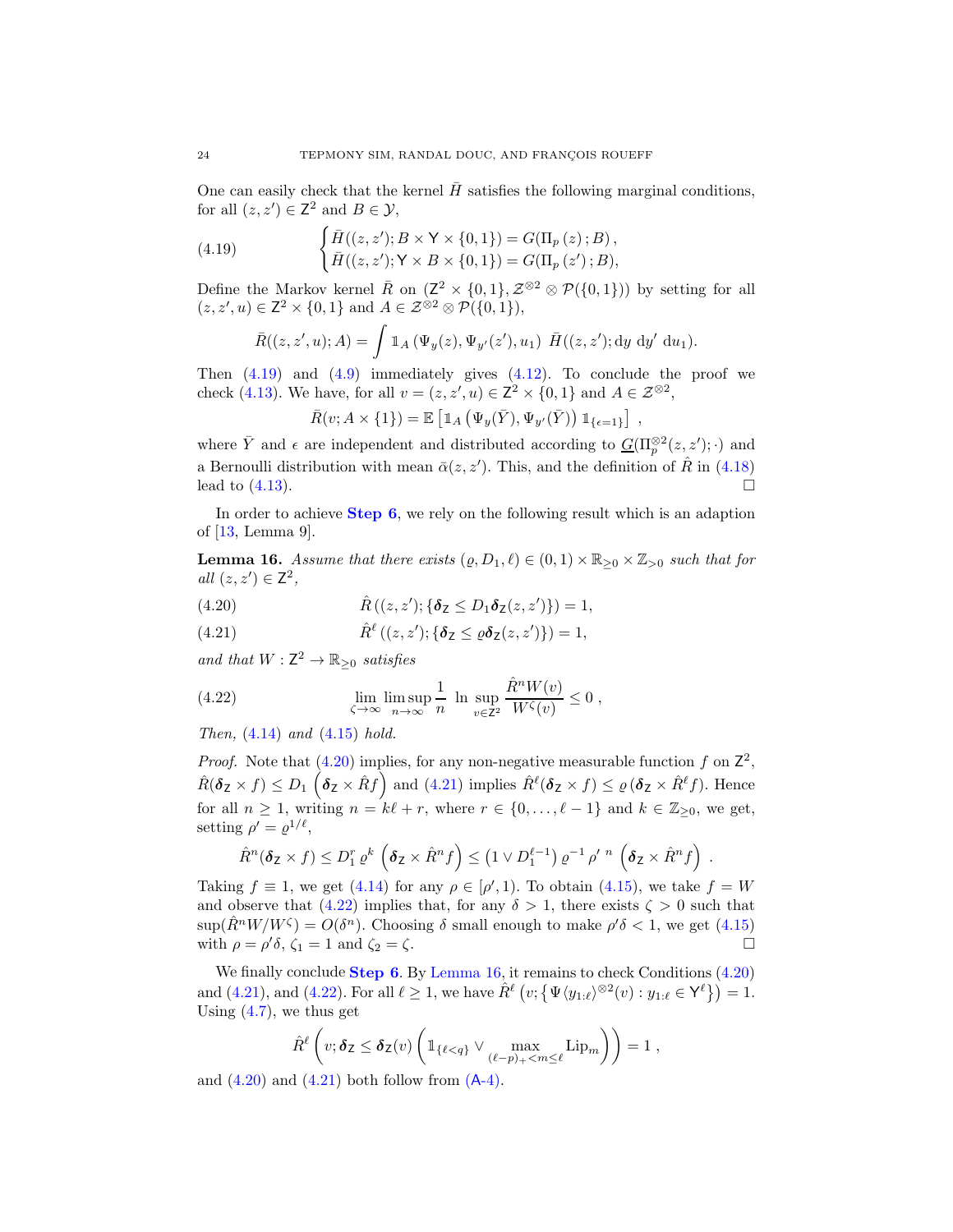One can easily check that the kernel $\bar{H}$ satisfies the following marginal conditions, for all $(z, z') \in \mathsf{Z}^2$ and $B \in \mathcal{Y}$,

$$
\begin{cases} \bar{H}((z,z'); B \times \mathsf{Y} \times \{0,1\}) = G(\Pi_p(z); B), \\ \bar{H}((z,z'); \mathsf{Y} \times B \times \{0,1\}) = G(\Pi_p(z'); B), \end{cases} \tag{4.19}
$$

Define the Markov kernel $\bar{R}$ on $(\mathsf{Z}^2 \times \{0,1\}, \mathcal{Z}^{\otimes 2} \otimes \mathcal{P}(\{0,1\}))$ by setting for all $(z, z', u) \in \mathsf{Z}^2 \times \{0,1\}$ and $A \in \mathcal{Z}^{\otimes 2} \otimes \mathcal{P}(\{0,1\})$,

$$
\bar{R}((z,z',u); A) = \int \mathbb{1}_A\left(\Psi_y(z), \Psi_{y'}(z'), u_1\right) \; \bar{H}((z,z'); \mathrm{d}y \; \mathrm{d}y' \; \mathrm{d}u_1).
$$

Then (4.19) and (4.9) immediately gives (4.12). To conclude the proof we check (4.13). We have, for all $v = (z, z', u) \in \mathsf{Z}^2 \times \{0,1\}$ and $A \in \mathcal{Z}^{\otimes 2}$,

$$
\bar{R}(v; A \times \{1\}) = \mathbb{E}\left[\mathbb{1}_A\left(\Psi_y(\bar{Y}), \Psi_{y'}(\bar{Y})\right) \mathbb{1}_{\{\epsilon=1\}}\right] ,
$$

where $\bar{Y}$ and $\epsilon$ are independent and distributed according to $\underline{G}(\Pi_p^{\otimes 2}(z,z'); \cdot)$ and a Bernoulli distribution with mean $\bar{\alpha}(z,z')$. This, and the definition of $\hat{R}$ in (4.18) lead to (4.13). □

In order to achieve **Step 6**, we rely on the following result which is an adaption of [13, Lemma 9].

**Lemma 16.** *Assume that there exists $(\varrho, D_1, \ell) \in (0,1) \times \mathbb{R}_{\geq 0} \times \mathbb{Z}_{>0}$ such that for all $(z, z') \in \mathsf{Z}^2$,*

$$
\hat{R}\left((z,z'); \{\boldsymbol{\delta}_{\mathsf{Z}} \leq D_1 \boldsymbol{\delta}_{\mathsf{Z}}(z,z')\}\right) = 1, \tag{4.20}
$$

$$
\hat{R}^\ell\left((z,z'); \{\boldsymbol{\delta}_{\mathsf{Z}} \leq \varrho \boldsymbol{\delta}_{\mathsf{Z}}(z,z')\}\right) = 1, \tag{4.21}
$$

*and that $W : \mathsf{Z}^2 \to \mathbb{R}_{\geq 0}$ satisfies*

$$
\lim_{\zeta \to \infty} \limsup_{n \to \infty} \frac{1}{n} \; \ln \; \sup_{v \in \mathsf{Z}^2} \frac{\hat{R}^n W(v)}{W^\zeta(v)} \leq 0 \; , \tag{4.22}
$$

*Then, (4.14) and (4.15) hold.*

*Proof.* Note that (4.20) implies, for any non-negative measurable function $f$ on $\mathsf{Z}^2$, $\hat{R}(\boldsymbol{\delta}_{\mathsf{Z}} \times f) \leq D_1 \left(\boldsymbol{\delta}_{\mathsf{Z}} \times \hat{R} f\right)$ and (4.21) implies $\hat{R}^\ell(\boldsymbol{\delta}_{\mathsf{Z}} \times f) \leq \varrho\,(\boldsymbol{\delta}_{\mathsf{Z}} \times \hat{R}^\ell f)$. Hence for all $n \geq 1$, writing $n = k\ell + r$, where $r \in \{0, \ldots, \ell-1\}$ and $k \in \mathbb{Z}_{\geq 0}$, we get, setting $\rho' = \varrho^{1/\ell}$,

$$
\hat{R}^n(\boldsymbol{\delta}_{\mathsf{Z}} \times f) \leq D_1^r \, \varrho^k \left(\boldsymbol{\delta}_{\mathsf{Z}} \times \hat{R}^n f\right) \leq \left(1 \vee D_1^{\ell-1}\right) \varrho^{-1} \, {\rho'}^{\,n} \left(\boldsymbol{\delta}_{\mathsf{Z}} \times \hat{R}^n f\right) .
$$

Taking $f \equiv 1$, we get (4.14) for any $\rho \in [\rho', 1)$. To obtain (4.15), we take $f = W$ and observe that (4.22) implies that, for any $\delta > 1$, there exists $\zeta > 0$ such that $\sup(\hat{R}^n W / W^\zeta) = O(\delta^n)$. Choosing $\delta$ small enough to make $\rho'\delta < 1$, we get (4.15) with $\rho = \rho'\delta$, $\zeta_1 = 1$ and $\zeta_2 = \zeta$. □

We finally conclude **Step 6**. By Lemma 16, it remains to check Conditions (4.20) and (4.21), and (4.22). For all $\ell \geq 1$, we have $\hat{R}^\ell\left(v; \left\{\Psi\langle y_{1:\ell}\rangle^{\otimes 2}(v) : y_{1:\ell} \in \mathsf{Y}^\ell\right\}\right) = 1$. Using (4.7), we thus get

$$
\hat{R}^\ell\left(v; \boldsymbol{\delta}_{\mathsf{Z}} \leq \boldsymbol{\delta}_{\mathsf{Z}}(v)\left(\mathbb{1}_{\{\ell < q\}} \vee \max_{(\ell-p)_+ < m \leq \ell} \mathrm{Lip}_m\right)\right) = 1 \; ,
$$

and (4.20) and (4.21) both follow from (A-4).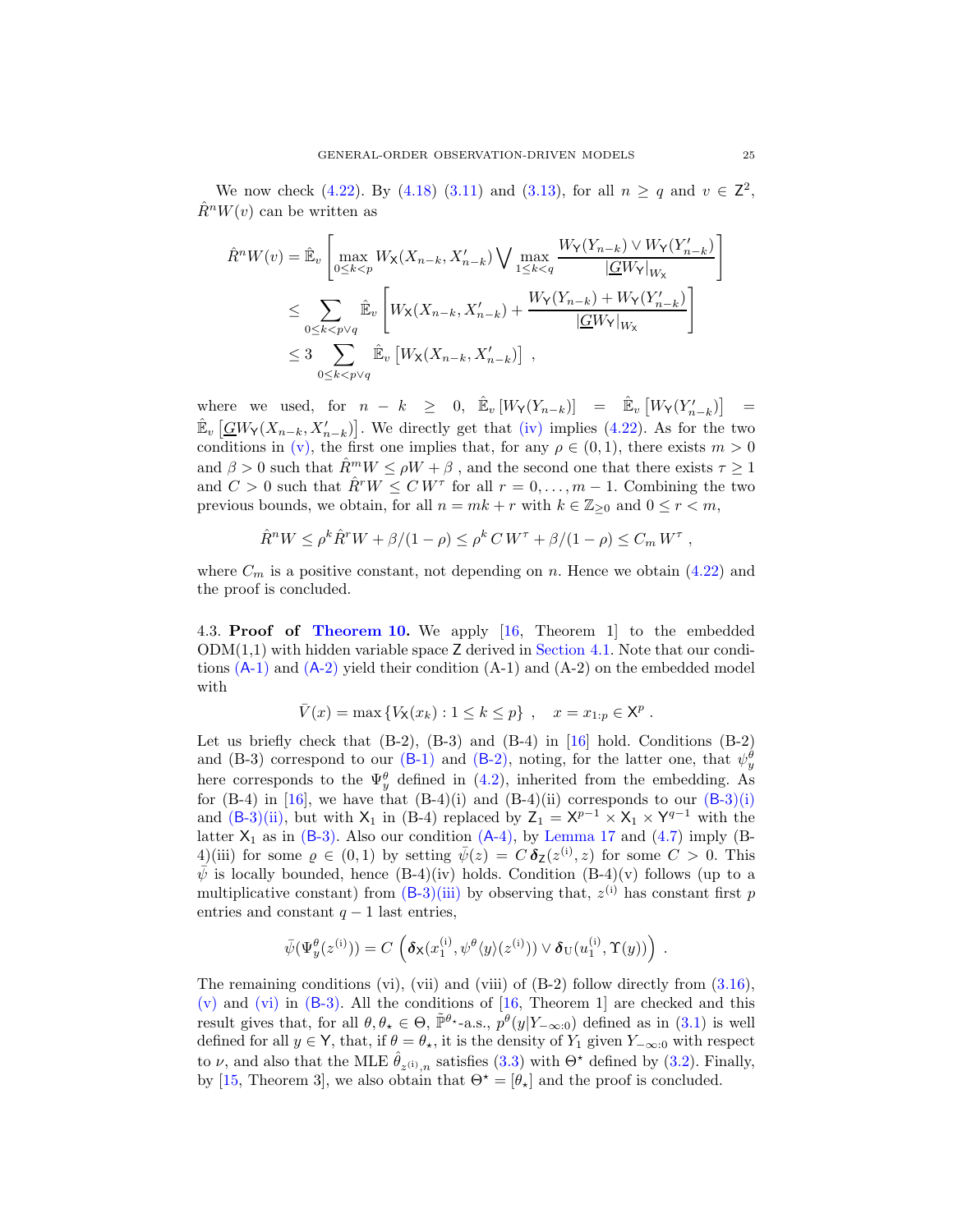We now check (4.22). By (4.18) (3.11) and (3.13), for all $n \geq q$ and $v \in \mathsf{Z}^2$, $\hat{R}^n W(v)$ can be written as

$$
\begin{aligned}
\hat{R}^n W(v) &= \hat{\mathbb{E}}_v \left[ \max_{0 \leq k < p} W_{\mathsf{X}}(X_{n-k}, X'_{n-k}) \bigvee \max_{1 \leq k < q} \frac{W_{\mathsf{Y}}(Y_{n-k}) \vee W_{\mathsf{Y}}(Y'_{n-k})}{|\underline{G} W_{\mathsf{Y}}|_{W_{\mathsf{X}}}} \right] \\
&\leq \sum_{0 \leq k < p \vee q} \hat{\mathbb{E}}_v \left[ W_{\mathsf{X}}(X_{n-k}, X'_{n-k}) + \frac{W_{\mathsf{Y}}(Y_{n-k}) + W_{\mathsf{Y}}(Y'_{n-k})}{|\underline{G} W_{\mathsf{Y}}|_{W_{\mathsf{X}}}} \right] \\
&\leq 3 \sum_{0 \leq k < p \vee q} \hat{\mathbb{E}}_v \left[ W_{\mathsf{X}}(X_{n-k}, X'_{n-k}) \right] ,
\end{aligned}
$$

where we used, for $n - k \geq 0$, $\hat{\mathbb{E}}_v \left[ W_{\mathsf{Y}}(Y_{n-k}) \right] = \hat{\mathbb{E}}_v \left[ W_{\mathsf{Y}}(Y'_{n-k}) \right] = \hat{\mathbb{E}}_v \left[ \underline{G} W_{\mathsf{Y}}(X_{n-k}, X'_{n-k}) \right]$. We directly get that (iv) implies (4.22). As for the two conditions in (v), the first one implies that, for any $\rho \in (0, 1)$, there exists $m > 0$ and $\beta > 0$ such that $\hat{R}^m W \leq \rho W + \beta$ , and the second one that there exists $\tau \geq 1$ and $C > 0$ such that $\hat{R}^r W \leq C\, W^\tau$ for all $r = 0, \ldots, m-1$. Combining the two previous bounds, we obtain, for all $n = mk + r$ with $k \in \mathbb{Z}_{\geq 0}$ and $0 \leq r < m$,

$$
\hat{R}^n W \leq \rho^k \hat{R}^r W + \beta/(1-\rho) \leq \rho^k\, C\, W^\tau + \beta/(1-\rho) \leq C_m\, W^\tau ,
$$

where $C_m$ is a positive constant, not depending on $n$. Hence we obtain (4.22) and the proof is concluded.

### 4.3. Proof of Theorem 10.

We apply [16, Theorem 1] to the embedded ODM(1,1) with hidden variable space $\mathsf{Z}$ derived in Section 4.1. Note that our conditions (A-1) and (A-2) yield their condition (A-1) and (A-2) on the embedded model with

$$
\bar{V}(x) = \max \left\{ V_{\mathsf{X}}(x_k) : 1 \leq k \leq p \right\} , \quad x = x_{1:p} \in \mathsf{X}^p .
$$

Let us briefly check that (B-2), (B-3) and (B-4) in [16] hold. Conditions (B-2) and (B-3) correspond to our (B-1) and (B-2), noting, for the latter one, that $\psi^\theta_y$ here corresponds to the $\Psi^\theta_y$ defined in (4.2), inherited from the embedding. As for (B-4) in [16], we have that (B-4)(i) and (B-4)(ii) corresponds to our (B-3)(i) and (B-3)(ii), but with $\mathsf{X}_1$ in (B-4) replaced by $\mathsf{Z}_1 = \mathsf{X}^{p-1} \times \mathsf{X}_1 \times \mathsf{Y}^{q-1}$ with the latter $\mathsf{X}_1$ as in (B-3). Also our condition (A-4), by Lemma 17 and (4.7) imply (B-4)(iii) for some $\varrho \in (0, 1)$ by setting $\bar{\psi}(z) = C\, \boldsymbol{\delta}_{\mathsf{Z}}(z^{(\mathrm{i})}, z)$ for some $C > 0$. This $\bar{\psi}$ is locally bounded, hence (B-4)(iv) holds. Condition (B-4)(v) follows (up to a multiplicative constant) from (B-3)(iii) by observing that, $z^{(\mathrm{i})}$ has constant first $p$ entries and constant $q-1$ last entries,

$$
\bar{\psi}(\Psi^\theta_y(z^{(\mathrm{i})})) = C \left( \boldsymbol{\delta}_{\mathsf{X}}(x_1^{(\mathrm{i})}, \psi^\theta \langle y \rangle (z^{(\mathrm{i})})) \vee \boldsymbol{\delta}_{\mathsf{U}}(u_1^{(\mathrm{i})}, \Upsilon(y)) \right) .
$$

The remaining conditions (vi), (vii) and (viii) of (B-2) follow directly from (3.16), (v) and (vi) in (B-3). All the conditions of [16, Theorem 1] are checked and this result gives that, for all $\theta, \theta_\star \in \Theta$, $\tilde{\mathbb{P}}^{\theta_\star}$-a.s., $p^\theta(y|Y_{-\infty:0})$ defined as in (3.1) is well defined for all $y \in \mathsf{Y}$, that, if $\theta = \theta_\star$, it is the density of $Y_1$ given $Y_{-\infty:0}$ with respect to $\nu$, and also that the MLE $\hat{\theta}_{z^{(\mathrm{i})},n}$ satisfies (3.3) with $\Theta^\star$ defined by (3.2). Finally, by [15, Theorem 3], we also obtain that $\Theta^\star = [\theta_\star]$ and the proof is concluded.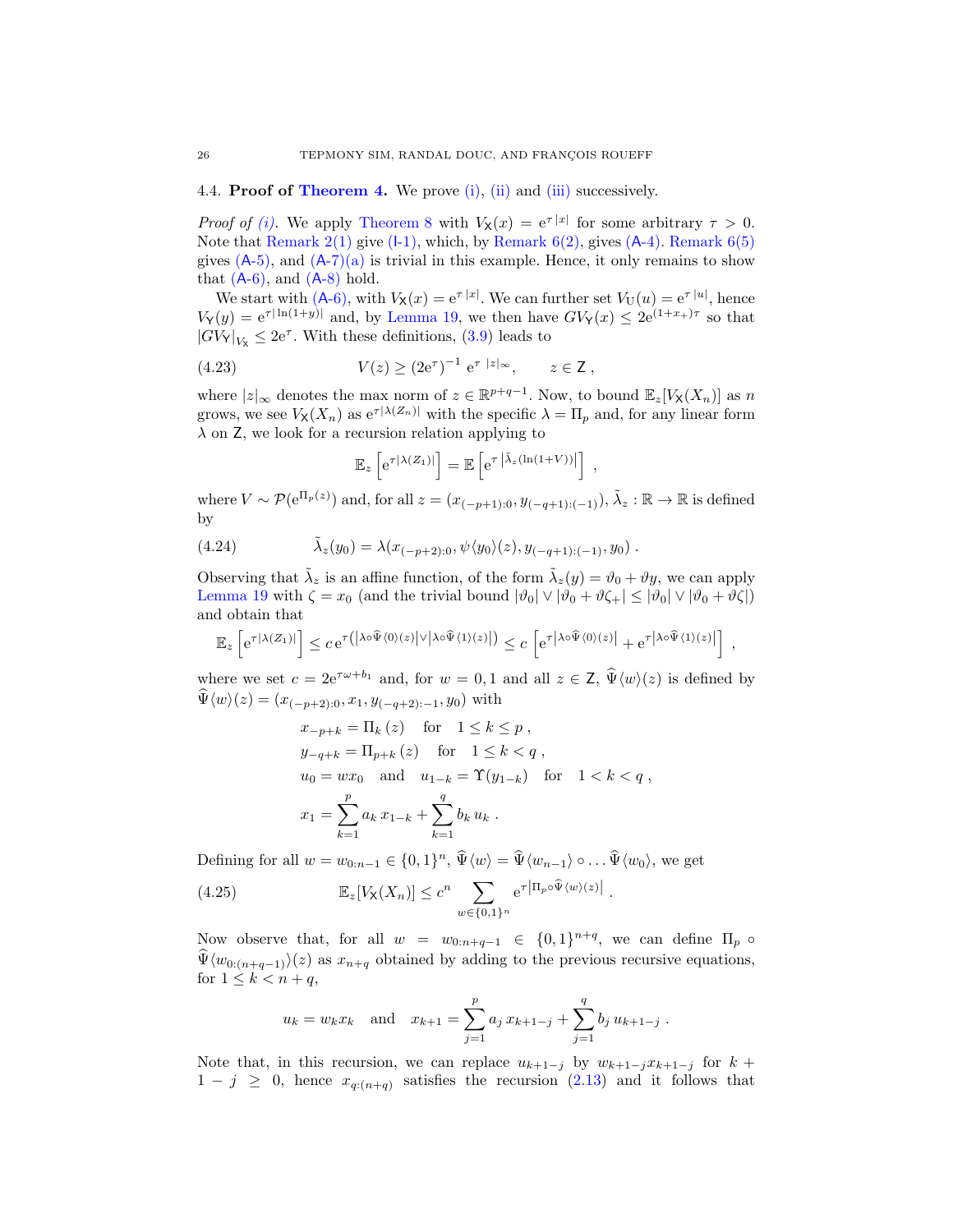### 4.4. **Proof of Theorem 4.**

We prove (i), (ii) and (iii) successively.

*Proof of (i).* We apply Theorem 8 with $V_{\mathsf{X}}(x) = \mathrm{e}^{\tau |x|}$ for some arbitrary $\tau > 0$. Note that Remark 2(1) give (I-1), which, by Remark 6(2), gives (A-4). Remark 6(5) gives (A-5), and (A-7)(a) is trivial in this example. Hence, it only remains to show that (A-6), and (A-8) hold.

We start with (A-6), with $V_{\mathsf{X}}(x) = \mathrm{e}^{\tau |x|}$. We can further set $V_{\mathrm{U}}(u) = \mathrm{e}^{\tau |u|}$, hence $V_{\mathsf{Y}}(y) = \mathrm{e}^{\tau |\ln(1+y)|}$ and, by Lemma 19, we then have $GV_{\mathsf{Y}}(x) \leq 2\mathrm{e}^{(1+x_+)\tau}$ so that $|GV_{\mathsf{Y}}|_{V_{\mathsf{X}}} \leq 2\mathrm{e}^{\tau}$. With these definitions, (3.9) leads to

$$V(z) \geq (2\mathrm{e}^{\tau})^{-1} \, \mathrm{e}^{\tau \, |z|_\infty}, \qquad z \in \mathsf{Z} \; , \tag{4.23}$$

where $|z|_\infty$ denotes the max norm of $z \in \mathbb{R}^{p+q-1}$. Now, to bound $\mathbb{E}_z[V_{\mathsf{X}}(X_n)]$ as $n$ grows, we see $V_{\mathsf{X}}(X_n)$ as $\mathrm{e}^{\tau|\lambda(Z_n)|}$ with the specific $\lambda = \Pi_p$ and, for any linear form $\lambda$ on $\mathsf{Z}$, we look for a recursion relation applying to

$$\mathbb{E}_z\left[\mathrm{e}^{\tau|\lambda(Z_1)|}\right] = \mathbb{E}\left[\mathrm{e}^{\tau\left|\tilde{\lambda}_z(\ln(1+V))\right|}\right] \; ,$$

where $V \sim \mathcal{P}(\mathrm{e}^{\Pi_p(z)})$ and, for all $z = (x_{(-p+1):0}, y_{(-q+1):(-1)})$, $\tilde{\lambda}_z : \mathbb{R} \to \mathbb{R}$ is defined by

$$\tilde{\lambda}_z(y_0) = \lambda(x_{(-p+2):0}, \psi\langle y_0\rangle(z), y_{(-q+1):(-1)}, y_0) \; . \tag{4.24}$$

Observing that $\tilde{\lambda}_z$ is an affine function, of the form $\tilde{\lambda}_z(y) = \vartheta_0 + \vartheta y$, we can apply Lemma 19 with $\zeta = x_0$ (and the trivial bound $|\vartheta_0| \vee |\vartheta_0 + \vartheta\zeta_+| \leq |\vartheta_0| \vee |\vartheta_0 + \vartheta\zeta|$) and obtain that

$$\mathbb{E}_z\left[\mathrm{e}^{\tau|\lambda(Z_1)|}\right] \leq c\,\mathrm{e}^{\tau\left(\left|\lambda\circ\widehat{\Psi}\langle 0\rangle(z)\right| \vee \left|\lambda\circ\widehat{\Psi}\langle 1\rangle(z)\right|\right)} \leq c\left[\mathrm{e}^{\tau\left|\lambda\circ\widehat{\Psi}\langle 0\rangle(z)\right|} + \mathrm{e}^{\tau\left|\lambda\circ\widehat{\Psi}\langle 1\rangle(z)\right|}\right] \; ,$$

where we set $c = 2\mathrm{e}^{\tau\omega + b_1}$ and, for $w = 0, 1$ and all $z \in \mathsf{Z}$, $\widehat{\Psi}\langle w\rangle(z)$ is defined by $\widehat{\Psi}\langle w\rangle(z) = (x_{(-p+2):0}, x_1, y_{(-q+2):-1}, y_0)$ with

$$\begin{aligned}
&x_{-p+k} = \Pi_k\,(z) \quad \text{for} \quad 1 \leq k \leq p \; , \\
&y_{-q+k} = \Pi_{p+k}\,(z) \quad \text{for} \quad 1 \leq k < q \; , \\
&u_0 = w x_0 \quad \text{and} \quad u_{1-k} = \Upsilon(y_{1-k}) \quad \text{for} \quad 1 < k < q \; , \\
&x_1 = \sum_{k=1}^{p} a_k\, x_{1-k} + \sum_{k=1}^{q} b_k\, u_k \; .
\end{aligned}$$

Defining for all $w = w_{0:n-1} \in \{0,1\}^n$, $\widehat{\Psi}\langle w\rangle = \widehat{\Psi}\langle w_{n-1}\rangle \circ \ldots \widehat{\Psi}\langle w_0\rangle$, we get

$$\mathbb{E}_z[V_{\mathsf{X}}(X_n)] \leq c^n \sum_{w\in\{0,1\}^n} \mathrm{e}^{\tau\left|\Pi_p\circ\widehat{\Psi}\langle w\rangle(z)\right|} \; . \tag{4.25}$$

Now observe that, for all $w = w_{0:n+q-1} \in \{0,1\}^{n+q}$, we can define $\Pi_p \circ \widehat{\Psi}\langle w_{0:(n+q-1)}\rangle(z)$ as $x_{n+q}$ obtained by adding to the previous recursive equations, for $1 \leq k < n+q$,

$$u_k = w_k x_k \quad \text{and} \quad x_{k+1} = \sum_{j=1}^{p} a_j\, x_{k+1-j} + \sum_{j=1}^{q} b_j\, u_{k+1-j} \; .$$

Note that, in this recursion, we can replace $u_{k+1-j}$ by $w_{k+1-j}x_{k+1-j}$ for $k+1-j \geq 0$, hence $x_{q:(n+q)}$ satisfies the recursion (2.13) and it follows that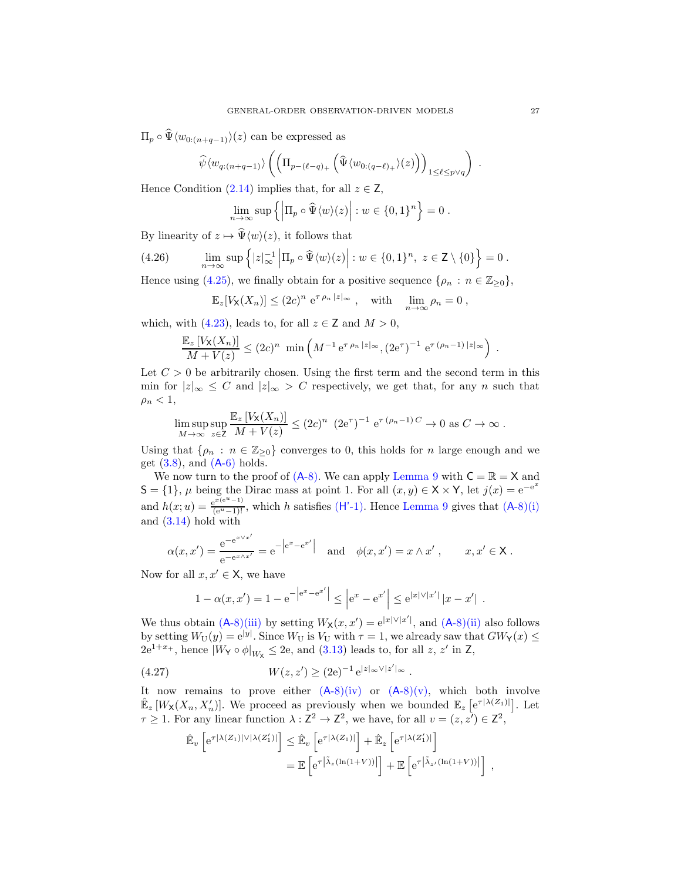$\Pi_p \circ \widehat{\Psi}\langle w_{0:(n+q-1)}\rangle(z)$ can be expressed as

$$\widehat{\psi}\langle w_{q:(n+q-1)}\rangle \left( \left( \Pi_{p-(\ell-q)_+} \left( \widehat{\Psi}\langle w_{0:(q-\ell)_+}\rangle(z) \right) \right)_{1 \le \ell \le p \vee q} \right) .$$

Hence Condition (2.14) implies that, for all $z \in \mathsf{Z}$,

$$\lim_{n\to\infty} \sup \left\{ \left| \Pi_p \circ \widehat{\Psi}\langle w\rangle(z) \right| : w \in \{0,1\}^n \right\} = 0 .$$

By linearity of $z \mapsto \widehat{\Psi}\langle w\rangle(z)$, it follows that

$$\lim_{n\to\infty} \sup \left\{ |z|_\infty^{-1} \left| \Pi_p \circ \widehat{\Psi}\langle w\rangle(z) \right| : w \in \{0,1\}^n,\ z \in \mathsf{Z} \setminus \{0\} \right\} = 0 . \tag{4.26}$$

Hence using (4.25), we finally obtain for a positive sequence $\{\rho_n : n \in \mathbb{Z}_{\ge 0}\}$,

$$\mathbb{E}_z[V_{\mathsf{X}}(X_n)] \le (2c)^n \, \mathrm{e}^{\tau\, \rho_n\, |z|_\infty} , \quad \text{with} \quad \lim_{n\to\infty} \rho_n = 0 ,$$

which, with (4.23), leads to, for all $z \in \mathsf{Z}$ and $M > 0$,

$$\frac{\mathbb{E}_z\left[V_{\mathsf{X}}(X_n)\right]}{M + V(z)} \le (2c)^n \, \min\left( M^{-1}\, \mathrm{e}^{\tau\, \rho_n\, |z|_\infty}, (2\mathrm{e}^{\tau})^{-1}\, \mathrm{e}^{\tau\, (\rho_n - 1)\, |z|_\infty} \right) .$$

Let $C > 0$ be arbitrarily chosen. Using the first term and the second term in this min for $|z|_\infty \le C$ and $|z|_\infty > C$ respectively, we get that, for any $n$ such that $\rho_n < 1$,

$$\limsup_{M\to\infty} \sup_{z \in \mathsf{Z}} \frac{\mathbb{E}_z\left[V_{\mathsf{X}}(X_n)\right]}{M + V(z)} \le (2c)^n \;\, (2\mathrm{e}^{\tau})^{-1}\, \mathrm{e}^{\tau\, (\rho_n - 1)\, C} \to 0 \text{ as } C \to \infty .$$

Using that $\{\rho_n : n \in \mathbb{Z}_{\ge 0}\}$ converges to 0, this holds for $n$ large enough and we get (3.8), and (A-6) holds.

We now turn to the proof of (A-8). We can apply Lemma 9 with $\mathsf{C} = \mathbb{R} = \mathsf{X}$ and $\mathsf{S} = \{1\}$, $\mu$ being the Dirac mass at point 1. For all $(x, y) \in \mathsf{X} \times \mathsf{Y}$, let $j(x) = \mathrm{e}^{-\mathrm{e}^x}$ and $h(x; u) = \frac{\mathrm{e}^{x(\mathrm{e}^u - 1)}}{(\mathrm{e}^u - 1)!}$, which $h$ satisfies (H'-1). Hence Lemma 9 gives that (A-8)(i) and (3.14) hold with

$$\alpha(x, x') = \frac{\mathrm{e}^{-\mathrm{e}^{x \vee x'}}}{\mathrm{e}^{-\mathrm{e}^{x \wedge x'}}} = \mathrm{e}^{-\left|\mathrm{e}^x - \mathrm{e}^{x'}\right|} \quad \text{and} \quad \phi(x, x') = x \wedge x' , \qquad x, x' \in \mathsf{X} .$$

Now for all $x, x' \in \mathsf{X}$, we have

$$1 - \alpha(x, x') = 1 - \mathrm{e}^{-\left|\mathrm{e}^x - \mathrm{e}^{x'}\right|} \le \left| \mathrm{e}^x - \mathrm{e}^{x'} \right| \le \mathrm{e}^{|x| \vee |x'|}\, |x - x'| .$$

We thus obtain (A-8)(iii) by setting $W_{\mathsf{X}}(x, x') = \mathrm{e}^{|x| \vee |x'|}$, and (A-8)(ii) also follows by setting $W_{\mathrm{U}}(y) = \mathrm{e}^{|y|}$. Since $W_{\mathrm{U}}$ is $V_{\mathrm{U}}$ with $\tau = 1$, we already saw that $GW_{\mathsf{Y}}(x) \le 2\mathrm{e}^{1 + x_+}$, hence $|W_{\mathsf{Y}} \circ \phi|_{W_{\mathsf{X}}} \le 2\mathrm{e}$, and (3.13) leads to, for all $z$, $z'$ in $\mathsf{Z}$,

$$W(z, z') \ge (2\mathrm{e})^{-1}\, \mathrm{e}^{|z|_\infty \vee |z'|_\infty} . \tag{4.27}$$

It now remains to prove either (A-8)(iv) or (A-8)(v), which both involve $\hat{\mathbb{E}}_z\left[W_{\mathsf{X}}(X_n, X'_n)\right]$. We proceed as previously when we bounded $\mathbb{E}_z\left[\mathrm{e}^{\tau|\lambda(Z_1)|}\right]$. Let $\tau \ge 1$. For any linear function $\lambda : \mathsf{Z}^2 \to \mathsf{Z}^2$, we have, for all $v = (z, z') \in \mathsf{Z}^2$,

$$\begin{aligned} \hat{\mathbb{E}}_v\left[\mathrm{e}^{\tau|\lambda(Z_1)| \vee |\lambda(Z'_1)|}\right] &\le \hat{\mathbb{E}}_v\left[\mathrm{e}^{\tau|\lambda(Z_1)|}\right] + \hat{\mathbb{E}}_z\left[\mathrm{e}^{\tau|\lambda(Z'_1)|}\right] \\ &= \mathbb{E}\left[\mathrm{e}^{\tau\left|\tilde{\lambda}_z(\ln(1+V))\right|}\right] + \mathbb{E}\left[\mathrm{e}^{\tau\left|\tilde{\lambda}_{z'}(\ln(1+V))\right|}\right] , \end{aligned}$$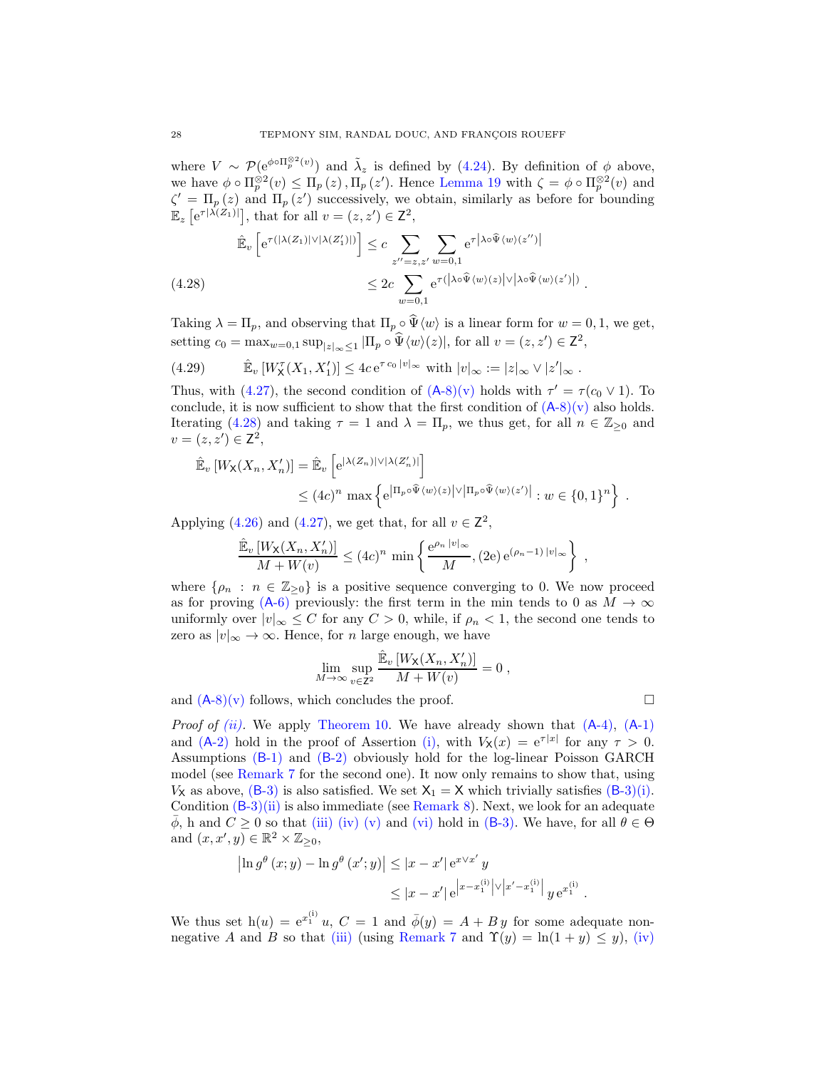where $V \sim \mathcal{P}(\mathrm{e}^{\phi\circ\Pi_p^{\otimes 2}(v)})$ and $\tilde{\lambda}_z$ is defined by (4.24). By definition of $\phi$ above, we have $\phi \circ \Pi_p^{\otimes 2}(v) \le \Pi_p(z), \Pi_p(z')$. Hence Lemma 19 with $\zeta = \phi \circ \Pi_p^{\otimes 2}(v)$ and $\zeta' = \Pi_p(z)$ and $\Pi_p(z')$ successively, we obtain, similarly as before for bounding $\mathbb{E}_z\left[\mathrm{e}^{\tau|\lambda(Z_1)|}\right]$, that for all $v = (z, z') \in \mathsf{Z}^2$,

$$
\begin{aligned}
\hat{\mathbb{E}}_v\left[\mathrm{e}^{\tau(|\lambda(Z_1)| \vee |\lambda(Z_1')|)}\right] &\le c \sum_{z''=z,z'} \sum_{w=0,1} \mathrm{e}^{\tau\left|\lambda\circ\widehat{\Psi}\langle w\rangle(z'')\right|} \\
&\le 2c \sum_{w=0,1} \mathrm{e}^{\tau\left(\left|\lambda\circ\widehat{\Psi}\langle w\rangle(z)\right| \vee \left|\lambda\circ\widehat{\Psi}\langle w\rangle(z')\right|\right)} . \qquad (4.28)
\end{aligned}
$$

Taking $\lambda = \Pi_p$, and observing that $\Pi_p \circ \widehat{\Psi}\langle w\rangle$ is a linear form for $w = 0, 1$, we get, setting $c_0 = \max_{w=0,1} \sup_{|z|_\infty \le 1} |\Pi_p \circ \widehat{\Psi}\langle w\rangle(z)|$, for all $v = (z, z') \in \mathsf{Z}^2$,

$$
\hat{\mathbb{E}}_v\left[W_{\mathsf{X}}^\tau(X_1, X_1')\right] \le 4c\,\mathrm{e}^{\tau\, c_0\, |v|_\infty} \text{ with } |v|_\infty := |z|_\infty \vee |z'|_\infty . \qquad (4.29)
$$

Thus, with (4.27), the second condition of (A-8)(v) holds with $\tau' = \tau(c_0 \vee 1)$. To conclude, it is now sufficient to show that the first condition of (A-8)(v) also holds. Iterating (4.28) and taking $\tau = 1$ and $\lambda = \Pi_p$, we thus get, for all $n \in \mathbb{Z}_{\ge 0}$ and $v = (z, z') \in \mathsf{Z}^2$,

$$
\begin{aligned}
\hat{\mathbb{E}}_v\left[W_{\mathsf{X}}(X_n, X_n')\right] &= \hat{\mathbb{E}}_v\left[\mathrm{e}^{|\lambda(Z_n)| \vee |\lambda(Z_n')|}\right] \\
&\le (4c)^n \max\left\{\mathrm{e}^{\left|\Pi_p\circ\widehat{\Psi}\langle w\rangle(z)\right| \vee \left|\Pi_p\circ\widehat{\Psi}\langle w\rangle(z')\right|} : w \in \{0,1\}^n\right\} .
\end{aligned}
$$

Applying (4.26) and (4.27), we get that, for all $v \in \mathsf{Z}^2$,

$$
\frac{\hat{\mathbb{E}}_v\left[W_{\mathsf{X}}(X_n, X_n')\right]}{M + W(v)} \le (4c)^n \min\left\{\frac{\mathrm{e}^{\rho_n\, |v|_\infty}}{M}, (2\mathrm{e})\,\mathrm{e}^{(\rho_n - 1)\, |v|_\infty}\right\} ,
$$

where $\{\rho_n : n \in \mathbb{Z}_{\ge 0}\}$ is a positive sequence converging to 0. We now proceed as for proving (A-6) previously: the first term in the min tends to 0 as $M \to \infty$ uniformly over $|v|_\infty \le C$ for any $C > 0$, while, if $\rho_n < 1$, the second one tends to zero as $|v|_\infty \to \infty$. Hence, for $n$ large enough, we have

$$
\lim_{M\to\infty} \sup_{v\in\mathsf{Z}^2} \frac{\hat{\mathbb{E}}_v\left[W_{\mathsf{X}}(X_n, X_n')\right]}{M + W(v)} = 0 ,
$$

and (A-8)(v) follows, which concludes the proof. $\square$

*Proof of (ii).* We apply Theorem 10. We have already shown that (A-4), (A-1) and (A-2) hold in the proof of Assertion (i), with $V_{\mathsf{X}}(x) = \mathrm{e}^{\tau|x|}$ for any $\tau > 0$. Assumptions (B-1) and (B-2) obviously hold for the log-linear Poisson GARCH model (see Remark 7 for the second one). It now only remains to show that, using $V_{\mathsf{X}}$ as above, (B-3) is also satisfied. We set $\mathsf{X}_1 = \mathsf{X}$ which trivially satisfies (B-3)(i). Condition (B-3)(ii) is also immediate (see Remark 8). Next, we look for an adequate $\bar{\phi}$, h and $C \ge 0$ so that (iii) (iv) (v) and (vi) hold in (B-3). We have, for all $\theta \in \Theta$ and $(x, x', y) \in \mathbb{R}^2 \times \mathbb{Z}_{\ge 0}$,

$$
\begin{aligned}
\left|\ln g^\theta(x; y) - \ln g^\theta(x'; y)\right| &\le |x - x'|\,\mathrm{e}^{x\vee x'}\, y \\
&\le |x - x'|\,\mathrm{e}^{\left|x - x_1^{(\mathrm{i})}\right| \vee \left|x' - x_1^{(\mathrm{i})}\right|}\, y\,\mathrm{e}^{x_1^{(\mathrm{i})}} .
\end{aligned}
$$

We thus set $\mathrm{h}(u) = \mathrm{e}^{x_1^{(\mathrm{i})}}\, u$, $C = 1$ and $\bar{\phi}(y) = A + B\,y$ for some adequate non-negative $A$ and $B$ so that (iii) (using Remark 7 and $\Upsilon(y) = \ln(1 + y) \le y$), (iv)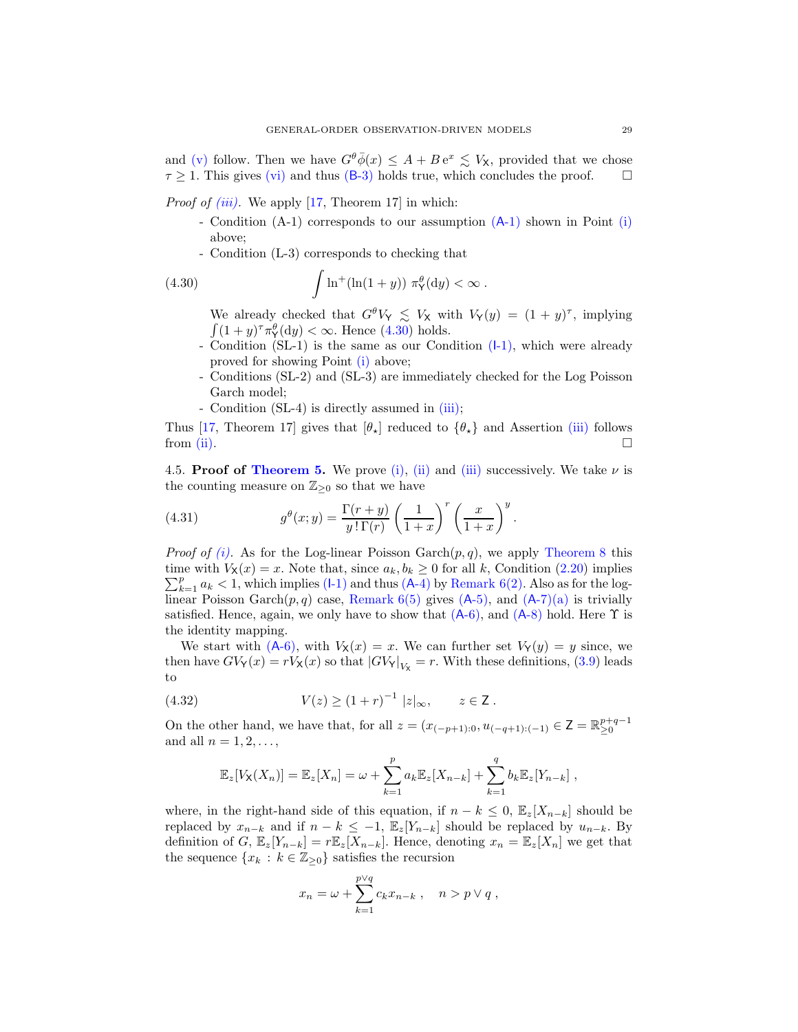and (v) follow. Then we have $G^\theta \bar\phi(x) \leq A + B\,\mathrm{e}^x \lesssim V_{\mathsf{X}}$, provided that we chose $\tau \geq 1$. This gives (vi) and thus (B-3) holds true, which concludes the proof. □

*Proof of (iii).* We apply [17, Theorem 17] in which:

- Condition (A-1) corresponds to our assumption (A-1) shown in Point (i) above;
- Condition (L-3) corresponds to checking that

$$\int \ln^+(\ln(1+y))\ \pi^\theta_{\mathsf{Y}}(\mathrm{d}y) < \infty\ . \tag{4.30}$$

  We already checked that $G^\theta V_{\mathsf{Y}} \lesssim V_{\mathsf{X}}$ with $V_{\mathsf{Y}}(y) = (1+y)^\tau$, implying $\int (1+y)^\tau \pi^\theta_{\mathsf{Y}}(\mathrm{d}y) < \infty$. Hence (4.30) holds.
- Condition (SL-1) is the same as our Condition (I-1), which were already proved for showing Point (i) above;
- Conditions (SL-2) and (SL-3) are immediately checked for the Log Poisson Garch model;
- Condition (SL-4) is directly assumed in (iii);

Thus [17, Theorem 17] gives that $[\theta_\star]$ reduced to $\{\theta_\star\}$ and Assertion (iii) follows from (ii). □

4.5. **Proof of Theorem 5.** We prove (i), (ii) and (iii) successively. We take $\nu$ is the counting measure on $\mathbb{Z}_{\geq 0}$ so that we have

$$g^\theta(x;y) = \frac{\Gamma(r+y)}{y\,!\,\Gamma(r)} \left(\frac{1}{1+x}\right)^r \left(\frac{x}{1+x}\right)^y . \tag{4.31}$$

*Proof of (i).* As for the Log-linear Poisson Garch$(p,q)$, we apply Theorem 8 this time with $V_{\mathsf{X}}(x) = x$. Note that, since $a_k, b_k \geq 0$ for all $k$, Condition (2.20) implies $\sum_{k=1}^p a_k < 1$, which implies (I-1) and thus (A-4) by Remark 6(2). Also as for the log-linear Poisson Garch$(p,q)$ case, Remark 6(5) gives (A-5), and (A-7)(a) is trivially satisfied. Hence, again, we only have to show that (A-6), and (A-8) hold. Here $\Upsilon$ is the identity mapping.

We start with (A-6), with $V_{\mathsf{X}}(x) = x$. We can further set $V_{\mathsf{Y}}(y) = y$ since, we then have $GV_{\mathsf{Y}}(x) = rV_{\mathsf{X}}(x)$ so that $|GV_{\mathsf{Y}}|_{V_{\mathsf{X}}} = r$. With these definitions, (3.9) leads to

$$V(z) \geq (1+r)^{-1}\ |z|_\infty, \qquad z \in \mathsf{Z}\ . \tag{4.32}$$

On the other hand, we have that, for all $z = (x_{(-p+1):0}, u_{(-q+1):(-1)} \in \mathsf{Z} = \mathbb{R}_{\geq 0}^{p+q-1}$ and all $n = 1, 2, \ldots,$

$$\mathbb{E}_z[V_{\mathsf{X}}(X_n)] = \mathbb{E}_z[X_n] = \omega + \sum_{k=1}^p a_k \mathbb{E}_z[X_{n-k}] + \sum_{k=1}^q b_k \mathbb{E}_z[Y_{n-k}]\ ,$$

where, in the right-hand side of this equation, if $n-k \leq 0$, $\mathbb{E}_z[X_{n-k}]$ should be replaced by $x_{n-k}$ and if $n-k \leq -1$, $\mathbb{E}_z[Y_{n-k}]$ should be replaced by $u_{n-k}$. By definition of $G$, $\mathbb{E}_z[Y_{n-k}] = r\mathbb{E}_z[X_{n-k}]$. Hence, denoting $x_n = \mathbb{E}_z[X_n]$ we get that the sequence $\{x_k : k \in \mathbb{Z}_{\geq 0}\}$ satisfies the recursion

$$x_n = \omega + \sum_{k=1}^{p\vee q} c_k x_{n-k}\ , \quad n > p \vee q\ ,$$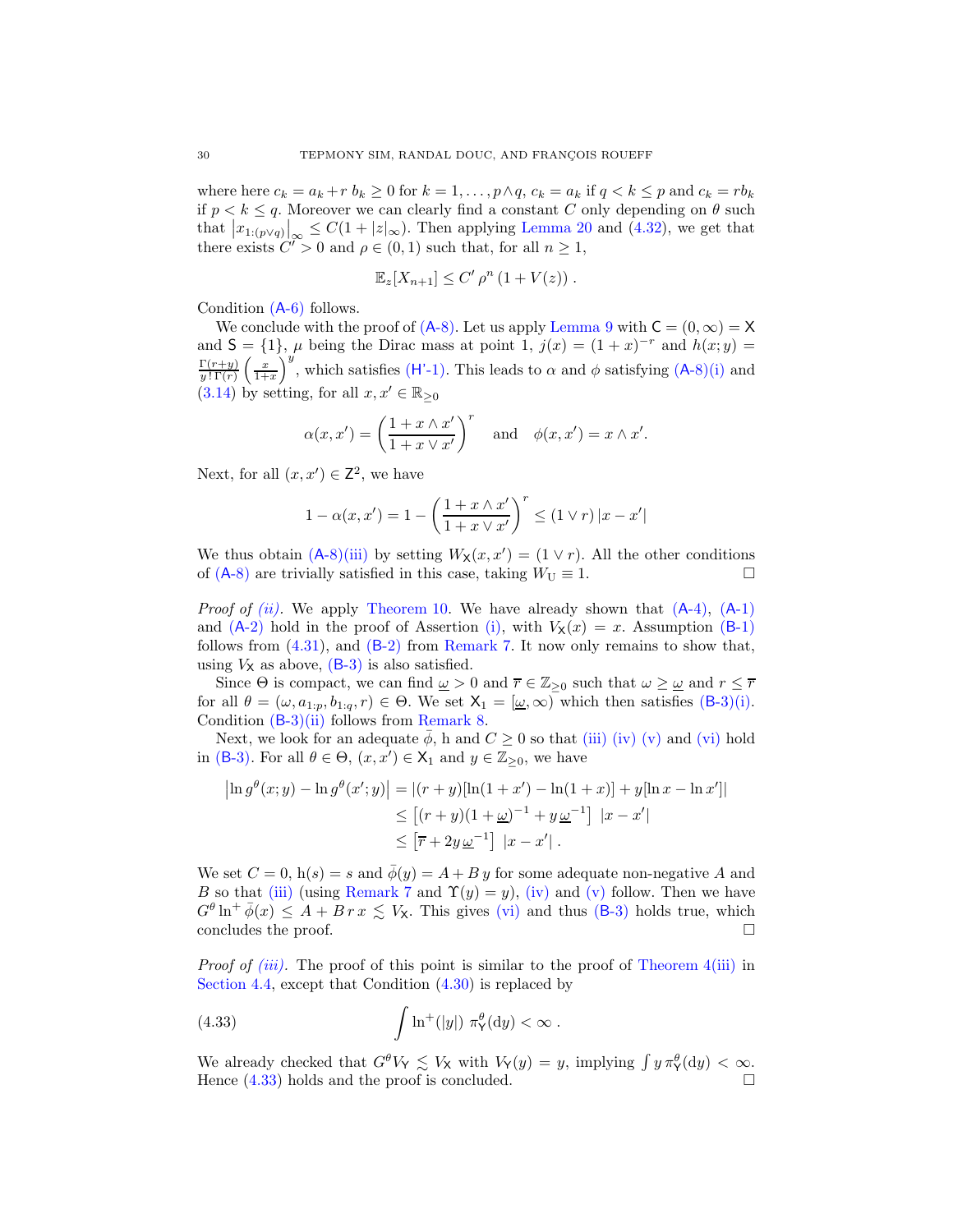where here $c_k = a_k + r\, b_k \geq 0$ for $k = 1, \ldots, p \wedge q$, $c_k = a_k$ if $q < k \leq p$ and $c_k = r b_k$ if $p < k \leq q$. Moreover we can clearly find a constant $C$ only depending on $\theta$ such that $\left|x_{1:(p\vee q)}\right|_\infty \leq C(1 + |z|_\infty)$. Then applying Lemma 20 and (4.32), we get that there exists $C' > 0$ and $\rho \in (0,1)$ such that, for all $n \geq 1$,

$$
\mathbb{E}_z[X_{n+1}] \leq C'\, \rho^n \,(1 + V(z)) \;.
$$

Condition (A-6) follows.

We conclude with the proof of (A-8). Let us apply Lemma 9 with $\mathsf{C} = (0, \infty) = \mathsf{X}$ and $\mathsf{S} = \{1\}$, $\mu$ being the Dirac mass at point 1, $j(x) = (1+x)^{-r}$ and $h(x; y) = \frac{\Gamma(r+y)}{y!\,\Gamma(r)} \left(\frac{x}{1+x}\right)^y$, which satisfies (H'-1). This leads to $\alpha$ and $\phi$ satisfying (A-8)(i) and (3.14) by setting, for all $x, x' \in \mathbb{R}_{\geq 0}$

$$
\alpha(x, x') = \left(\frac{1 + x \wedge x'}{1 + x \vee x'}\right)^r \quad \text{and} \quad \phi(x, x') = x \wedge x'.
$$

Next, for all $(x, x') \in \mathsf{Z}^2$, we have

$$
1 - \alpha(x, x') = 1 - \left(\frac{1 + x \wedge x'}{1 + x \vee x'}\right)^r \leq (1 \vee r)\, |x - x'|
$$

We thus obtain (A-8)(iii) by setting $W_{\mathsf{X}}(x, x') = (1 \vee r)$. All the other conditions of (A-8) are trivially satisfied in this case, taking $W_{\mathrm{U}} \equiv 1$. $\square$

*Proof of (ii).* We apply Theorem 10. We have already shown that (A-4), (A-1) and (A-2) hold in the proof of Assertion (i), with $V_{\mathsf{X}}(x) = x$. Assumption (B-1) follows from (4.31), and (B-2) from Remark 7. It now only remains to show that, using $V_{\mathsf{X}}$ as above, (B-3) is also satisfied.

Since $\Theta$ is compact, we can find $\underline{\omega} > 0$ and $\overline{r} \in \mathbb{Z}_{\geq 0}$ such that $\omega \geq \underline{\omega}$ and $r \leq \overline{r}$ for all $\theta = (\omega, a_{1:p}, b_{1:q}, r) \in \Theta$. We set $\mathsf{X}_1 = [\underline{\omega}, \infty)$ which then satisfies (B-3)(i). Condition (B-3)(ii) follows from Remark 8.

Next, we look for an adequate $\bar{\phi}$, h and $C \geq 0$ so that (iii) (iv) (v) and (vi) hold in (B-3). For all $\theta \in \Theta$, $(x, x') \in \mathsf{X}_1$ and $y \in \mathbb{Z}_{\geq 0}$, we have

$$
\begin{aligned}
\left|\ln g^\theta(x; y) - \ln g^\theta(x'; y)\right| &= |(r+y)[\ln(1+x') - \ln(1+x)] + y[\ln x - \ln x']| \\
&\leq \left[(r+y)(1+\underline{\omega})^{-1} + y\, \underline{\omega}^{-1}\right]\; |x - x'| \\
&\leq \left[\overline{r} + 2y\, \underline{\omega}^{-1}\right]\; |x - x'| \;.
\end{aligned}
$$

We set $C = 0$, $\mathrm{h}(s) = s$ and $\bar{\phi}(y) = A + B\, y$ for some adequate non-negative $A$ and $B$ so that (iii) (using Remark 7 and $\Upsilon(y) = y$), (iv) and (v) follow. Then we have $G^\theta \ln^+ \bar{\phi}(x) \leq A + B\, r\, x \lesssim V_{\mathsf{X}}$. This gives (vi) and thus (B-3) holds true, which concludes the proof. $\square$

*Proof of (iii).* The proof of this point is similar to the proof of Theorem 4(iii) in Section 4.4, except that Condition (4.30) is replaced by

$$
\int \ln^+(|y|)\; \pi^\theta_{\mathsf{Y}}(\mathrm{d}y) < \infty \;. \tag{4.33}
$$

We already checked that $G^\theta V_{\mathsf{Y}} \lesssim V_{\mathsf{X}}$ with $V_{\mathsf{Y}}(y) = y$, implying $\int y\, \pi^\theta_{\mathsf{Y}}(\mathrm{d}y) < \infty$. Hence (4.33) holds and the proof is concluded. $\square$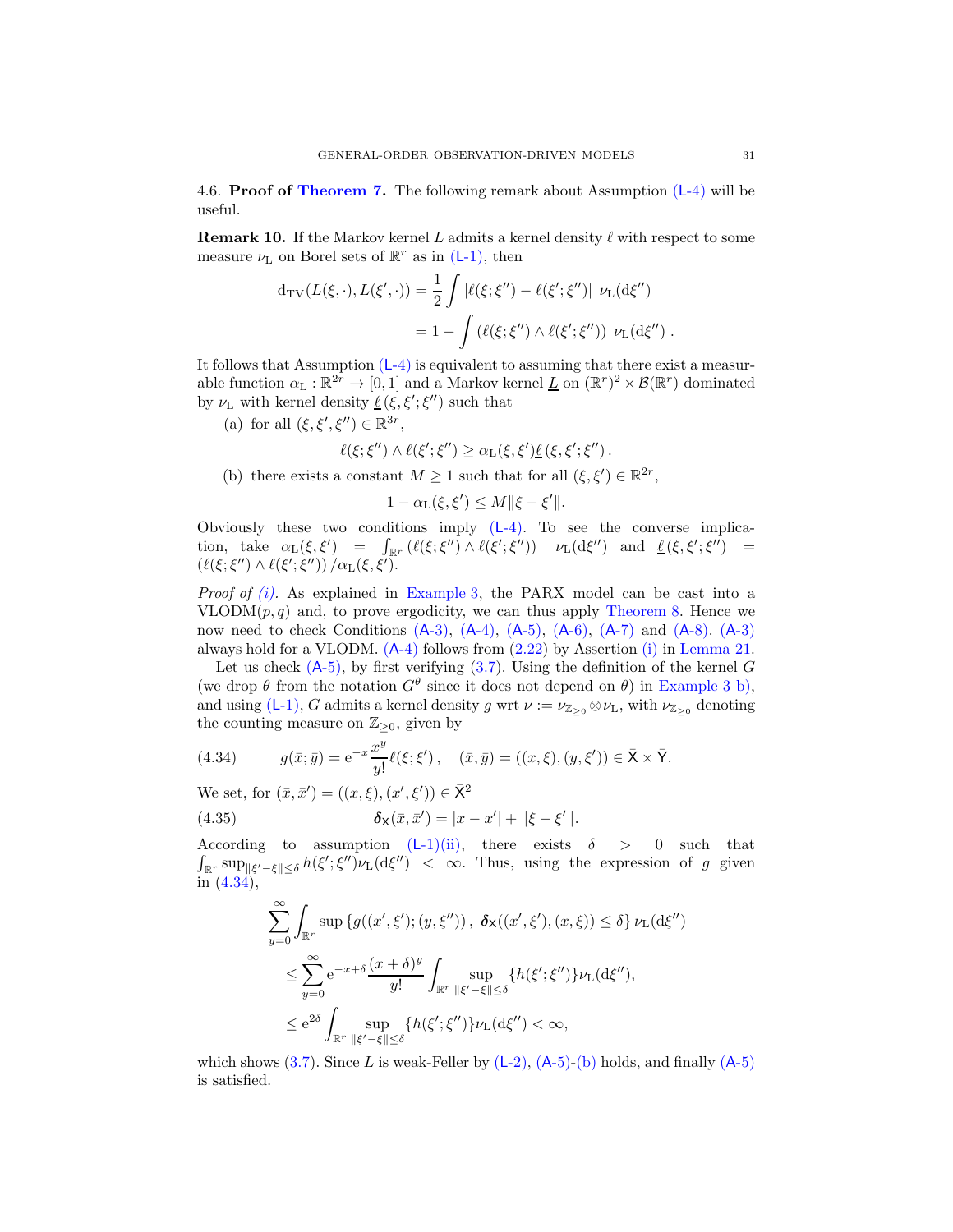### 4.6. **Proof of Theorem 7.**

The following remark about Assumption (L-4) will be useful.

**Remark 10.** If the Markov kernel $L$ admits a kernel density $\ell$ with respect to some measure $\nu_{\mathrm{L}}$ on Borel sets of $\mathbb{R}^r$ as in (L-1), then

$$
\begin{aligned}
\mathrm{d_{TV}}(L(\xi,\cdot),L(\xi',\cdot)) &= \frac{1}{2}\int |\ell(\xi;\xi'')-\ell(\xi';\xi'')| \;\nu_{\mathrm{L}}(\mathrm{d}\xi'')\\
&= 1-\int \left(\ell(\xi;\xi'')\wedge\ell(\xi';\xi'')\right)\;\nu_{\mathrm{L}}(\mathrm{d}\xi'')\;.
\end{aligned}
$$

It follows that Assumption (L-4) is equivalent to assuming that there exist a measurable function $\alpha_{\mathrm{L}}:\mathbb{R}^{2r}\to[0,1]$ and a Markov kernel $\underline{L}$ on $(\mathbb{R}^r)^2\times\mathcal{B}(\mathbb{R}^r)$ dominated by $\nu_{\mathrm{L}}$ with kernel density $\underline{\ell}\,(\xi,\xi';\xi'')$ such that

(a) for all $(\xi,\xi',\xi'')\in\mathbb{R}^{3r}$,

$$
\ell(\xi;\xi'')\wedge\ell(\xi';\xi'')\geq\alpha_{\mathrm{L}}(\xi,\xi')\underline{\ell}\,(\xi,\xi';\xi'')\,.
$$

(b) there exists a constant $M\geq 1$ such that for all $(\xi,\xi')\in\mathbb{R}^{2r}$,

$$
1-\alpha_{\mathrm{L}}(\xi,\xi')\leq M\|\xi-\xi'\|.
$$

Obviously these two conditions imply (L-4). To see the converse implication, take $\alpha_{\mathrm{L}}(\xi,\xi')=\int_{\mathbb{R}^r}\left(\ell(\xi;\xi'')\wedge\ell(\xi';\xi'')\right)\;\nu_{\mathrm{L}}(\mathrm{d}\xi'')$ and $\underline{\ell}\,(\xi,\xi';\xi'')=\left(\ell(\xi;\xi'')\wedge\ell(\xi';\xi'')\right)/\alpha_{\mathrm{L}}(\xi,\xi')$.

*Proof of (i).* As explained in Example 3, the PARX model can be cast into a VLODM$(p,q)$ and, to prove ergodicity, we can thus apply Theorem 8. Hence we now need to check Conditions (A-3), (A-4), (A-5), (A-6), (A-7) and (A-8). (A-3) always hold for a VLODM. (A-4) follows from (2.22) by Assertion (i) in Lemma 21.

Let us check (A-5), by first verifying (3.7). Using the definition of the kernel $G$ (we drop $\theta$ from the notation $G^\theta$ since it does not depend on $\theta$) in Example 3 b), and using (L-1), $G$ admits a kernel density $g$ wrt $\nu:=\nu_{\mathbb{Z}_{\geq 0}}\otimes\nu_{\mathrm{L}}$, with $\nu_{\mathbb{Z}_{\geq 0}}$ denoting the counting measure on $\mathbb{Z}_{\geq 0}$, given by

$$
g(\bar{x};\bar{y})=\mathrm{e}^{-x}\frac{x^y}{y!}\ell(\xi;\xi')\,,\quad(\bar{x},\bar{y})=((x,\xi),(y,\xi'))\in\bar{\mathsf{X}}\times\bar{\mathsf{Y}}. \tag{4.34}
$$

We set, for $(\bar{x},\bar{x}')=((x,\xi),(x',\xi'))\in\bar{\mathsf{X}}^2$

$$
\boldsymbol{\delta}_{\mathsf{X}}(\bar{x},\bar{x}')=|x-x'|+\|\xi-\xi'\|. \tag{4.35}
$$

According to assumption (L-1)(ii), there exists $\delta>0$ such that $\int_{\mathbb{R}^r}\sup_{\|\xi'-\xi\|\leq\delta}h(\xi';\xi'')\nu_{\mathrm{L}}(\mathrm{d}\xi'')<\infty$. Thus, using the expression of $g$ given in (4.34),

$$
\begin{aligned}
&\sum_{y=0}^{\infty}\int_{\mathbb{R}^r}\sup\left\{g((x',\xi');(y,\xi''))\,,\;\boldsymbol{\delta}_{\mathsf{X}}((x',\xi'),(x,\xi))\leq\delta\right\}\nu_{\mathrm{L}}(\mathrm{d}\xi'')\\
&\qquad\leq\sum_{y=0}^{\infty}\mathrm{e}^{-x+\delta}\frac{(x+\delta)^y}{y!}\int_{\mathbb{R}^r}\sup_{\|\xi'-\xi\|\leq\delta}\{h(\xi';\xi'')\}\nu_{\mathrm{L}}(\mathrm{d}\xi''),\\
&\qquad\leq\mathrm{e}^{2\delta}\int_{\mathbb{R}^r}\sup_{\|\xi'-\xi\|\leq\delta}\{h(\xi';\xi'')\}\nu_{\mathrm{L}}(\mathrm{d}\xi'')<\infty,
\end{aligned}
$$

which shows (3.7). Since $L$ is weak-Feller by (L-2), (A-5)-(b) holds, and finally (A-5) is satisfied.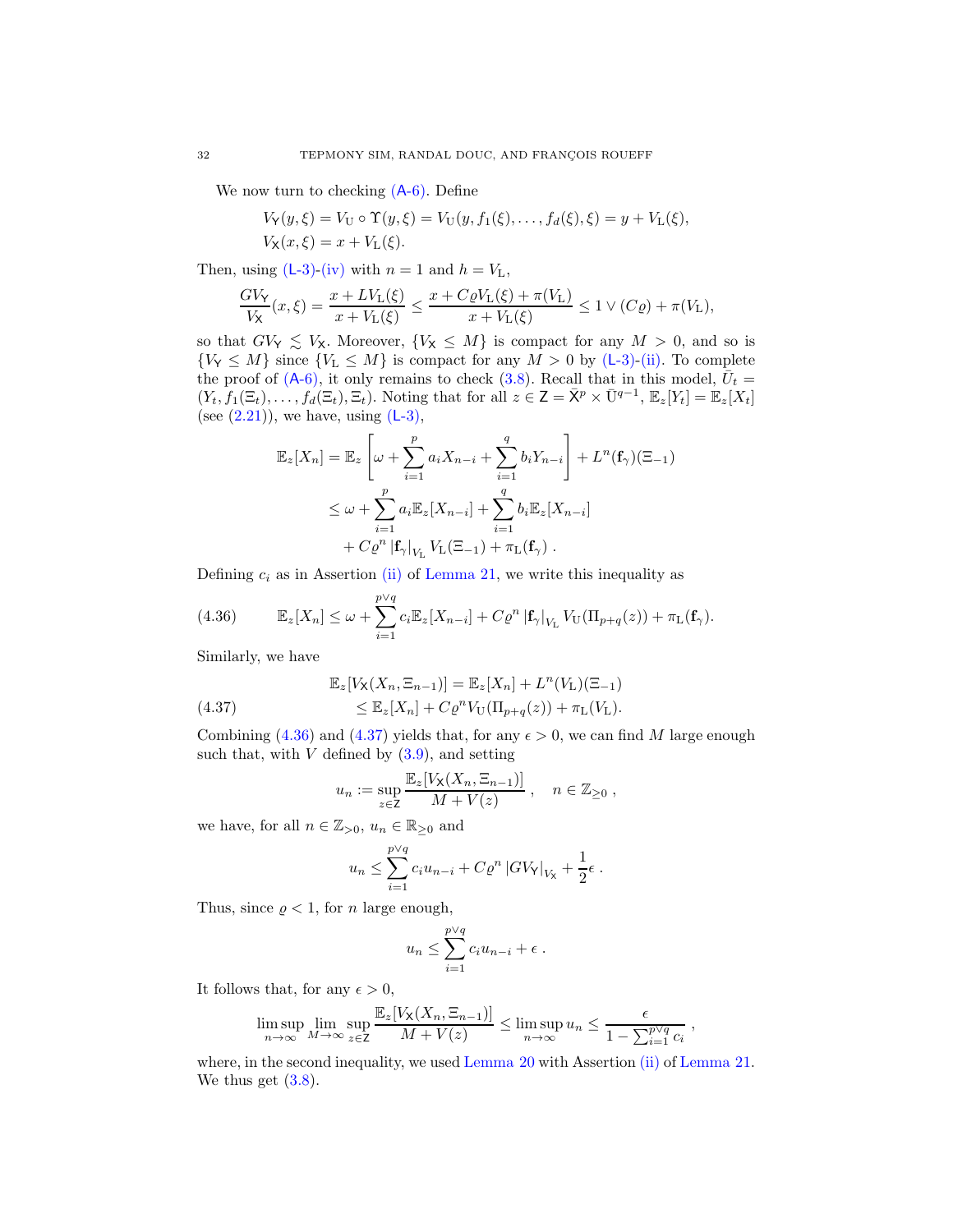We now turn to checking (A-6). Define

$$V_{\mathsf{Y}}(y,\xi) = V_{\mathrm{U}} \circ \Upsilon(y,\xi) = V_{\mathrm{U}}(y, f_1(\xi), \ldots, f_d(\xi), \xi) = y + V_{\mathrm{L}}(\xi),$$
$$V_{\mathsf{X}}(x,\xi) = x + V_{\mathrm{L}}(\xi).$$

Then, using (L-3)-(iv) with $n=1$ and $h = V_{\mathrm{L}}$,

$$\frac{GV_{\mathsf{Y}}}{V_{\mathsf{X}}}(x,\xi) = \frac{x + LV_{\mathrm{L}}(\xi)}{x + V_{\mathrm{L}}(\xi)} \leq \frac{x + C\varrho V_{\mathrm{L}}(\xi) + \pi(V_{\mathrm{L}})}{x + V_{\mathrm{L}}(\xi)} \leq 1 \vee (C\varrho) + \pi(V_{\mathrm{L}}),$$

so that $GV_{\mathsf{Y}} \lesssim V_{\mathsf{X}}$. Moreover, $\{V_{\mathsf{X}} \leq M\}$ is compact for any $M > 0$, and so is $\{V_{\mathsf{Y}} \leq M\}$ since $\{V_{\mathrm{L}} \leq M\}$ is compact for any $M > 0$ by (L-3)-(ii). To complete the proof of (A-6), it only remains to check (3.8). Recall that in this model, $\bar{U}_t = (Y_t, f_1(\Xi_t), \ldots, f_d(\Xi_t), \Xi_t)$. Noting that for all $z \in \mathsf{Z} = \bar{\mathsf{X}}^p \times \bar{\mathrm{U}}^{q-1}$, $\mathbb{E}_z[Y_t] = \mathbb{E}_z[X_t]$ (see (2.21)), we have, using (L-3),

$$\begin{aligned}
\mathbb{E}_z[X_n] &= \mathbb{E}_z\left[\omega + \sum_{i=1}^p a_i X_{n-i} + \sum_{i=1}^q b_i Y_{n-i}\right] + L^n(\mathbf{f}_\gamma)(\Xi_{-1}) \\
&\leq \omega + \sum_{i=1}^p a_i \mathbb{E}_z[X_{n-i}] + \sum_{i=1}^q b_i \mathbb{E}_z[X_{n-i}] \\
&\quad + C\varrho^n \left|\mathbf{f}_\gamma\right|_{V_{\mathrm{L}}} V_{\mathrm{L}}(\Xi_{-1}) + \pi_{\mathrm{L}}(\mathbf{f}_\gamma) .
\end{aligned}$$

Defining $c_i$ as in Assertion (ii) of Lemma 21, we write this inequality as

$$\mathbb{E}_z[X_n] \leq \omega + \sum_{i=1}^{p\vee q} c_i \mathbb{E}_z[X_{n-i}] + C\varrho^n \left|\mathbf{f}_\gamma\right|_{V_{\mathrm{L}}} V_{\mathrm{U}}(\Pi_{p+q}(z)) + \pi_{\mathrm{L}}(\mathbf{f}_\gamma). \tag{4.36}$$

Similarly, we have

$$\begin{aligned}
\mathbb{E}_z[V_{\mathsf{X}}(X_n, \Xi_{n-1})] &= \mathbb{E}_z[X_n] + L^n(V_{\mathrm{L}})(\Xi_{-1}) \\
&\leq \mathbb{E}_z[X_n] + C\varrho^n V_{\mathrm{U}}(\Pi_{p+q}(z)) + \pi_{\mathrm{L}}(V_{\mathrm{L}}).
\end{aligned} \tag{4.37}$$

Combining (4.36) and (4.37) yields that, for any $\epsilon > 0$, we can find $M$ large enough such that, with $V$ defined by (3.9), and setting

$$u_n := \sup_{z \in \mathsf{Z}} \frac{\mathbb{E}_z[V_{\mathsf{X}}(X_n, \Xi_{n-1})]}{M + V(z)}, \quad n \in \mathbb{Z}_{\geq 0},$$

we have, for all $n \in \mathbb{Z}_{>0}$, $u_n \in \mathbb{R}_{\geq 0}$ and

$$u_n \leq \sum_{i=1}^{p\vee q} c_i u_{n-i} + C\varrho^n \left|GV_{\mathsf{Y}}\right|_{V_{\mathsf{X}}} + \frac{1}{2}\epsilon .$$

Thus, since $\varrho < 1$, for $n$ large enough,

$$u_n \leq \sum_{i=1}^{p\vee q} c_i u_{n-i} + \epsilon .$$

It follows that, for any $\epsilon > 0$,

$$\limsup_{n\to\infty} \lim_{M\to\infty} \sup_{z\in\mathsf{Z}} \frac{\mathbb{E}_z[V_{\mathsf{X}}(X_n, \Xi_{n-1})]}{M + V(z)} \leq \limsup_{n\to\infty} u_n \leq \frac{\epsilon}{1 - \sum_{i=1}^{p\vee q} c_i},$$

where, in the second inequality, we used Lemma 20 with Assertion (ii) of Lemma 21. We thus get (3.8).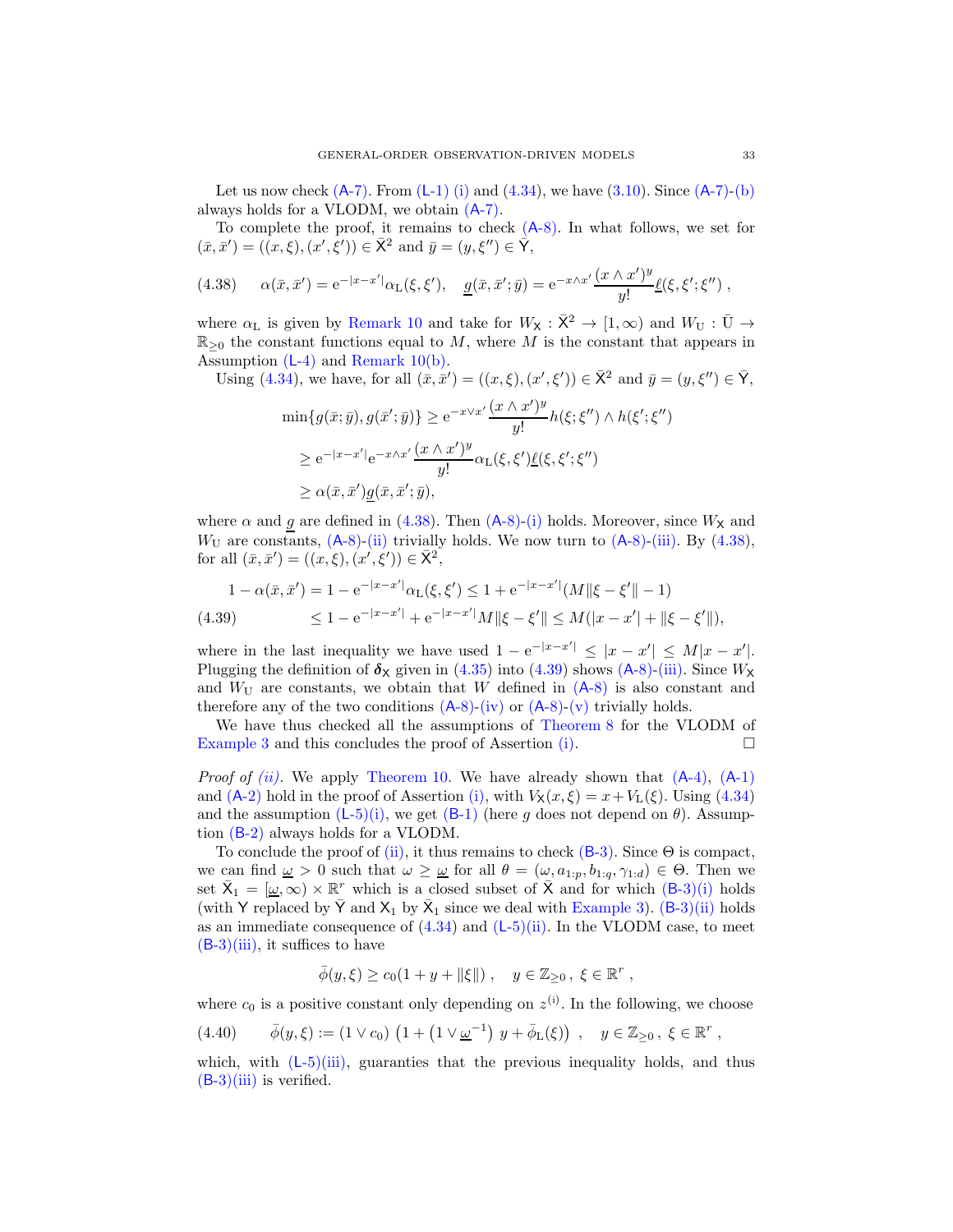Let us now check (A-7). From (L-1) (i) and (4.34), we have (3.10). Since (A-7)-(b) always holds for a VLODM, we obtain (A-7).

To complete the proof, it remains to check (A-8). In what follows, we set for $(\bar{x}, \bar{x}') = ((x, \xi), (x', \xi')) \in \bar{\mathsf{X}}^2$ and $\bar{y} = (y, \xi'') \in \bar{\mathsf{Y}}$,

$$\alpha(\bar{x}, \bar{x}') = \mathrm{e}^{-|x-x'|}\alpha_{\mathrm{L}}(\xi, \xi'), \quad \underline{g}(\bar{x}, \bar{x}'; \bar{y}) = \mathrm{e}^{-x \wedge x'} \frac{(x \wedge x')^y}{y!} \underline{\ell}(\xi, \xi'; \xi'') \,, \tag{4.38}$$

where $\alpha_{\mathrm{L}}$ is given by Remark 10 and take for $W_{\mathsf{X}} : \bar{\mathsf{X}}^2 \to [1, \infty)$ and $W_{\mathrm{U}} : \bar{\mathrm{U}} \to \mathbb{R}_{\geq 0}$ the constant functions equal to $M$, where $M$ is the constant that appears in Assumption (L-4) and Remark 10(b).

Using (4.34), we have, for all $(\bar{x}, \bar{x}') = ((x, \xi), (x', \xi')) \in \bar{\mathsf{X}}^2$ and $\bar{y} = (y, \xi'') \in \bar{\mathsf{Y}}$,

$$\begin{aligned}
\min\{g(\bar{x}; \bar{y}), g(\bar{x}'; \bar{y})\} &\geq \mathrm{e}^{-x \vee x'} \frac{(x \wedge x')^y}{y!} h(\xi; \xi'') \wedge h(\xi'; \xi'') \\
&\geq \mathrm{e}^{-|x-x'|}\mathrm{e}^{-x \wedge x'} \frac{(x \wedge x')^y}{y!} \alpha_{\mathrm{L}}(\xi, \xi')\underline{\ell}(\xi, \xi'; \xi'') \\
&\geq \alpha(\bar{x}, \bar{x}')\underline{g}(\bar{x}, \bar{x}'; \bar{y}),
\end{aligned}$$

where $\alpha$ and $\underline{g}$ are defined in (4.38). Then (A-8)-(i) holds. Moreover, since $W_{\mathsf{X}}$ and $W_{\mathrm{U}}$ are constants, (A-8)-(ii) trivially holds. We now turn to (A-8)-(iii). By (4.38), for all $(\bar{x}, \bar{x}') = ((x, \xi), (x', \xi')) \in \bar{\mathsf{X}}^2$,

$$\begin{aligned}
1 - \alpha(\bar{x}, \bar{x}') = 1 - \mathrm{e}^{-|x-x'|}\alpha_{\mathrm{L}}(\xi, \xi') &\leq 1 + \mathrm{e}^{-|x-x'|}(M\|\xi - \xi'\| - 1) \\
&\leq 1 - \mathrm{e}^{-|x-x'|} + \mathrm{e}^{-|x-x'|}M\|\xi - \xi'\| \leq M(|x - x'| + \|\xi - \xi'\|),
\end{aligned} \tag{4.39}$$

where in the last inequality we have used $1 - \mathrm{e}^{-|x-x'|} \leq |x - x'| \leq M|x - x'|$. Plugging the definition of $\boldsymbol{\delta}_{\mathsf{X}}$ given in (4.35) into (4.39) shows (A-8)-(iii). Since $W_{\mathsf{X}}$ and $W_{\mathrm{U}}$ are constants, we obtain that $W$ defined in (A-8) is also constant and therefore any of the two conditions (A-8)-(iv) or (A-8)-(v) trivially holds.

We have thus checked all the assumptions of Theorem 8 for the VLODM of Example 3 and this concludes the proof of Assertion (i). $\square$

*Proof of (ii).* We apply Theorem 10. We have already shown that (A-4), (A-1) and (A-2) hold in the proof of Assertion (i), with $V_{\mathsf{X}}(x, \xi) = x + V_{\mathrm{L}}(\xi)$. Using (4.34) and the assumption (L-5)(i), we get (B-1) (here $g$ does not depend on $\theta$). Assumption (B-2) always holds for a VLODM.

To conclude the proof of (ii), it thus remains to check (B-3). Since $\Theta$ is compact, we can find $\underline{\omega} > 0$ such that $\omega \geq \underline{\omega}$ for all $\theta = (\omega, a_{1:p}, b_{1:q}, \gamma_{1:d}) \in \Theta$. Then we set $\bar{\mathsf{X}}_1 = [\underline{\omega}, \infty) \times \mathbb{R}^r$ which is a closed subset of $\bar{\mathsf{X}}$ and for which (B-3)(i) holds (with $\mathsf{Y}$ replaced by $\bar{\mathsf{Y}}$ and $\mathsf{X}_1$ by $\bar{\mathsf{X}}_1$ since we deal with Example 3). (B-3)(ii) holds as an immediate consequence of (4.34) and (L-5)(ii). In the VLODM case, to meet (B-3)(iii), it suffices to have

$$\bar{\phi}(y, \xi) \geq c_0(1 + y + \|\xi\|) \,, \quad y \in \mathbb{Z}_{\geq 0} \,, \; \xi \in \mathbb{R}^r \,,$$

where $c_0$ is a positive constant only depending on $z^{(\mathrm{i})}$. In the following, we choose

$$\bar{\phi}(y, \xi) := (1 \vee c_0) \left(1 + \left(1 \vee \underline{\omega}^{-1}\right) y + \bar{\phi}_{\mathrm{L}}(\xi)\right) \,, \quad y \in \mathbb{Z}_{\geq 0} \,, \; \xi \in \mathbb{R}^r \,, \tag{4.40}$$

which, with (L-5)(iii), guaranties that the previous inequality holds, and thus (B-3)(iii) is verified.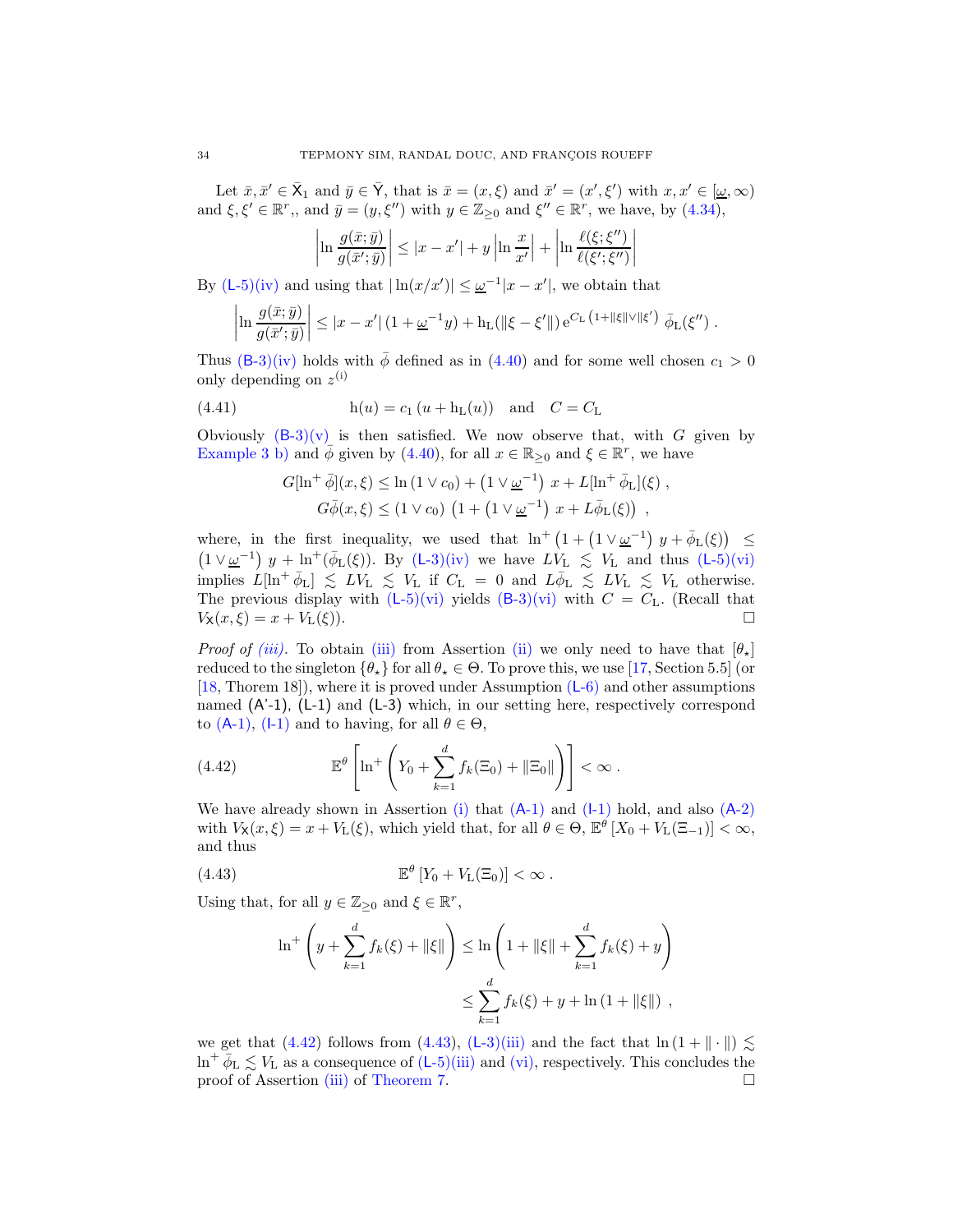Let $\bar{x}, \bar{x}' \in \bar{\mathsf{X}}_1$ and $\bar{y} \in \bar{\mathsf{Y}}$, that is $\bar{x} = (x, \xi)$ and $\bar{x}' = (x', \xi')$ with $x, x' \in [\underline{\omega}, \infty)$ and $\xi, \xi' \in \mathbb{R}^r$,, and $\bar{y} = (y, \xi'')$ with $y \in \mathbb{Z}_{\geq 0}$ and $\xi'' \in \mathbb{R}^r$, we have, by (4.34),

$$\left| \ln \frac{g(\bar{x}; \bar{y})}{g(\bar{x}'; \bar{y})} \right| \leq |x - x'| + y \left| \ln \frac{x}{x'} \right| + \left| \ln \frac{\ell(\xi; \xi'')}{\ell(\xi'; \xi'')} \right|$$

By (L-5)(iv) and using that $|\ln(x/x')| \leq \underline{\omega}^{-1}|x - x'|$, we obtain that

$$\left| \ln \frac{g(\bar{x}; \bar{y})}{g(\bar{x}'; \bar{y})} \right| \leq |x - x'| \left(1 + \underline{\omega}^{-1} y\right) + \mathrm{h_L}(\|\xi - \xi'\|) \, \mathrm{e}^{C_\mathrm{L} \left(1 + \|\xi\| \vee \|\xi'\right)} \, \bar{\phi}_\mathrm{L}(\xi'') \,.$$

Thus (B-3)(iv) holds with $\bar{\phi}$ defined as in (4.40) and for some well chosen $c_1 > 0$ only depending on $z^{(\mathrm{i})}$

$$\mathrm{h}(u) = c_1 \left(u + \mathrm{h_L}(u)\right) \quad \text{and} \quad C = C_\mathrm{L} \tag{4.41}$$

Obviously (B-3)(v) is then satisfied. We now observe that, with $G$ given by Example 3 b) and $\bar{\phi}$ given by (4.40), for all $x \in \mathbb{R}_{\geq 0}$ and $\xi \in \mathbb{R}^r$, we have

$$G[\ln^+ \bar{\phi}](x, \xi) \leq \ln\left(1 \vee c_0\right) + \left(1 \vee \underline{\omega}^{-1}\right) x + L[\ln^+ \bar{\phi}_\mathrm{L}](\xi) \,,$$
$$G\bar{\phi}(x, \xi) \leq (1 \vee c_0) \left(1 + \left(1 \vee \underline{\omega}^{-1}\right) x + L\bar{\phi}_\mathrm{L}(\xi)\right) \,,$$

where, in the first inequality, we used that $\ln^+\left(1 + \left(1 \vee \underline{\omega}^{-1}\right) y + \bar{\phi}_\mathrm{L}(\xi)\right) \leq \left(1 \vee \underline{\omega}^{-1}\right) y + \ln^+(\bar{\phi}_\mathrm{L}(\xi))$. By (L-3)(iv) we have $LV_\mathrm{L} \lesssim V_\mathrm{L}$ and thus (L-5)(vi) implies $L[\ln^+ \bar{\phi}_\mathrm{L}] \lesssim LV_\mathrm{L} \lesssim V_\mathrm{L}$ if $C_\mathrm{L} = 0$ and $L\bar{\phi}_\mathrm{L} \lesssim LV_\mathrm{L} \lesssim V_\mathrm{L}$ otherwise. The previous display with (L-5)(vi) yields (B-3)(vi) with $C = C_\mathrm{L}$. (Recall that $V_\mathsf{X}(x, \xi) = x + V_\mathrm{L}(\xi)$). ☐

*Proof of (iii).* To obtain (iii) from Assertion (ii) we only need to have that $[\theta_\star]$ reduced to the singleton $\{\theta_\star\}$ for all $\theta_\star \in \Theta$. To prove this, we use [17, Section 5.5] (or [18, Thorem 18]), where it is proved under Assumption (L-6) and other assumptions named (A'-1), (L-1) and (L-3) which, in our setting here, respectively correspond to (A-1), (I-1) and to having, for all $\theta \in \Theta$,

$$\mathbb{E}^\theta \left[\ln^+ \left(Y_0 + \sum_{k=1}^d f_k(\Xi_0) + \|\Xi_0\|\right)\right] < \infty \,. \tag{4.42}$$

We have already shown in Assertion (i) that (A-1) and (I-1) hold, and also (A-2) with $V_\mathsf{X}(x, \xi) = x + V_\mathrm{L}(\xi)$, which yield that, for all $\theta \in \Theta$, $\mathbb{E}^\theta\left[X_0 + V_\mathrm{L}(\Xi_{-1})\right] < \infty$, and thus

$$\mathbb{E}^\theta\left[Y_0 + V_\mathrm{L}(\Xi_0)\right] < \infty \,. \tag{4.43}$$

Using that, for all $y \in \mathbb{Z}_{\geq 0}$ and $\xi \in \mathbb{R}^r$,

$$\ln^+ \left(y + \sum_{k=1}^d f_k(\xi) + \|\xi\|\right) \leq \ln \left(1 + \|\xi\| + \sum_{k=1}^d f_k(\xi) + y\right)$$
$$\leq \sum_{k=1}^d f_k(\xi) + y + \ln\left(1 + \|\xi\|\right) \,,$$

we get that (4.42) follows from (4.43), (L-3)(iii) and the fact that $\ln\left(1 + \|\cdot\|\right) \lesssim \ln^+ \bar{\phi}_\mathrm{L} \lesssim V_\mathrm{L}$ as a consequence of (L-5)(iii) and (vi), respectively. This concludes the proof of Assertion (iii) of Theorem 7. ☐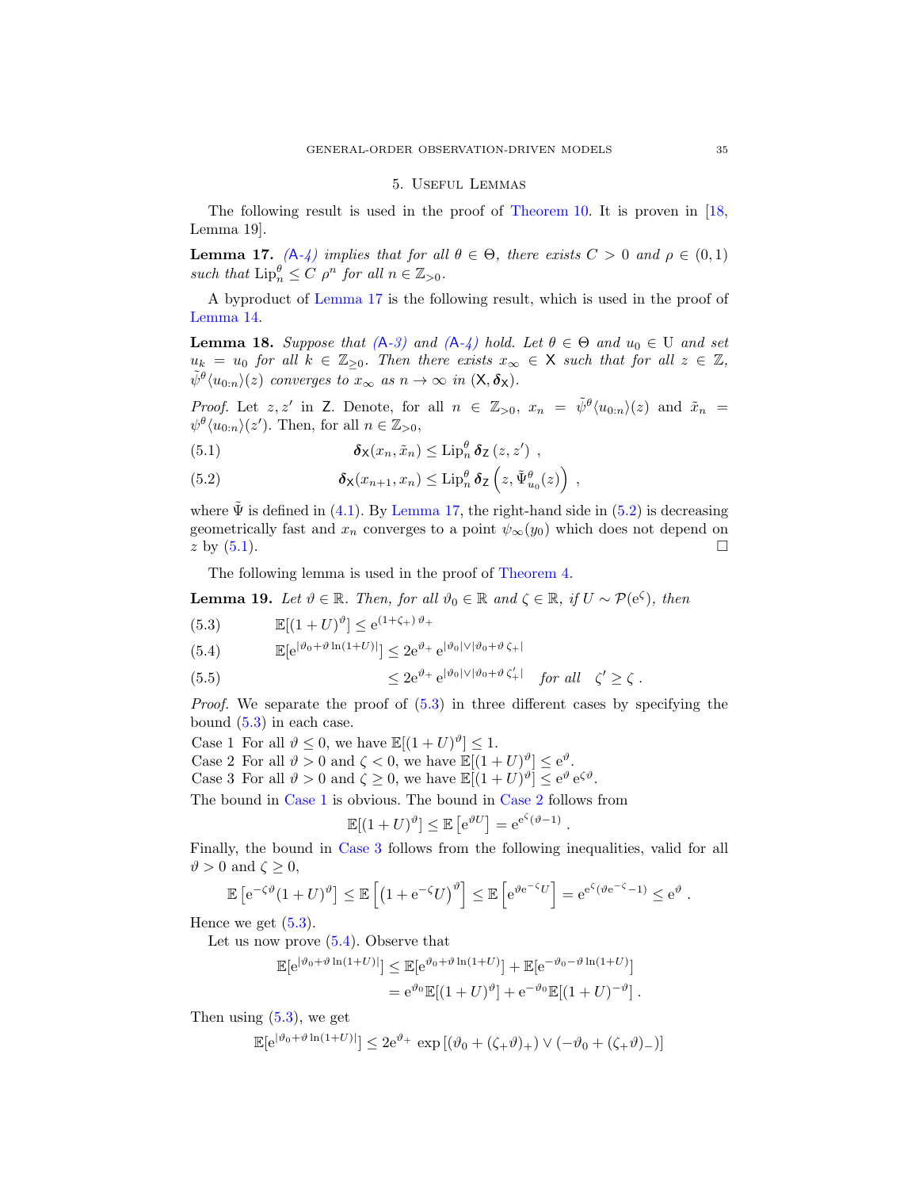## 5. Useful Lemmas

The following result is used in the proof of Theorem 10. It is proven in [18, Lemma 19].

**Lemma 17.** *(A-4) implies that for all $\theta \in \Theta$, there exists $C > 0$ and $\rho \in (0,1)$ such that $\mathrm{Lip}_n^\theta \le C\ \rho^n$ for all $n \in \mathbb{Z}_{>0}$.*

A byproduct of Lemma 17 is the following result, which is used in the proof of Lemma 14.

**Lemma 18.** *Suppose that (A-3) and (A-4) hold. Let $\theta \in \Theta$ and $u_0 \in \mathrm{U}$ and set $u_k = u_0$ for all $k \in \mathbb{Z}_{\ge 0}$. Then there exists $x_\infty \in \mathsf{X}$ such that for all $z \in \mathbb{Z}$, $\tilde{\psi}^\theta\langle u_{0:n}\rangle(z)$ converges to $x_\infty$ as $n \to \infty$ in $(\mathsf{X}, \boldsymbol{\delta}_\mathsf{X})$.*

*Proof.* Let $z, z'$ in $\mathsf{Z}$. Denote, for all $n \in \mathbb{Z}_{>0}$, $x_n = \tilde{\psi}^\theta\langle u_{0:n}\rangle(z)$ and $\tilde{x}_n = \psi^\theta\langle u_{0:n}\rangle(z')$. Then, for all $n \in \mathbb{Z}_{>0}$,

$$\boldsymbol{\delta}_\mathsf{X}(x_n, \tilde{x}_n) \le \mathrm{Lip}_n^\theta\, \boldsymbol{\delta}_\mathsf{Z}(z, z')\ , \tag{5.1}$$

$$\boldsymbol{\delta}_\mathsf{X}(x_{n+1}, x_n) \le \mathrm{Lip}_n^\theta\, \boldsymbol{\delta}_\mathsf{Z}\left(z, \tilde{\Psi}_{u_0}^\theta(z)\right)\ , \tag{5.2}$$

where $\tilde{\Psi}$ is defined in (4.1). By Lemma 17, the right-hand side in (5.2) is decreasing geometrically fast and $x_n$ converges to a point $\psi_\infty(y_0)$ which does not depend on $z$ by (5.1). $\square$

The following lemma is used in the proof of Theorem 4.

**Lemma 19.** *Let $\vartheta \in \mathbb{R}$. Then, for all $\vartheta_0 \in \mathbb{R}$ and $\zeta \in \mathbb{R}$, if $U \sim \mathcal{P}(\mathrm{e}^\zeta)$, then*

$$\mathbb{E}[(1+U)^\vartheta] \le \mathrm{e}^{(1+\zeta_+)\,\vartheta_+} \tag{5.3}$$

$$\mathbb{E}[\mathrm{e}^{|\vartheta_0 + \vartheta \ln(1+U)|}] \le 2\mathrm{e}^{\vartheta_+}\, \mathrm{e}^{|\vartheta_0| \vee |\vartheta_0 + \vartheta\, \zeta_+|} \tag{5.4}$$

$$\le 2\mathrm{e}^{\vartheta_+}\, \mathrm{e}^{|\vartheta_0| \vee |\vartheta_0 + \vartheta\, \zeta'_+|} \quad \text{for all} \quad \zeta' \ge \zeta\ . \tag{5.5}$$

*Proof.* We separate the proof of (5.3) in three different cases by specifying the bound (5.3) in each case.

Case 1 For all $\vartheta \le 0$, we have $\mathbb{E}[(1+U)^\vartheta] \le 1$.
Case 2 For all $\vartheta > 0$ and $\zeta < 0$, we have $\mathbb{E}[(1+U)^\vartheta] \le \mathrm{e}^\vartheta$.
Case 3 For all $\vartheta > 0$ and $\zeta \ge 0$, we have $\mathbb{E}[(1+U)^\vartheta] \le \mathrm{e}^\vartheta\, \mathrm{e}^{\zeta\vartheta}$.

The bound in Case 1 is obvious. The bound in Case 2 follows from

$$\mathbb{E}[(1+U)^\vartheta] \le \mathbb{E}\left[\mathrm{e}^{\vartheta U}\right] = \mathrm{e}^{\mathrm{e}^\zeta(\vartheta - 1)}\ .$$

Finally, the bound in Case 3 follows from the following inequalities, valid for all $\vartheta > 0$ and $\zeta \ge 0$,

$$\mathbb{E}\left[\mathrm{e}^{-\zeta\vartheta}(1+U)^\vartheta\right] \le \mathbb{E}\left[\left(1 + \mathrm{e}^{-\zeta}U\right)^\vartheta\right] \le \mathbb{E}\left[\mathrm{e}^{\vartheta \mathrm{e}^{-\zeta} U}\right] = \mathrm{e}^{\mathrm{e}^\zeta(\vartheta \mathrm{e}^{-\zeta} - 1)} \le \mathrm{e}^\vartheta\ .$$

Hence we get (5.3).

Let us now prove (5.4). Observe that

$$\begin{aligned}
\mathbb{E}[\mathrm{e}^{|\vartheta_0 + \vartheta \ln(1+U)|}] &\le \mathbb{E}[\mathrm{e}^{\vartheta_0 + \vartheta \ln(1+U)}] + \mathbb{E}[\mathrm{e}^{-\vartheta_0 - \vartheta \ln(1+U)}] \\
&= \mathrm{e}^{\vartheta_0}\mathbb{E}[(1+U)^\vartheta] + \mathrm{e}^{-\vartheta_0}\mathbb{E}[(1+U)^{-\vartheta}]\ .
\end{aligned}$$

Then using (5.3), we get

$$\mathbb{E}[\mathrm{e}^{|\vartheta_0 + \vartheta \ln(1+U)|}] \le 2\mathrm{e}^{\vartheta_+}\, \exp\left[(\vartheta_0 + (\zeta_+\vartheta)_+) \vee (-\vartheta_0 + (\zeta_+\vartheta)_-)\right]$$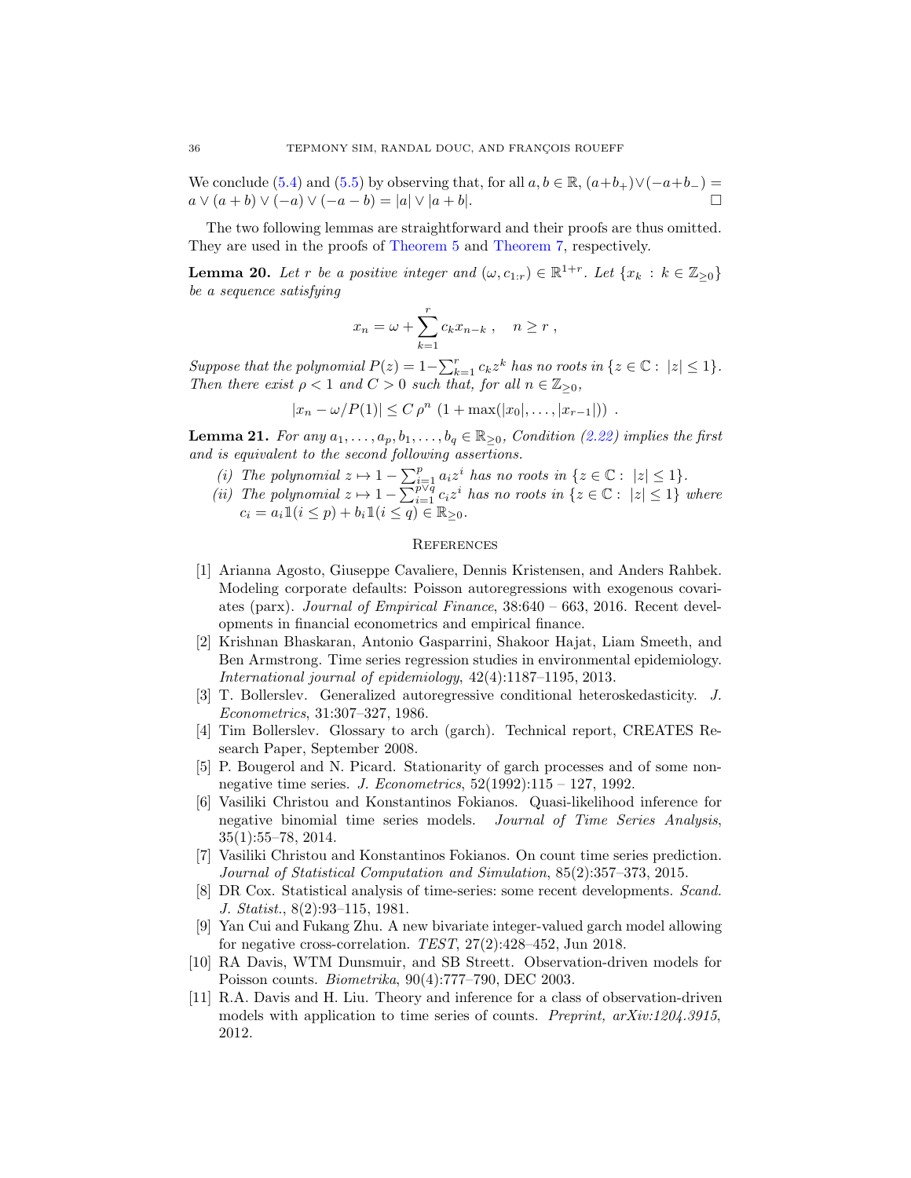We conclude (5.4) and (5.5) by observing that, for all $a, b \in \mathbb{R}$, $(a+b_+)\vee(-a+b_-) = a \vee (a+b) \vee (-a) \vee (-a-b) = |a| \vee |a+b|$. □

The two following lemmas are straightforward and their proofs are thus omitted. They are used in the proofs of Theorem 5 and Theorem 7, respectively.

**Lemma 20.** *Let $r$ be a positive integer and $(\omega, c_{1:r}) \in \mathbb{R}^{1+r}$. Let $\{x_k : k \in \mathbb{Z}_{\geq 0}\}$ be a sequence satisfying*

$$x_n = \omega + \sum_{k=1}^{r} c_k x_{n-k} \ , \quad n \geq r \ ,$$

*Suppose that the polynomial $P(z) = 1 - \sum_{k=1}^{r} c_k z^k$ has no roots in $\{z \in \mathbb{C} : |z| \leq 1\}$. Then there exist $\rho < 1$ and $C > 0$ such that, for all $n \in \mathbb{Z}_{\geq 0}$,*

$$|x_n - \omega/P(1)| \leq C \, \rho^n \, \left(1 + \max(|x_0|, \ldots, |x_{r-1}|)\right) \ .$$

**Lemma 21.** *For any $a_1, \ldots, a_p, b_1, \ldots, b_q \in \mathbb{R}_{\geq 0}$, Condition (2.22) implies the first and is equivalent to the second following assertions.*

(i) *The polynomial $z \mapsto 1 - \sum_{i=1}^{p} a_i z^i$ has no roots in $\{z \in \mathbb{C} : |z| \leq 1\}$.*
(ii) *The polynomial $z \mapsto 1 - \sum_{i=1}^{p \vee q} c_i z^i$ has no roots in $\{z \in \mathbb{C} : |z| \leq 1\}$ where $c_i = a_i \mathbb{1}(i \leq p) + b_i \mathbb{1}(i \leq q) \in \mathbb{R}_{\geq 0}$.*

## References

[1] Arianna Agosto, Giuseppe Cavaliere, Dennis Kristensen, and Anders Rahbek. Modeling corporate defaults: Poisson autoregressions with exogenous covariates (parx). *Journal of Empirical Finance*, 38:640 – 663, 2016. Recent developments in financial econometrics and empirical finance.

[2] Krishnan Bhaskaran, Antonio Gasparrini, Shakoor Hajat, Liam Smeeth, and Ben Armstrong. Time series regression studies in environmental epidemiology. *International journal of epidemiology*, 42(4):1187–1195, 2013.

[3] T. Bollerslev. Generalized autoregressive conditional heteroskedasticity. *J. Econometrics*, 31:307–327, 1986.

[4] Tim Bollerslev. Glossary to arch (garch). Technical report, CREATES Research Paper, September 2008.

[5] P. Bougerol and N. Picard. Stationarity of garch processes and of some nonnegative time series. *J. Econometrics*, 52(1992):115 – 127, 1992.

[6] Vasiliki Christou and Konstantinos Fokianos. Quasi-likelihood inference for negative binomial time series models. *Journal of Time Series Analysis*, 35(1):55–78, 2014.

[7] Vasiliki Christou and Konstantinos Fokianos. On count time series prediction. *Journal of Statistical Computation and Simulation*, 85(2):357–373, 2015.

[8] DR Cox. Statistical analysis of time-series: some recent developments. *Scand. J. Statist.*, 8(2):93–115, 1981.

[9] Yan Cui and Fukang Zhu. A new bivariate integer-valued garch model allowing for negative cross-correlation. *TEST*, 27(2):428–452, Jun 2018.

[10] RA Davis, WTM Dunsmuir, and SB Streett. Observation-driven models for Poisson counts. *Biometrika*, 90(4):777–790, DEC 2003.

[11] R.A. Davis and H. Liu. Theory and inference for a class of observation-driven models with application to time series of counts. *Preprint, arXiv:1204.3915*, 2012.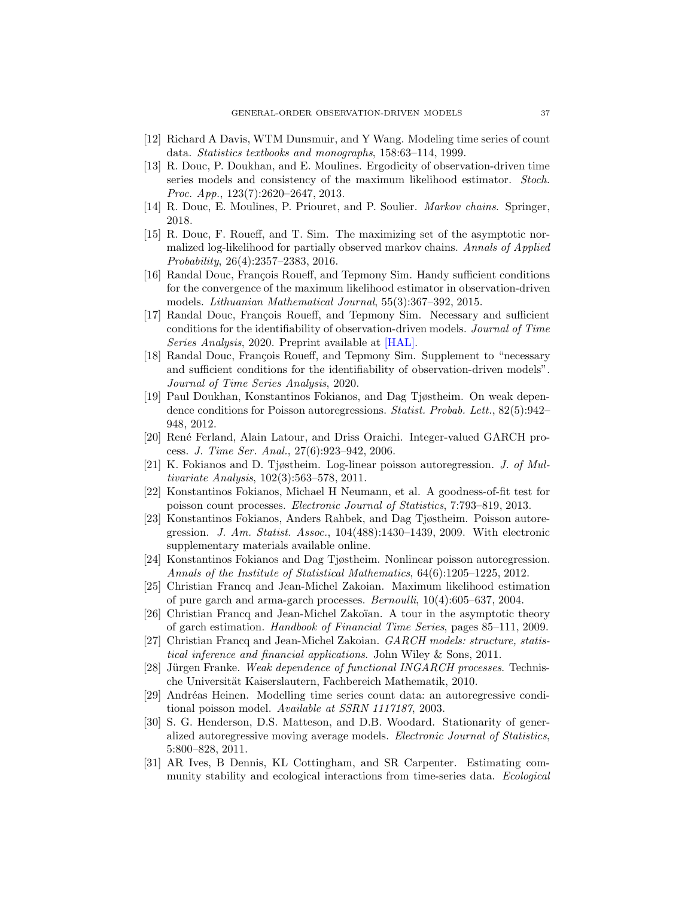[12] Richard A Davis, WTM Dunsmuir, and Y Wang. Modeling time series of count data. *Statistics textbooks and monographs*, 158:63–114, 1999.

[13] R. Douc, P. Doukhan, and E. Moulines. Ergodicity of observation-driven time series models and consistency of the maximum likelihood estimator. *Stoch. Proc. App.*, 123(7):2620–2647, 2013.

[14] R. Douc, E. Moulines, P. Priouret, and P. Soulier. *Markov chains*. Springer, 2018.

[15] R. Douc, F. Roueff, and T. Sim. The maximizing set of the asymptotic normalized log-likelihood for partially observed markov chains. *Annals of Applied Probability*, 26(4):2357–2383, 2016.

[16] Randal Douc, François Roueff, and Tepmony Sim. Handy sufficient conditions for the convergence of the maximum likelihood estimator in observation-driven models. *Lithuanian Mathematical Journal*, 55(3):367–392, 2015.

[17] Randal Douc, François Roueff, and Tepmony Sim. Necessary and sufficient conditions for the identifiability of observation-driven models. *Journal of Time Series Analysis*, 2020. Preprint available at [HAL].

[18] Randal Douc, François Roueff, and Tepmony Sim. Supplement to "necessary and sufficient conditions for the identifiability of observation-driven models". *Journal of Time Series Analysis*, 2020.

[19] Paul Doukhan, Konstantinos Fokianos, and Dag Tjøstheim. On weak dependence conditions for Poisson autoregressions. *Statist. Probab. Lett.*, 82(5):942–948, 2012.

[20] René Ferland, Alain Latour, and Driss Oraichi. Integer-valued GARCH process. *J. Time Ser. Anal.*, 27(6):923–942, 2006.

[21] K. Fokianos and D. Tjøstheim. Log-linear poisson autoregression. *J. of Multivariate Analysis*, 102(3):563–578, 2011.

[22] Konstantinos Fokianos, Michael H Neumann, et al. A goodness-of-fit test for poisson count processes. *Electronic Journal of Statistics*, 7:793–819, 2013.

[23] Konstantinos Fokianos, Anders Rahbek, and Dag Tjøstheim. Poisson autoregression. *J. Am. Statist. Assoc.*, 104(488):1430–1439, 2009. With electronic supplementary materials available online.

[24] Konstantinos Fokianos and Dag Tjøstheim. Nonlinear poisson autoregression. *Annals of the Institute of Statistical Mathematics*, 64(6):1205–1225, 2012.

[25] Christian Francq and Jean-Michel Zakoian. Maximum likelihood estimation of pure garch and arma-garch processes. *Bernoulli*, 10(4):605–637, 2004.

[26] Christian Francq and Jean-Michel Zakoïan. A tour in the asymptotic theory of garch estimation. *Handbook of Financial Time Series*, pages 85–111, 2009.

[27] Christian Francq and Jean-Michel Zakoian. *GARCH models: structure, statistical inference and financial applications*. John Wiley & Sons, 2011.

[28] Jürgen Franke. *Weak dependence of functional INGARCH processes*. Technische Universität Kaiserslautern, Fachbereich Mathematik, 2010.

[29] Andréas Heinen. Modelling time series count data: an autoregressive conditional poisson model. *Available at SSRN 1117187*, 2003.

[30] S. G. Henderson, D.S. Matteson, and D.B. Woodard. Stationarity of generalized autoregressive moving average models. *Electronic Journal of Statistics*, 5:800–828, 2011.

[31] AR Ives, B Dennis, KL Cottingham, and SR Carpenter. Estimating community stability and ecological interactions from time-series data. *Ecological*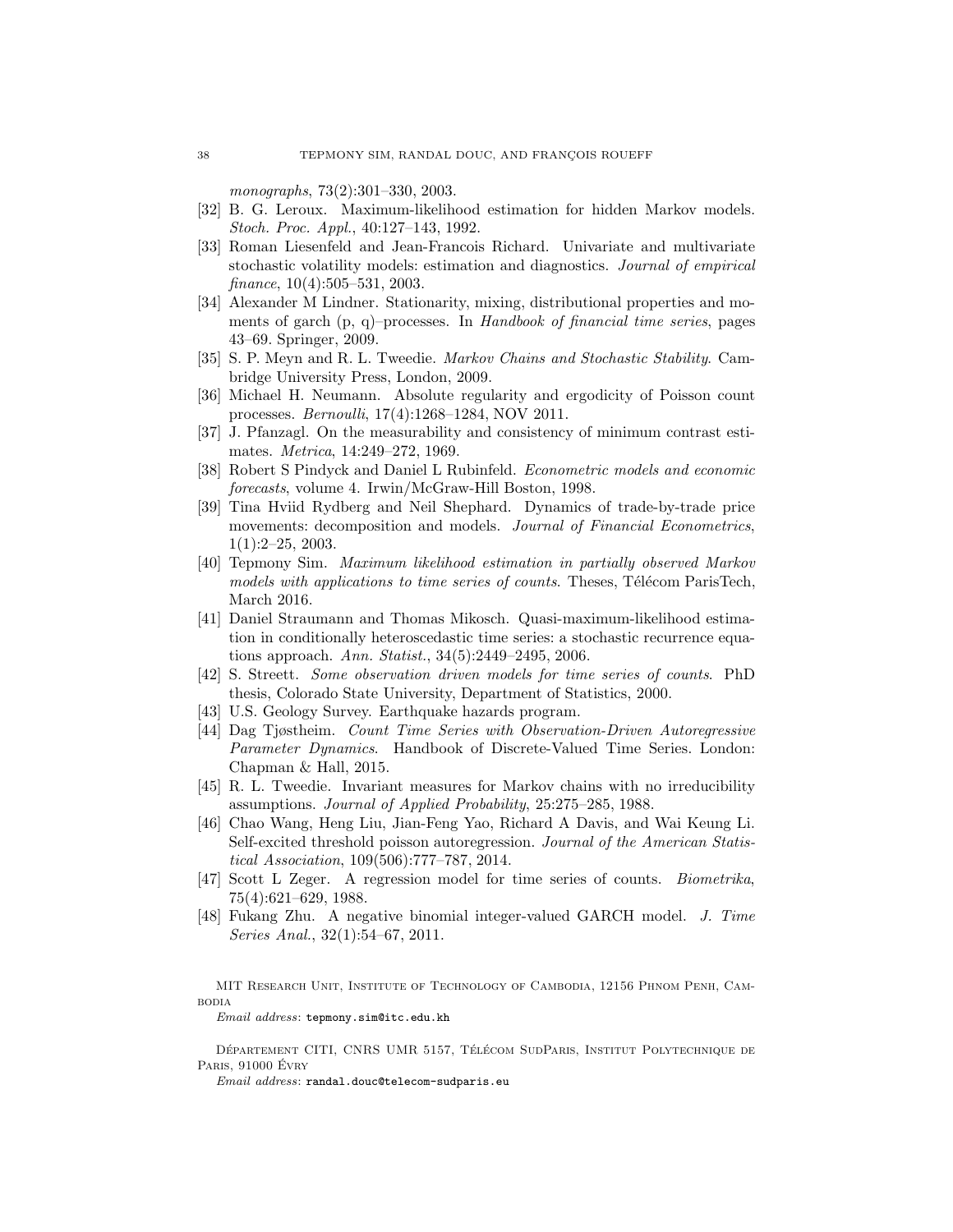*monographs*, 73(2):301–330, 2003.

[32] B. G. Leroux. Maximum-likelihood estimation for hidden Markov models. *Stoch. Proc. Appl.*, 40:127–143, 1992.

[33] Roman Liesenfeld and Jean-Francois Richard. Univariate and multivariate stochastic volatility models: estimation and diagnostics. *Journal of empirical finance*, 10(4):505–531, 2003.

[34] Alexander M Lindner. Stationarity, mixing, distributional properties and moments of garch (p, q)–processes. In *Handbook of financial time series*, pages 43–69. Springer, 2009.

[35] S. P. Meyn and R. L. Tweedie. *Markov Chains and Stochastic Stability*. Cambridge University Press, London, 2009.

[36] Michael H. Neumann. Absolute regularity and ergodicity of Poisson count processes. *Bernoulli*, 17(4):1268–1284, NOV 2011.

[37] J. Pfanzagl. On the measurability and consistency of minimum contrast estimates. *Metrica*, 14:249–272, 1969.

[38] Robert S Pindyck and Daniel L Rubinfeld. *Econometric models and economic forecasts*, volume 4. Irwin/McGraw-Hill Boston, 1998.

[39] Tina Hviid Rydberg and Neil Shephard. Dynamics of trade-by-trade price movements: decomposition and models. *Journal of Financial Econometrics*, 1(1):2–25, 2003.

[40] Tepmony Sim. *Maximum likelihood estimation in partially observed Markov models with applications to time series of counts*. Theses, Télécom ParisTech, March 2016.

[41] Daniel Straumann and Thomas Mikosch. Quasi-maximum-likelihood estimation in conditionally heteroscedastic time series: a stochastic recurrence equations approach. *Ann. Statist.*, 34(5):2449–2495, 2006.

[42] S. Streett. *Some observation driven models for time series of counts*. PhD thesis, Colorado State University, Department of Statistics, 2000.

[43] U.S. Geology Survey. Earthquake hazards program.

[44] Dag Tjøstheim. *Count Time Series with Observation-Driven Autoregressive Parameter Dynamics*. Handbook of Discrete-Valued Time Series. London: Chapman & Hall, 2015.

[45] R. L. Tweedie. Invariant measures for Markov chains with no irreducibility assumptions. *Journal of Applied Probability*, 25:275–285, 1988.

[46] Chao Wang, Heng Liu, Jian-Feng Yao, Richard A Davis, and Wai Keung Li. Self-excited threshold poisson autoregression. *Journal of the American Statistical Association*, 109(506):777–787, 2014.

[47] Scott L Zeger. A regression model for time series of counts. *Biometrika*, 75(4):621–629, 1988.

[48] Fukang Zhu. A negative binomial integer-valued GARCH model. *J. Time Series Anal.*, 32(1):54–67, 2011.

MIT Research Unit, Institute of Technology of Cambodia, 12156 Phnom Penh, Cambodia

*Email address*: tepmony.sim@itc.edu.kh

Département CITI, CNRS UMR 5157, Télécom SudParis, Institut Polytechnique de Paris, 91000 Évry

*Email address*: randal.douc@telecom-sudparis.eu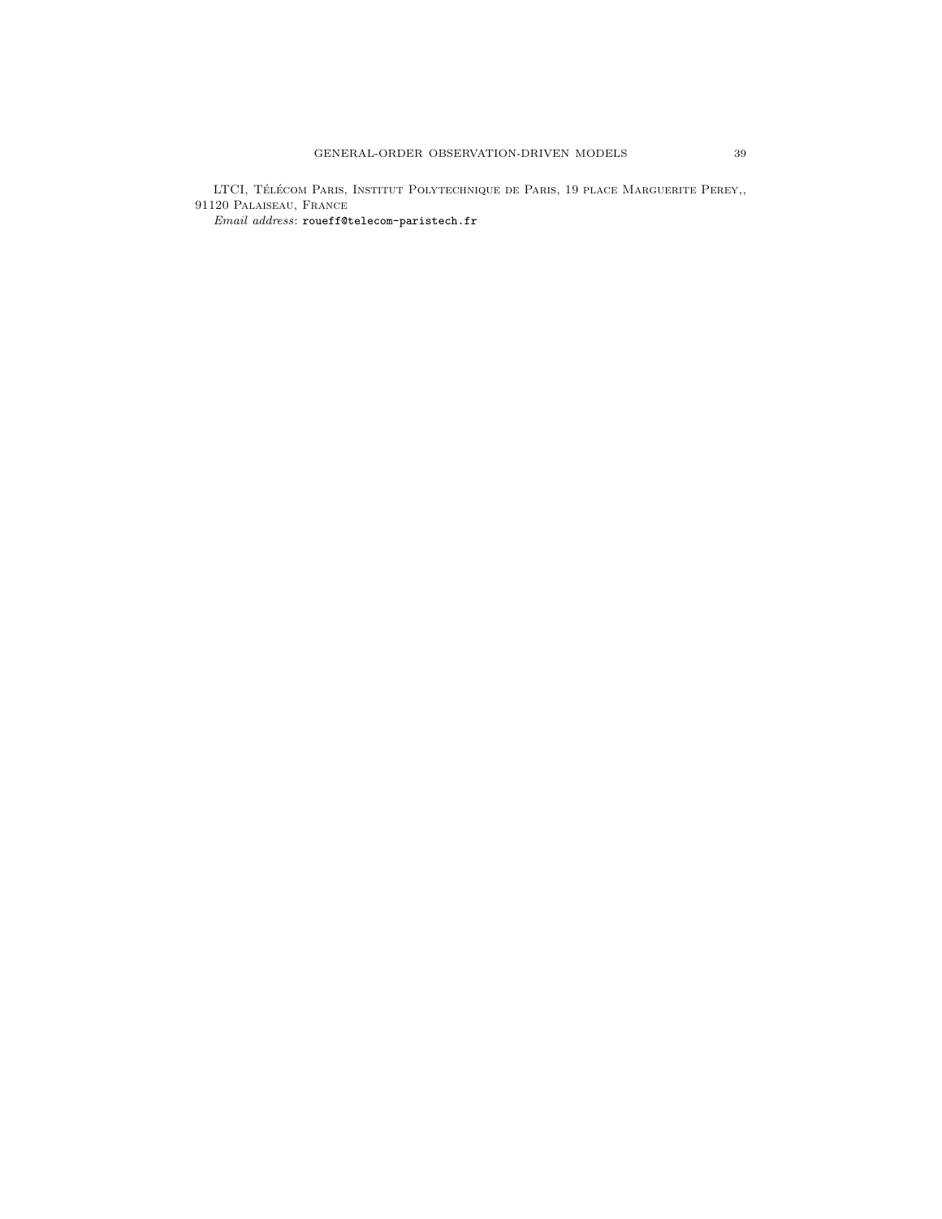LTCI, Télécom Paris, Institut Polytechnique de Paris, 19 place Marguerite Perey,, 91120 Palaiseau, France

*Email address*: roueff@telecom-paristech.fr